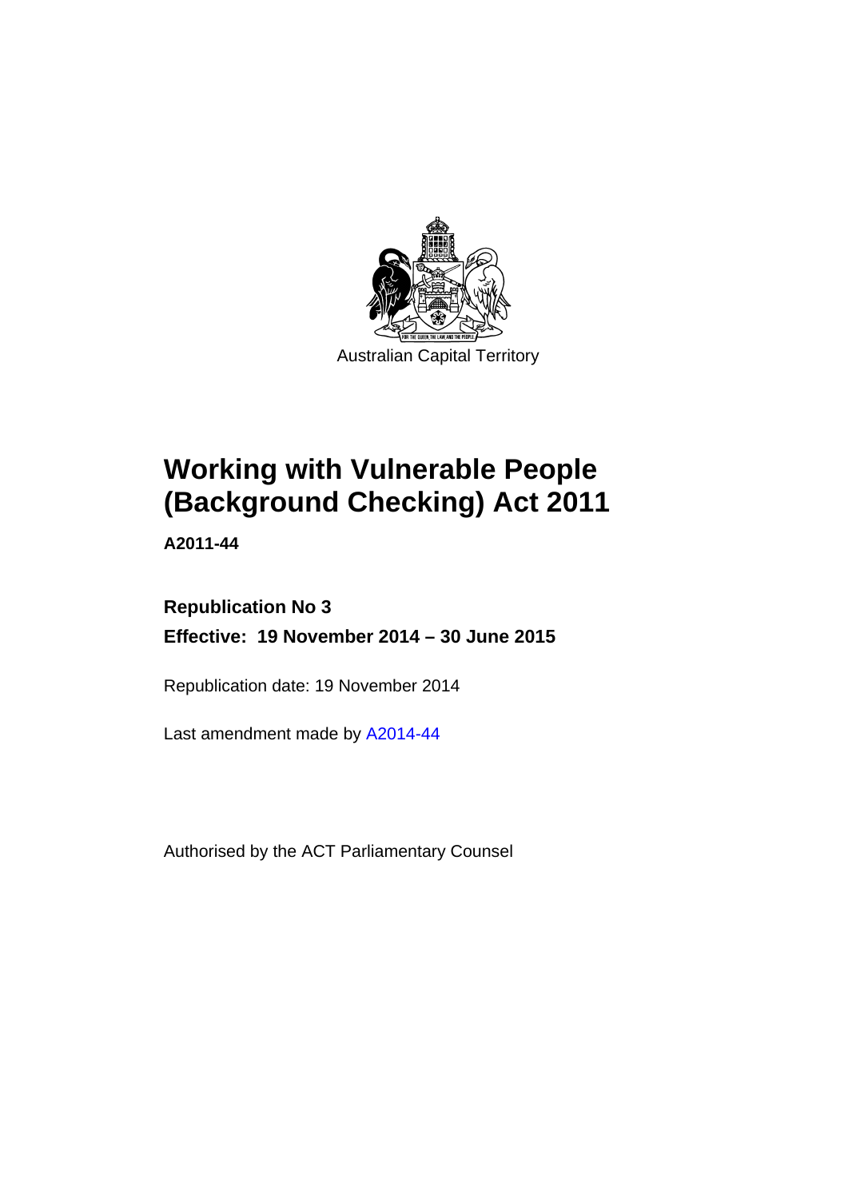Australian Capital Territory

# Working with Vulnerable People (Background Checking) Act 2011

**A2011-44**

**Republication No 3**

**Effective: 19 November 2014 – 30 June 2015**

Republication date: 19 November 2014

Last amendment made by A2014-44

Authorised by the ACT Parliamentary Counsel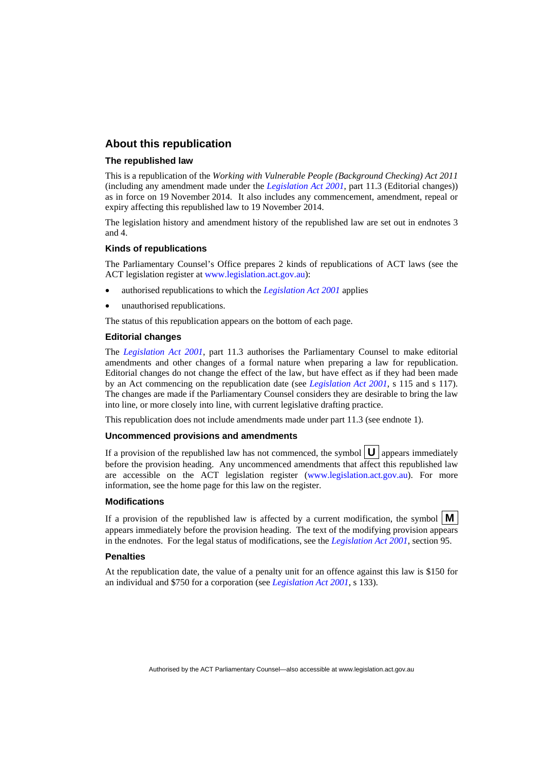## About this republication

### The republished law

This is a republication of the *Working with Vulnerable People (Background Checking) Act 2011* (including any amendment made under the *Legislation Act 2001*, part 11.3 (Editorial changes)) as in force on 19 November 2014. It also includes any commencement, amendment, repeal or expiry affecting this republished law to 19 November 2014.

The legislation history and amendment history of the republished law are set out in endnotes 3 and 4.

### Kinds of republications

The Parliamentary Counsel's Office prepares 2 kinds of republications of ACT laws (see the ACT legislation register at www.legislation.act.gov.au):

- authorised republications to which the *Legislation Act 2001* applies
- unauthorised republications.

The status of this republication appears on the bottom of each page.

### Editorial changes

The *Legislation Act 2001*, part 11.3 authorises the Parliamentary Counsel to make editorial amendments and other changes of a formal nature when preparing a law for republication. Editorial changes do not change the effect of the law, but have effect as if they had been made by an Act commencing on the republication date (see *Legislation Act 2001*, s 115 and s 117). The changes are made if the Parliamentary Counsel considers they are desirable to bring the law into line, or more closely into line, with current legislative drafting practice.

This republication does not include amendments made under part 11.3 (see endnote 1).

### Uncommenced provisions and amendments

If a provision of the republished law has not commenced, the symbol **U** appears immediately before the provision heading. Any uncommenced amendments that affect this republished law are accessible on the ACT legislation register (www.legislation.act.gov.au). For more information, see the home page for this law on the register.

### Modifications

If a provision of the republished law is affected by a current modification, the symbol **M** appears immediately before the provision heading. The text of the modifying provision appears in the endnotes. For the legal status of modifications, see the *Legislation Act 2001*, section 95.

### Penalties

At the republication date, the value of a penalty unit for an offence against this law is $150 for an individual and $750 for a corporation (see *Legislation Act 2001*, s 133).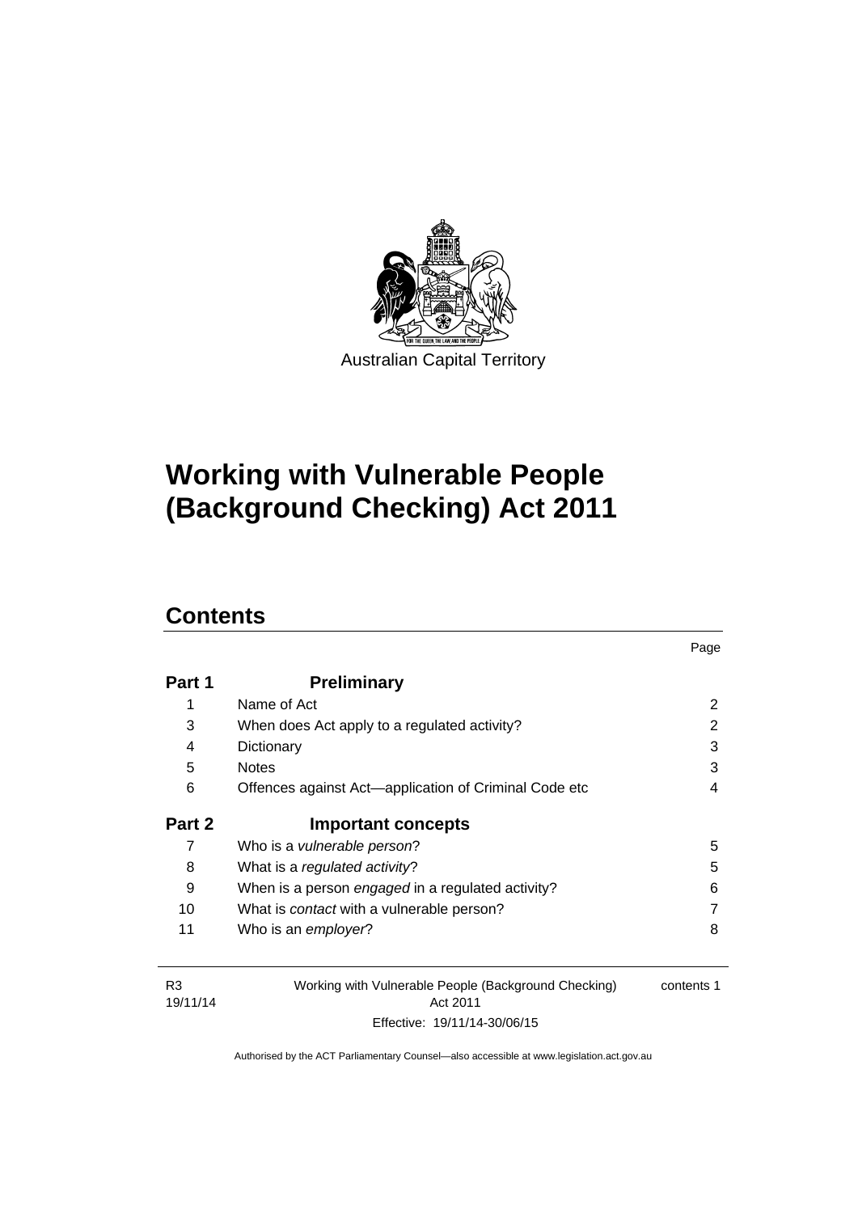Australian Capital Territory

# Working with Vulnerable People (Background Checking) Act 2011

## Contents

| | | Page |
|---|---|---|
| **Part 1** | **Preliminary** | |
| 1 | Name of Act | 2 |
| 3 | When does Act apply to a regulated activity? | 2 |
| 4 | Dictionary | 3 |
| 5 | Notes | 3 |
| 6 | Offences against Act—application of Criminal Code etc | 4 |
| **Part 2** | **Important concepts** | |
| 7 | Who is a *vulnerable person*? | 5 |
| 8 | What is a *regulated activity*? | 5 |
| 9 | When is a person *engaged* in a regulated activity? | 6 |
| 10 | What is *contact* with a vulnerable person? | 7 |
| 11 | Who is an *employer*? | 8 |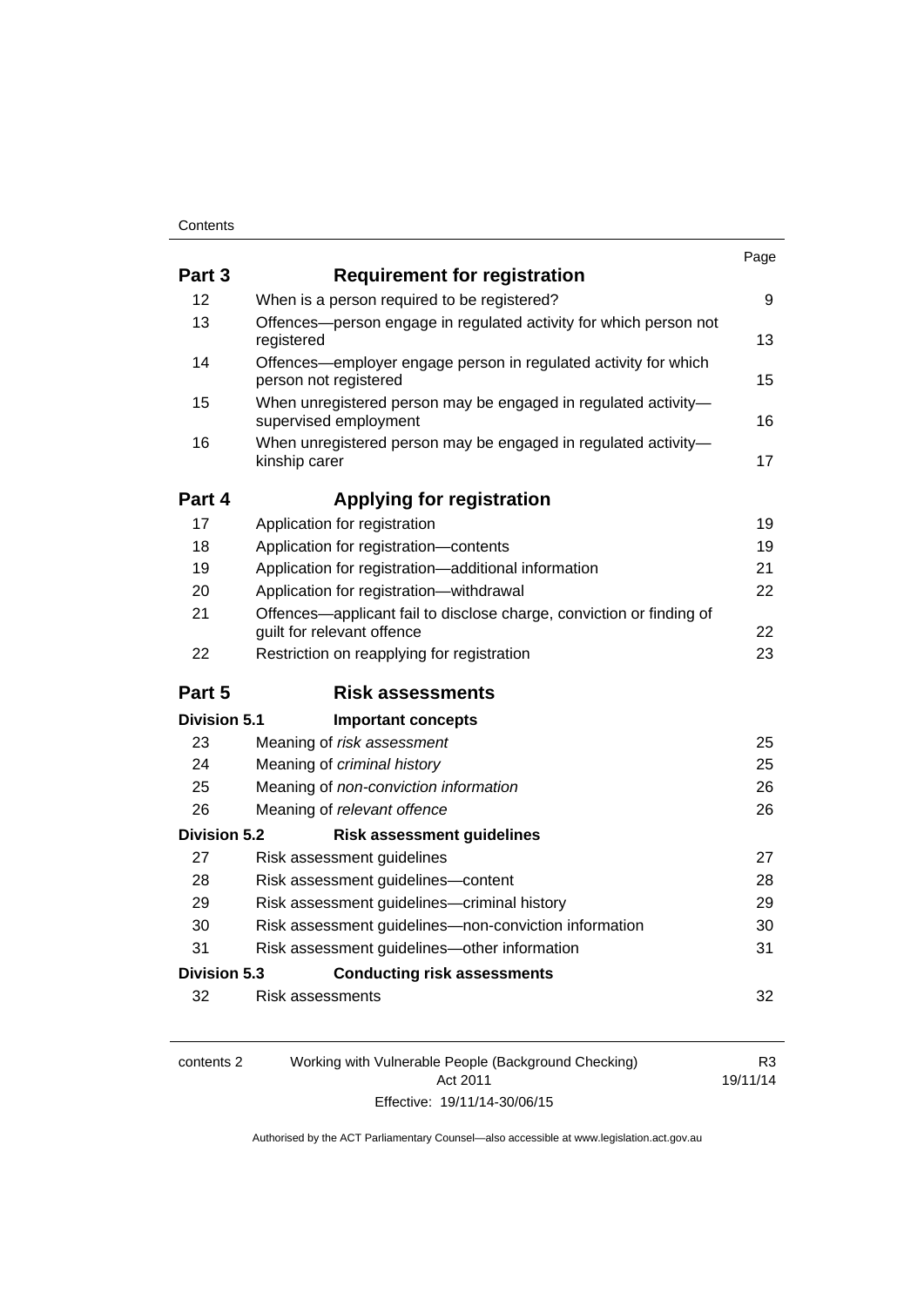| | | Page |
|---|---|---|
| **Part 3** | **Requirement for registration** | |
| 12 | When is a person required to be registered? | 9 |
| 13 | Offences—person engage in regulated activity for which person not registered | 13 |
| 14 | Offences—employer engage person in regulated activity for which person not registered | 15 |
| 15 | When unregistered person may be engaged in regulated activity—supervised employment | 16 |
| 16 | When unregistered person may be engaged in regulated activity—kinship carer | 17 |
| **Part 4** | **Applying for registration** | |
| 17 | Application for registration | 19 |
| 18 | Application for registration—contents | 19 |
| 19 | Application for registration—additional information | 21 |
| 20 | Application for registration—withdrawal | 22 |
| 21 | Offences—applicant fail to disclose charge, conviction or finding of guilt for relevant offence | 22 |
| 22 | Restriction on reapplying for registration | 23 |
| **Part 5** | **Risk assessments** | |
| **Division 5.1** | **Important concepts** | |
| 23 | Meaning of *risk assessment* | 25 |
| 24 | Meaning of *criminal history* | 25 |
| 25 | Meaning of *non-conviction information* | 26 |
| 26 | Meaning of *relevant offence* | 26 |
| **Division 5.2** | **Risk assessment guidelines** | |
| 27 | Risk assessment guidelines | 27 |
| 28 | Risk assessment guidelines—content | 28 |
| 29 | Risk assessment guidelines—criminal history | 29 |
| 30 | Risk assessment guidelines—non-conviction information | 30 |
| 31 | Risk assessment guidelines—other information | 31 |
| **Division 5.3** | **Conducting risk assessments** | |
| 32 | Risk assessments | 32 |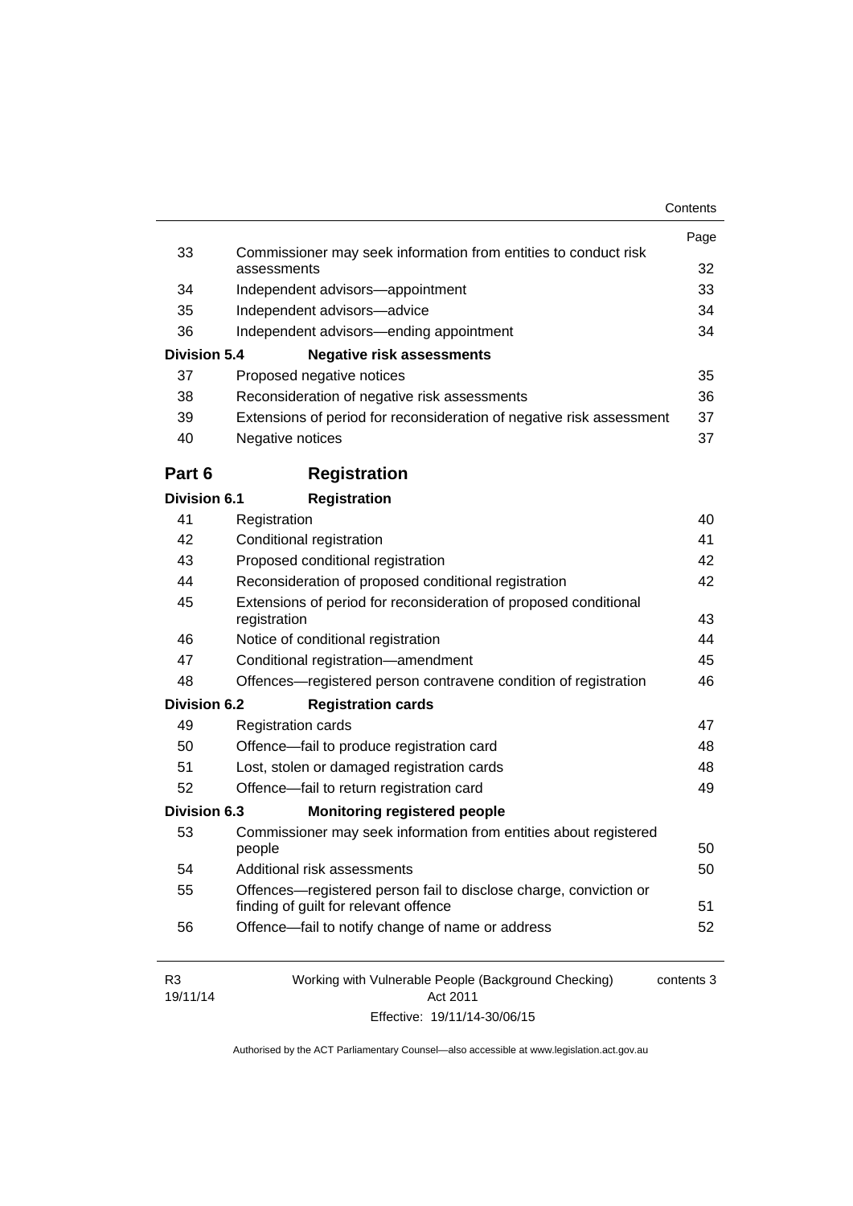| | | Page |
|---|---|---|
| 33 | Commissioner may seek information from entities to conduct risk assessments | 32 |
| 34 | Independent advisors—appointment | 33 |
| 35 | Independent advisors—advice | 34 |
| 36 | Independent advisors—ending appointment | 34 |
| **Division 5.4** | **Negative risk assessments** | |
| 37 | Proposed negative notices | 35 |
| 38 | Reconsideration of negative risk assessments | 36 |
| 39 | Extensions of period for reconsideration of negative risk assessment | 37 |
| 40 | Negative notices | 37 |

## Part 6 Registration

| | | |
|---|---|---|
| **Division 6.1** | **Registration** | |
| 41 | Registration | 40 |
| 42 | Conditional registration | 41 |
| 43 | Proposed conditional registration | 42 |
| 44 | Reconsideration of proposed conditional registration | 42 |
| 45 | Extensions of period for reconsideration of proposed conditional registration | 43 |
| 46 | Notice of conditional registration | 44 |
| 47 | Conditional registration—amendment | 45 |
| 48 | Offences—registered person contravene condition of registration | 46 |
| **Division 6.2** | **Registration cards** | |
| 49 | Registration cards | 47 |
| 50 | Offence—fail to produce registration card | 48 |
| 51 | Lost, stolen or damaged registration cards | 48 |
| 52 | Offence—fail to return registration card | 49 |
| **Division 6.3** | **Monitoring registered people** | |
| 53 | Commissioner may seek information from entities about registered people | 50 |
| 54 | Additional risk assessments | 50 |
| 55 | Offences—registered person fail to disclose charge, conviction or finding of guilt for relevant offence | 51 |
| 56 | Offence—fail to notify change of name or address | 52 |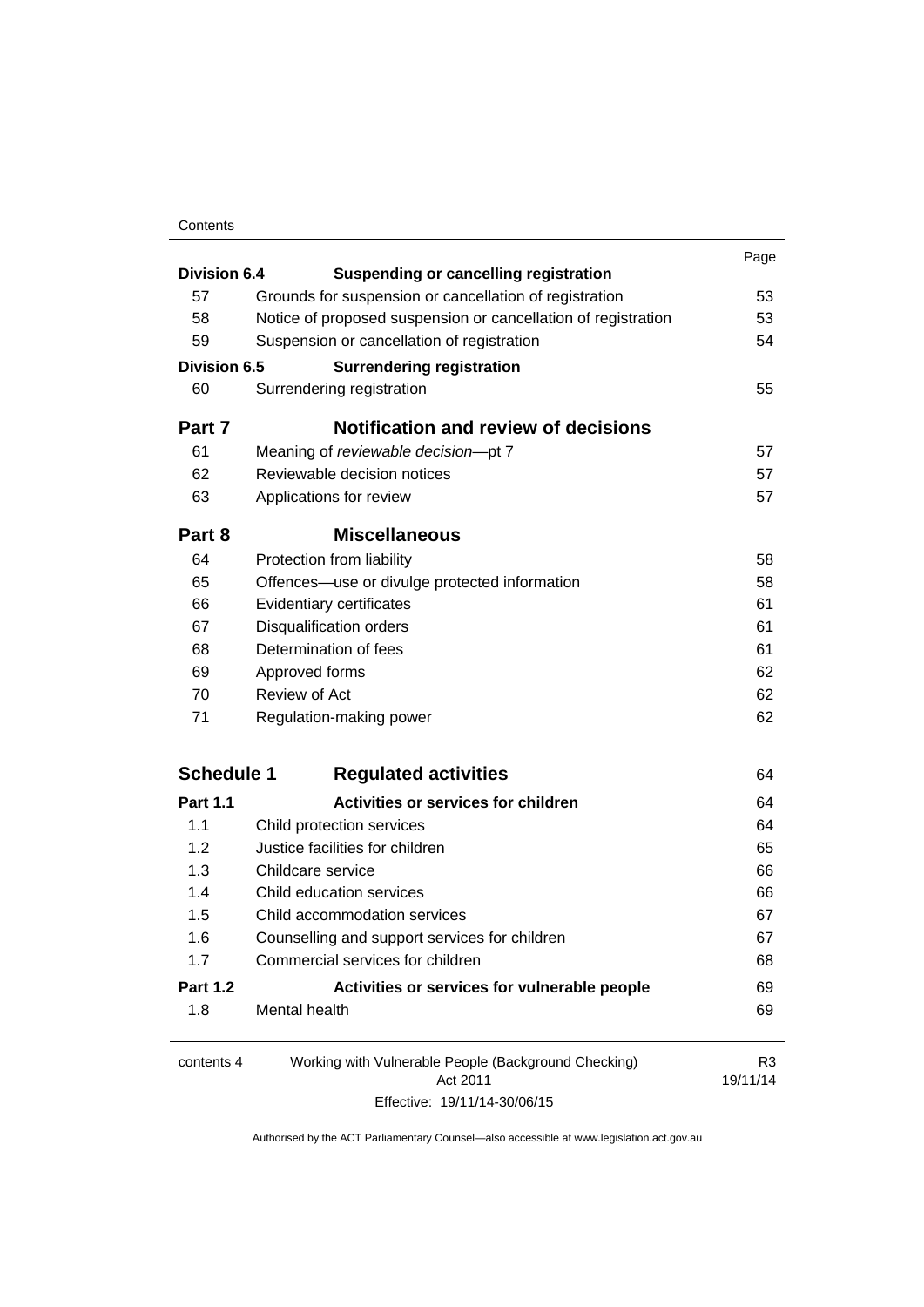| | | Page |
|---|---|---|
| **Division 6.4** | **Suspending or cancelling registration** | |
| 57 | Grounds for suspension or cancellation of registration | 53 |
| 58 | Notice of proposed suspension or cancellation of registration | 53 |
| 59 | Suspension or cancellation of registration | 54 |
| **Division 6.5** | **Surrendering registration** | |
| 60 | Surrendering registration | 55 |
| **Part 7** | **Notification and review of decisions** | |
| 61 | Meaning of *reviewable decision*—pt 7 | 57 |
| 62 | Reviewable decision notices | 57 |
| 63 | Applications for review | 57 |
| **Part 8** | **Miscellaneous** | |
| 64 | Protection from liability | 58 |
| 65 | Offences—use or divulge protected information | 58 |
| 66 | Evidentiary certificates | 61 |
| 67 | Disqualification orders | 61 |
| 68 | Determination of fees | 61 |
| 69 | Approved forms | 62 |
| 70 | Review of Act | 62 |
| 71 | Regulation-making power | 62 |
| **Schedule 1** | **Regulated activities** | 64 |
| **Part 1.1** | **Activities or services for children** | 64 |
| 1.1 | Child protection services | 64 |
| 1.2 | Justice facilities for children | 65 |
| 1.3 | Childcare service | 66 |
| 1.4 | Child education services | 66 |
| 1.5 | Child accommodation services | 67 |
| 1.6 | Counselling and support services for children | 67 |
| 1.7 | Commercial services for children | 68 |
| **Part 1.2** | **Activities or services for vulnerable people** | 69 |
| 1.8 | Mental health | 69 |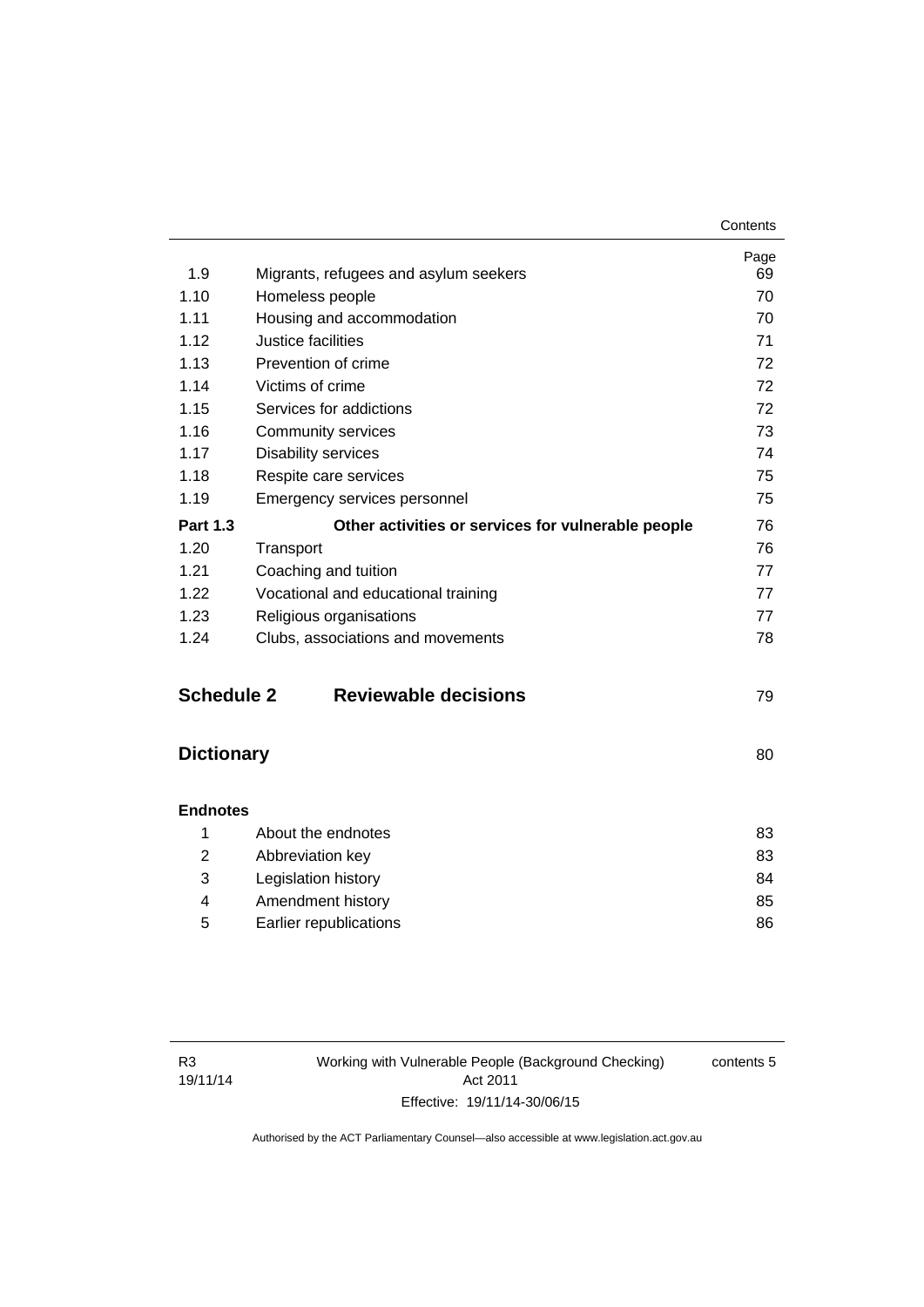| | | Page |
|---|---|---|
| 1.9 | Migrants, refugees and asylum seekers | 69 |
| 1.10 | Homeless people | 70 |
| 1.11 | Housing and accommodation | 70 |
| 1.12 | Justice facilities | 71 |
| 1.13 | Prevention of crime | 72 |
| 1.14 | Victims of crime | 72 |
| 1.15 | Services for addictions | 72 |
| 1.16 | Community services | 73 |
| 1.17 | Disability services | 74 |
| 1.18 | Respite care services | 75 |
| 1.19 | Emergency services personnel | 75 |
| **Part 1.3** | **Other activities or services for vulnerable people** | 76 |
| 1.20 | Transport | 76 |
| 1.21 | Coaching and tuition | 77 |
| 1.22 | Vocational and educational training | 77 |
| 1.23 | Religious organisations | 77 |
| 1.24 | Clubs, associations and movements | 78 |

## Schedule 2 Reviewable decisions 79

## Dictionary 80

**Endnotes**

| | | |
|---|---|---|
| 1 | About the endnotes | 83 |
| 2 | Abbreviation key | 83 |
| 3 | Legislation history | 84 |
| 4 | Amendment history | 85 |
| 5 | Earlier republications | 86 |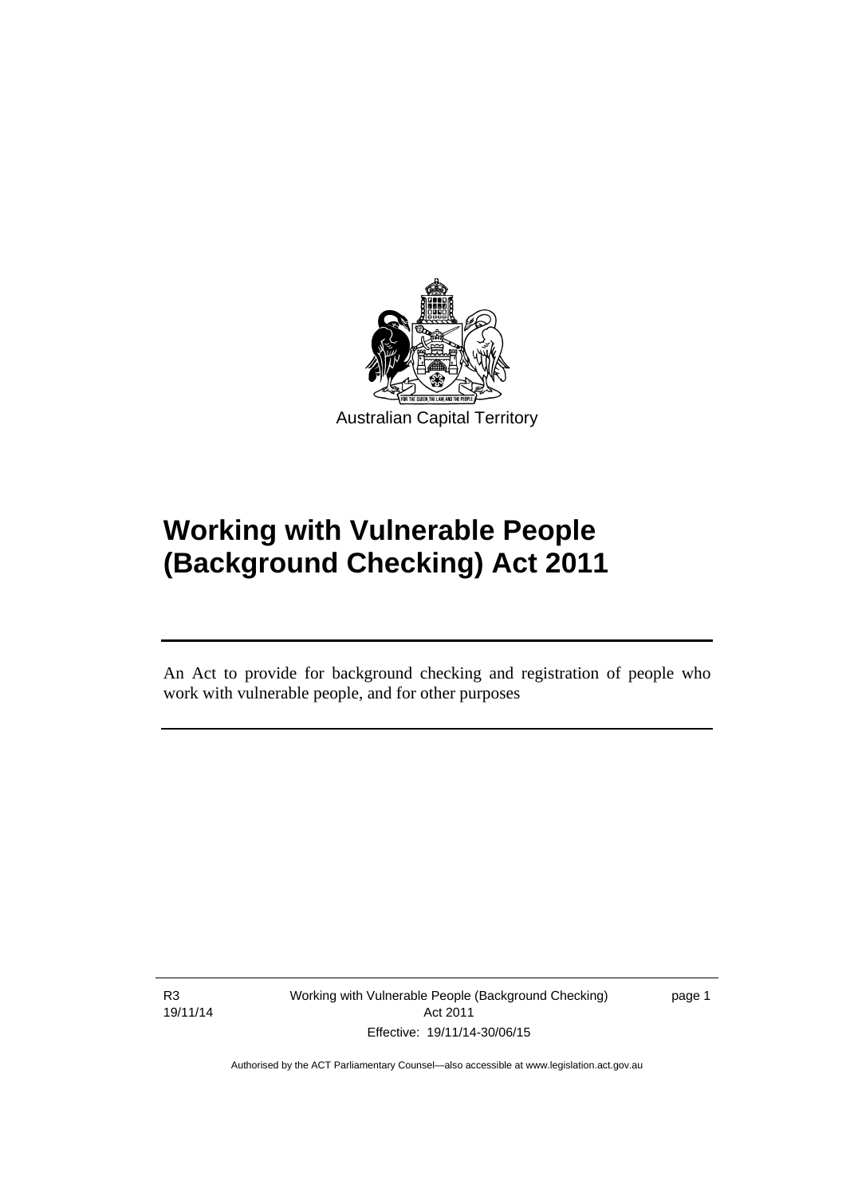Australian Capital Territory

# Working with Vulnerable People (Background Checking) Act 2011

An Act to provide for background checking and registration of people who work with vulnerable people, and for other purposes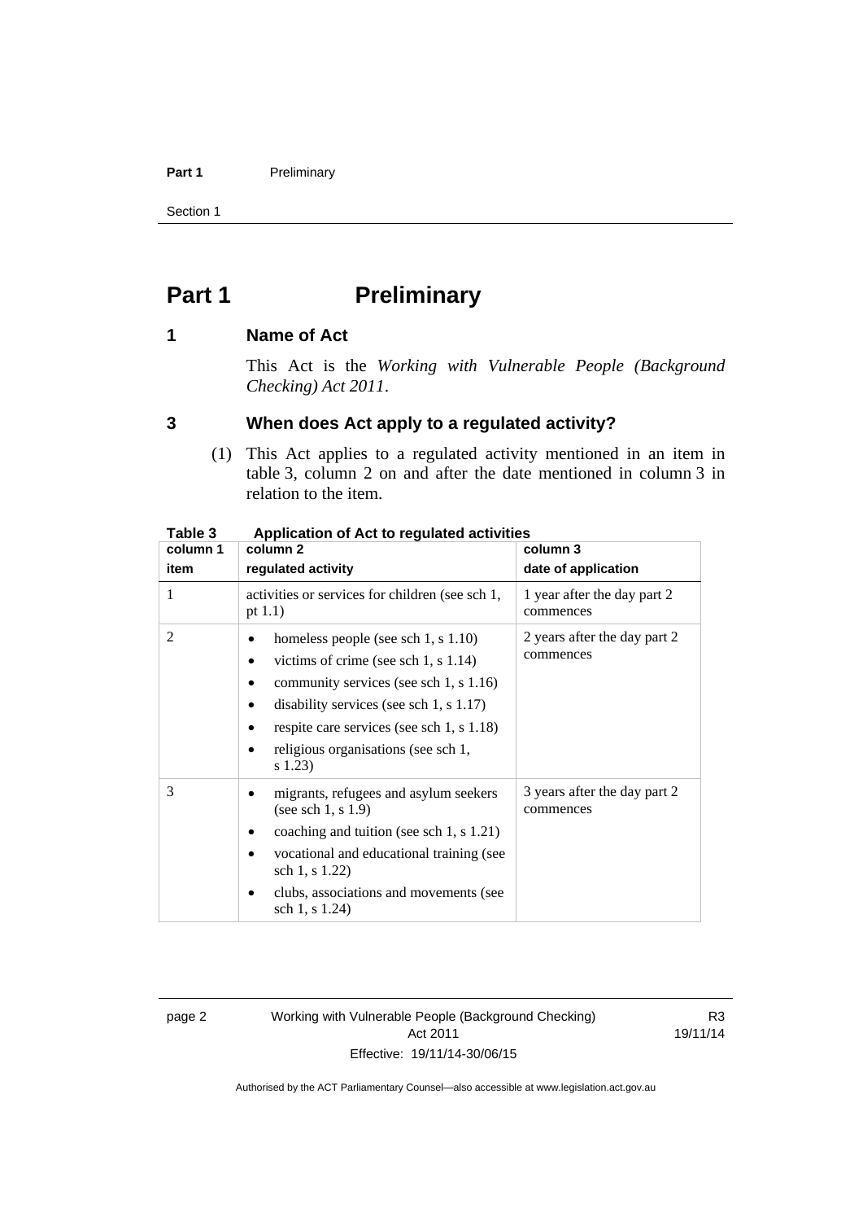# Part 1 Preliminary

## 1 Name of Act

This Act is the *Working with Vulnerable People (Background Checking) Act 2011*.

## 3 When does Act apply to a regulated activity?

(1) This Act applies to a regulated activity mentioned in an item in table 3, column 2 on and after the date mentioned in column 3 in relation to the item.

**Table 3 Application of Act to regulated activities**

| column 1<br>item | column 2<br>regulated activity | column 3<br>date of application |
|---|---|---|
| 1 | activities or services for children (see sch 1, pt 1.1) | 1 year after the day part 2 commences |
| 2 | • homeless people (see sch 1, s 1.10)<br>• victims of crime (see sch 1, s 1.14)<br>• community services (see sch 1, s 1.16)<br>• disability services (see sch 1, s 1.17)<br>• respite care services (see sch 1, s 1.18)<br>• religious organisations (see sch 1, s 1.23) | 2 years after the day part 2 commences |
| 3 | • migrants, refugees and asylum seekers (see sch 1, s 1.9)<br>• coaching and tuition (see sch 1, s 1.21)<br>• vocational and educational training (see sch 1, s 1.22)<br>• clubs, associations and movements (see sch 1, s 1.24) | 3 years after the day part 2 commences |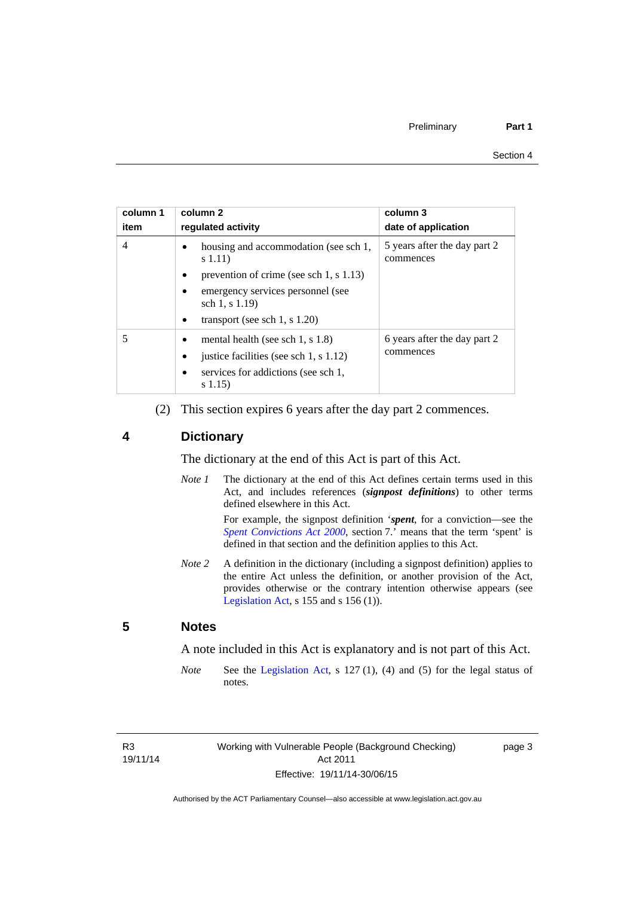| column 1 item | column 2 regulated activity | column 3 date of application |
|---|---|---|
| 4 | • housing and accommodation (see sch 1, s 1.11)<br>• prevention of crime (see sch 1, s 1.13)<br>• emergency services personnel (see sch 1, s 1.19)<br>• transport (see sch 1, s 1.20) | 5 years after the day part 2 commences |
| 5 | • mental health (see sch 1, s 1.8)<br>• justice facilities (see sch 1, s 1.12)<br>• services for addictions (see sch 1, s 1.15) | 6 years after the day part 2 commences |

(2) This section expires 6 years after the day part 2 commences.

## 4 Dictionary

The dictionary at the end of this Act is part of this Act.

*Note 1* The dictionary at the end of this Act defines certain terms used in this Act, and includes references (***signpost definitions***) to other terms defined elsewhere in this Act.

For example, the signpost definition '***spent***, for a conviction—see the *Spent Convictions Act 2000*, section 7.' means that the term 'spent' is defined in that section and the definition applies to this Act.

*Note 2* A definition in the dictionary (including a signpost definition) applies to the entire Act unless the definition, or another provision of the Act, provides otherwise or the contrary intention otherwise appears (see Legislation Act, s 155 and s 156 (1)).

## 5 Notes

A note included in this Act is explanatory and is not part of this Act.

*Note* See the Legislation Act, s 127 (1), (4) and (5) for the legal status of notes.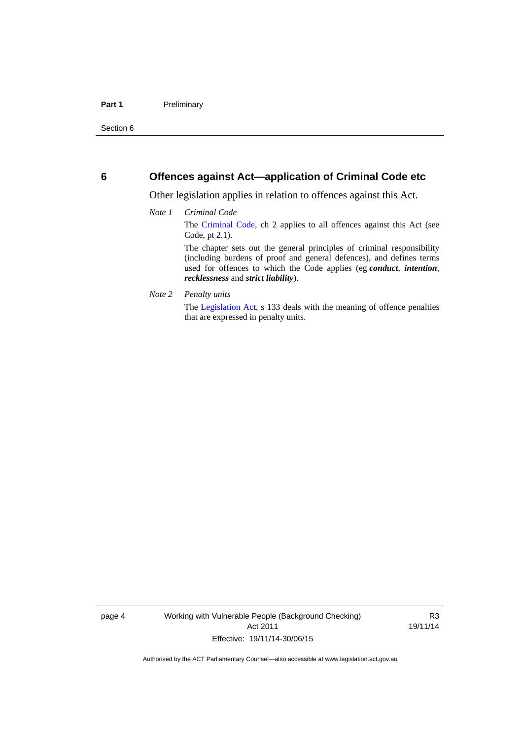## 6 Offences against Act—application of Criminal Code etc

Other legislation applies in relation to offences against this Act.

*Note 1* *Criminal Code*

The Criminal Code, ch 2 applies to all offences against this Act (see Code, pt 2.1).

The chapter sets out the general principles of criminal responsibility (including burdens of proof and general defences), and defines terms used for offences to which the Code applies (eg ***conduct***, ***intention***, ***recklessness*** and ***strict liability***).

*Note 2* *Penalty units*

The Legislation Act, s 133 deals with the meaning of offence penalties that are expressed in penalty units.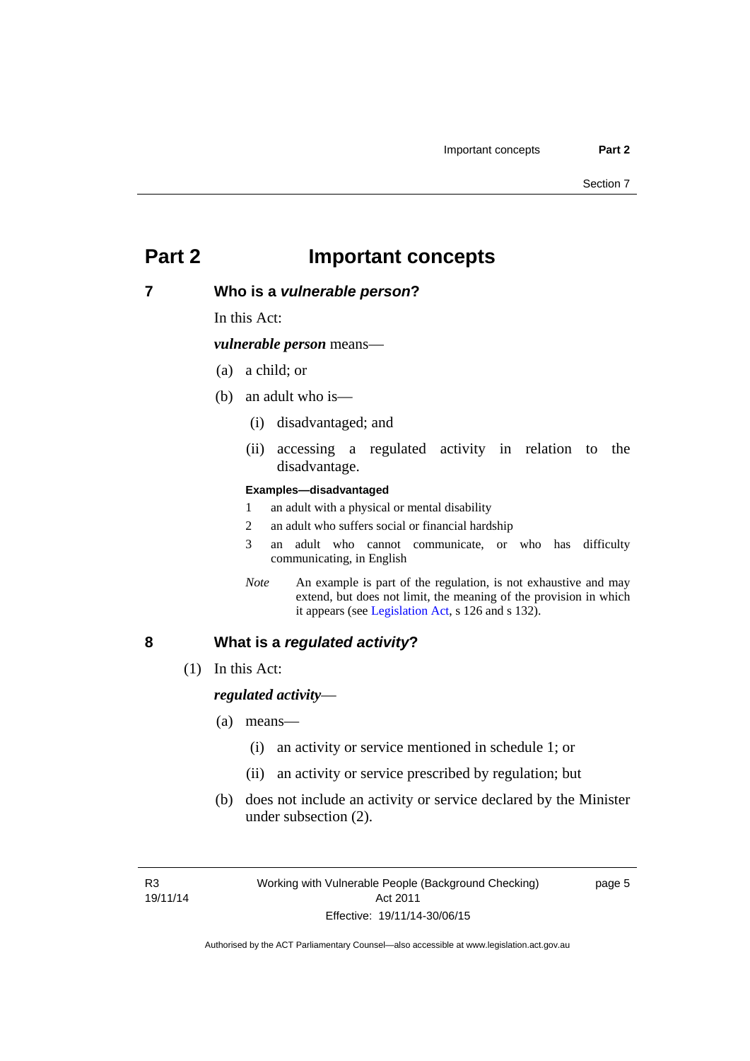# Part 2 Important concepts

## 7 Who is a *vulnerable person*?

In this Act:

***vulnerable person*** means—

(a) a child; or

(b) an adult who is—

(i) disadvantaged; and

(ii) accessing a regulated activity in relation to the disadvantage.

**Examples—disadvantaged**

1 an adult with a physical or mental disability

2 an adult who suffers social or financial hardship

3 an adult who cannot communicate, or who has difficulty communicating, in English

*Note* An example is part of the regulation, is not exhaustive and may extend, but does not limit, the meaning of the provision in which it appears (see Legislation Act, s 126 and s 132).

## 8 What is a *regulated activity*?

(1) In this Act:

***regulated activity***—

(a) means—

(i) an activity or service mentioned in schedule 1; or

(ii) an activity or service prescribed by regulation; but

(b) does not include an activity or service declared by the Minister under subsection (2).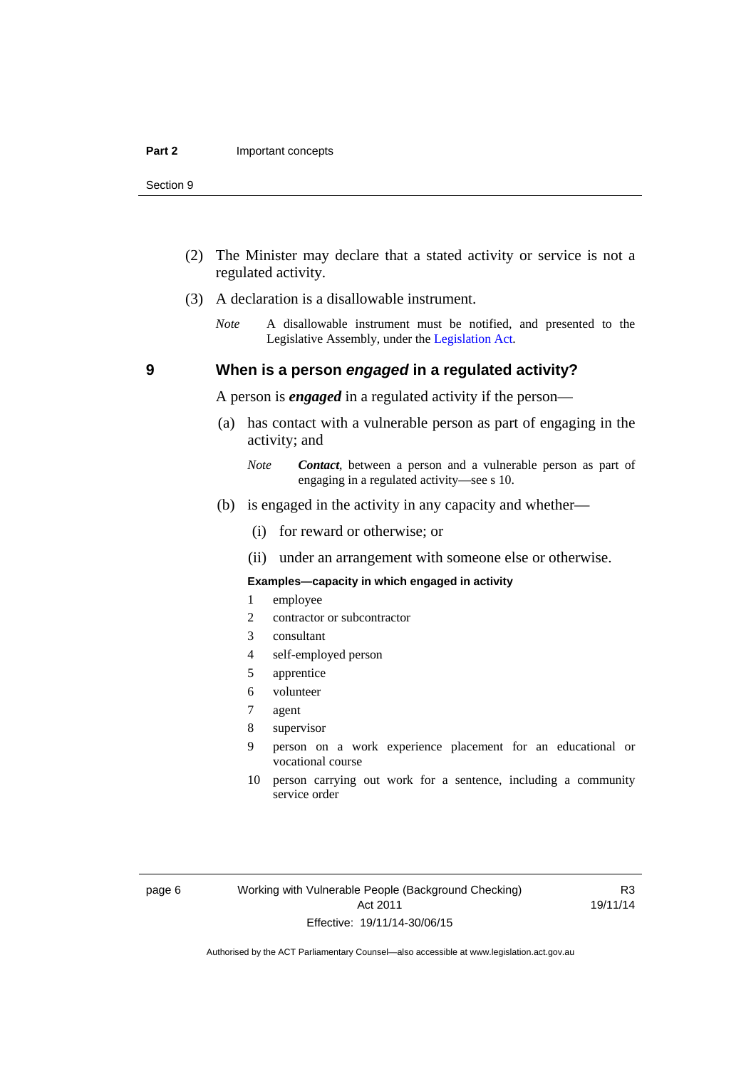(2) The Minister may declare that a stated activity or service is not a regulated activity.

(3) A declaration is a disallowable instrument.

*Note* A disallowable instrument must be notified, and presented to the Legislative Assembly, under the Legislation Act.

## 9 When is a person *engaged* in a regulated activity?

A person is ***engaged*** in a regulated activity if the person—

(a) has contact with a vulnerable person as part of engaging in the activity; and

*Note* ***Contact***, between a person and a vulnerable person as part of engaging in a regulated activity—see s 10.

(b) is engaged in the activity in any capacity and whether—

(i) for reward or otherwise; or

(ii) under an arrangement with someone else or otherwise.

**Examples—capacity in which engaged in activity**

1 employee

2 contractor or subcontractor

3 consultant

4 self-employed person

5 apprentice

6 volunteer

7 agent

8 supervisor

9 person on a work experience placement for an educational or vocational course

10 person carrying out work for a sentence, including a community service order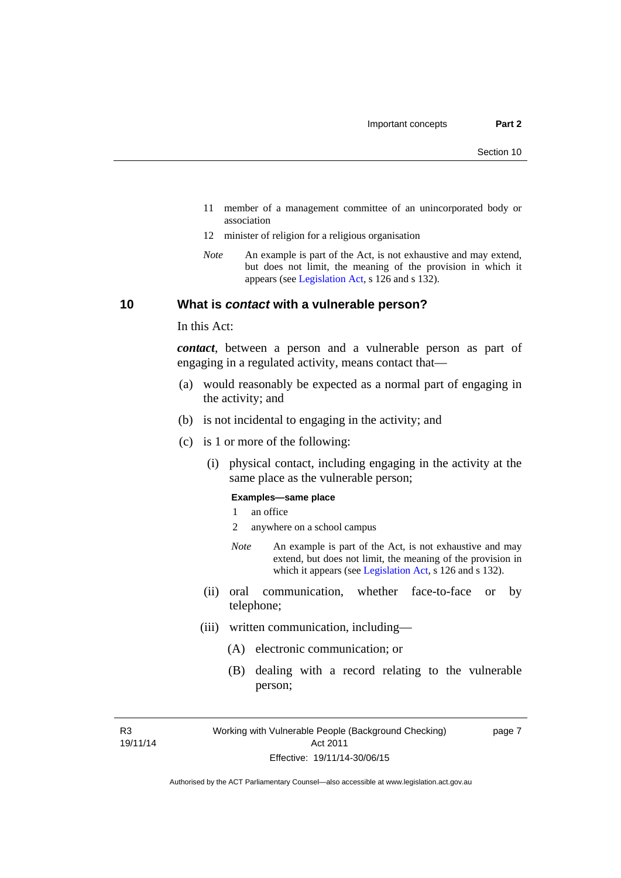11 member of a management committee of an unincorporated body or association

12 minister of religion for a religious organisation

*Note* An example is part of the Act, is not exhaustive and may extend, but does not limit, the meaning of the provision in which it appears (see Legislation Act, s 126 and s 132).

## 10 What is *contact* with a vulnerable person?

In this Act:

***contact***, between a person and a vulnerable person as part of engaging in a regulated activity, means contact that—

(a) would reasonably be expected as a normal part of engaging in the activity; and

(b) is not incidental to engaging in the activity; and

(c) is 1 or more of the following:

(i) physical contact, including engaging in the activity at the same place as the vulnerable person;

**Examples—same place**

1 an office

2 anywhere on a school campus

*Note* An example is part of the Act, is not exhaustive and may extend, but does not limit, the meaning of the provision in which it appears (see Legislation Act, s 126 and s 132).

(ii) oral communication, whether face-to-face or by telephone;

(iii) written communication, including—

(A) electronic communication; or

(B) dealing with a record relating to the vulnerable person;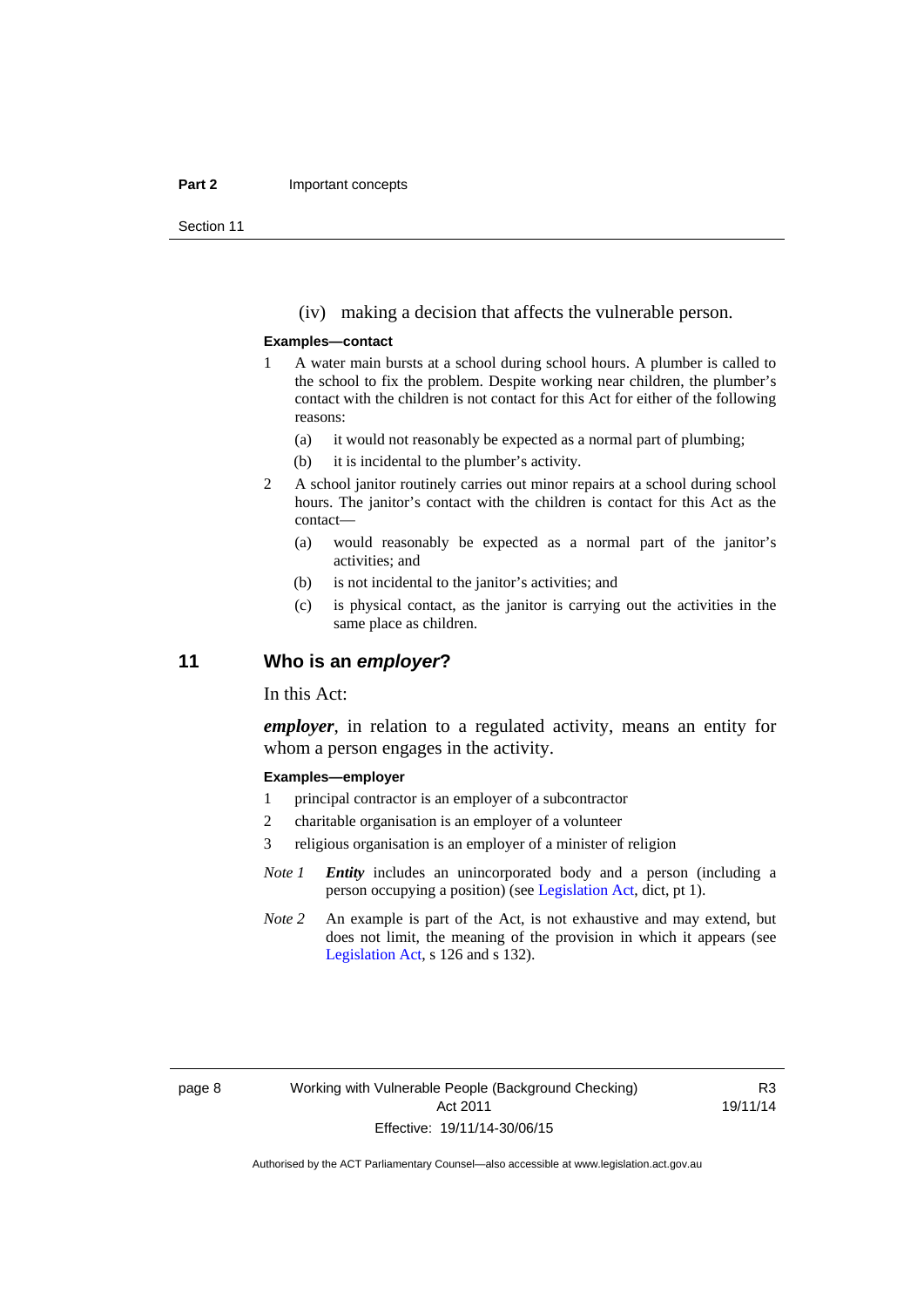(iv) making a decision that affects the vulnerable person.

**Examples—contact**

1 A water main bursts at a school during school hours. A plumber is called to the school to fix the problem. Despite working near children, the plumber's contact with the children is not contact for this Act for either of the following reasons:

   (a) it would not reasonably be expected as a normal part of plumbing;

   (b) it is incidental to the plumber's activity.

2 A school janitor routinely carries out minor repairs at a school during school hours. The janitor's contact with the children is contact for this Act as the contact—

   (a) would reasonably be expected as a normal part of the janitor's activities; and

   (b) is not incidental to the janitor's activities; and

   (c) is physical contact, as the janitor is carrying out the activities in the same place as children.

## 11 Who is an *employer*?

In this Act:

***employer***, in relation to a regulated activity, means an entity for whom a person engages in the activity.

**Examples—employer**

1 principal contractor is an employer of a subcontractor

2 charitable organisation is an employer of a volunteer

3 religious organisation is an employer of a minister of religion

*Note 1* ***Entity*** includes an unincorporated body and a person (including a person occupying a position) (see Legislation Act, dict, pt 1).

*Note 2* An example is part of the Act, is not exhaustive and may extend, but does not limit, the meaning of the provision in which it appears (see Legislation Act, s 126 and s 132).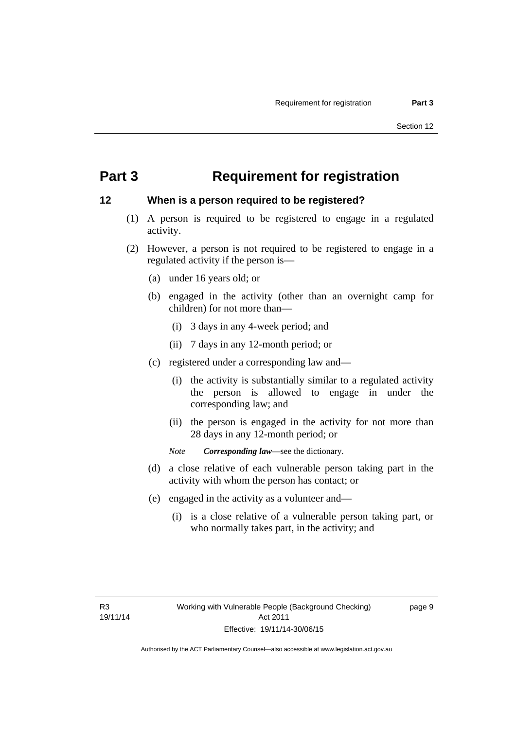# Part 3 Requirement for registration

## 12 When is a person required to be registered?

(1) A person is required to be registered to engage in a regulated activity.

(2) However, a person is not required to be registered to engage in a regulated activity if the person is—

(a) under 16 years old; or

(b) engaged in the activity (other than an overnight camp for children) for not more than—

(i) 3 days in any 4-week period; and

(ii) 7 days in any 12-month period; or

(c) registered under a corresponding law and—

(i) the activity is substantially similar to a regulated activity the person is allowed to engage in under the corresponding law; and

(ii) the person is engaged in the activity for not more than 28 days in any 12-month period; or

*Note* ***Corresponding law***—see the dictionary.

(d) a close relative of each vulnerable person taking part in the activity with whom the person has contact; or

(e) engaged in the activity as a volunteer and—

(i) is a close relative of a vulnerable person taking part, or who normally takes part, in the activity; and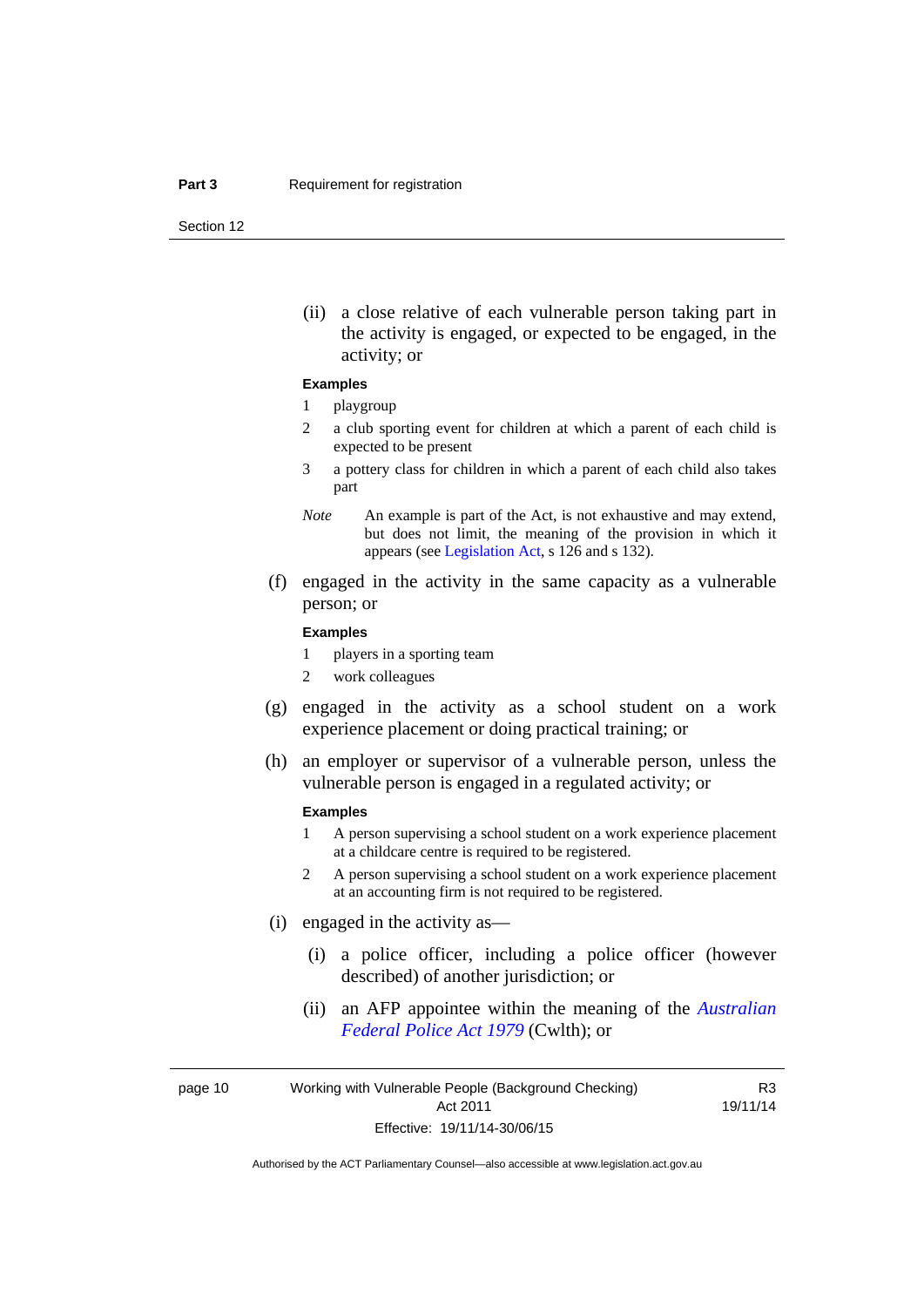(ii) a close relative of each vulnerable person taking part in the activity is engaged, or expected to be engaged, in the activity; or

**Examples**

1 playgroup

2 a club sporting event for children at which a parent of each child is expected to be present

3 a pottery class for children in which a parent of each child also takes part

*Note* An example is part of the Act, is not exhaustive and may extend, but does not limit, the meaning of the provision in which it appears (see Legislation Act, s 126 and s 132).

(f) engaged in the activity in the same capacity as a vulnerable person; or

**Examples**

1 players in a sporting team

2 work colleagues

(g) engaged in the activity as a school student on a work experience placement or doing practical training; or

(h) an employer or supervisor of a vulnerable person, unless the vulnerable person is engaged in a regulated activity; or

**Examples**

1 A person supervising a school student on a work experience placement at a childcare centre is required to be registered.

2 A person supervising a school student on a work experience placement at an accounting firm is not required to be registered.

(i) engaged in the activity as—

(i) a police officer, including a police officer (however described) of another jurisdiction; or

(ii) an AFP appointee within the meaning of the *Australian Federal Police Act 1979* (Cwlth); or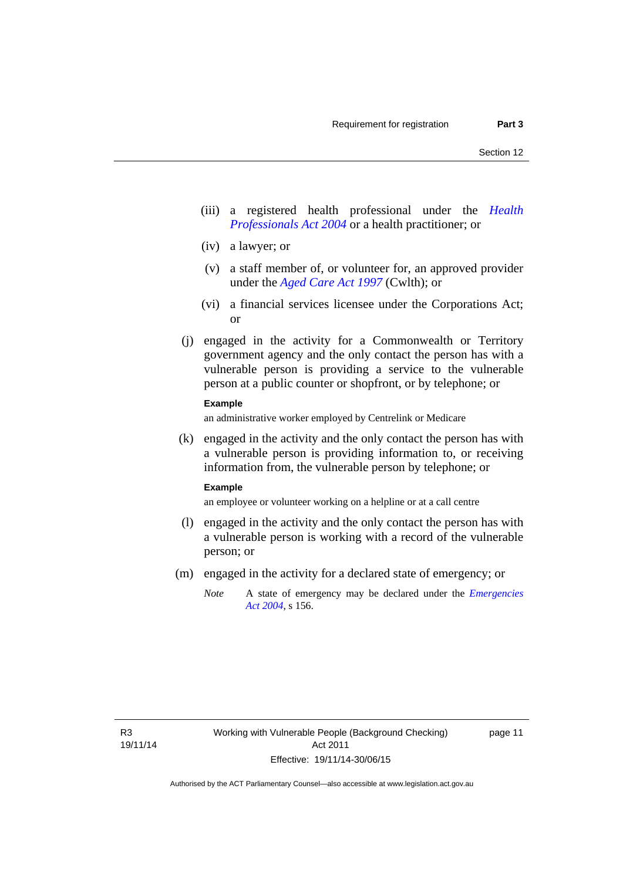(iii) a registered health professional under the *Health Professionals Act 2004* or a health practitioner; or

(iv) a lawyer; or

(v) a staff member of, or volunteer for, an approved provider under the *Aged Care Act 1997* (Cwlth); or

(vi) a financial services licensee under the Corporations Act; or

(j) engaged in the activity for a Commonwealth or Territory government agency and the only contact the person has with a vulnerable person is providing a service to the vulnerable person at a public counter or shopfront, or by telephone; or

**Example**

an administrative worker employed by Centrelink or Medicare

(k) engaged in the activity and the only contact the person has with a vulnerable person is providing information to, or receiving information from, the vulnerable person by telephone; or

**Example**

an employee or volunteer working on a helpline or at a call centre

(l) engaged in the activity and the only contact the person has with a vulnerable person is working with a record of the vulnerable person; or

(m) engaged in the activity for a declared state of emergency; or

*Note* A state of emergency may be declared under the *Emergencies Act 2004*, s 156.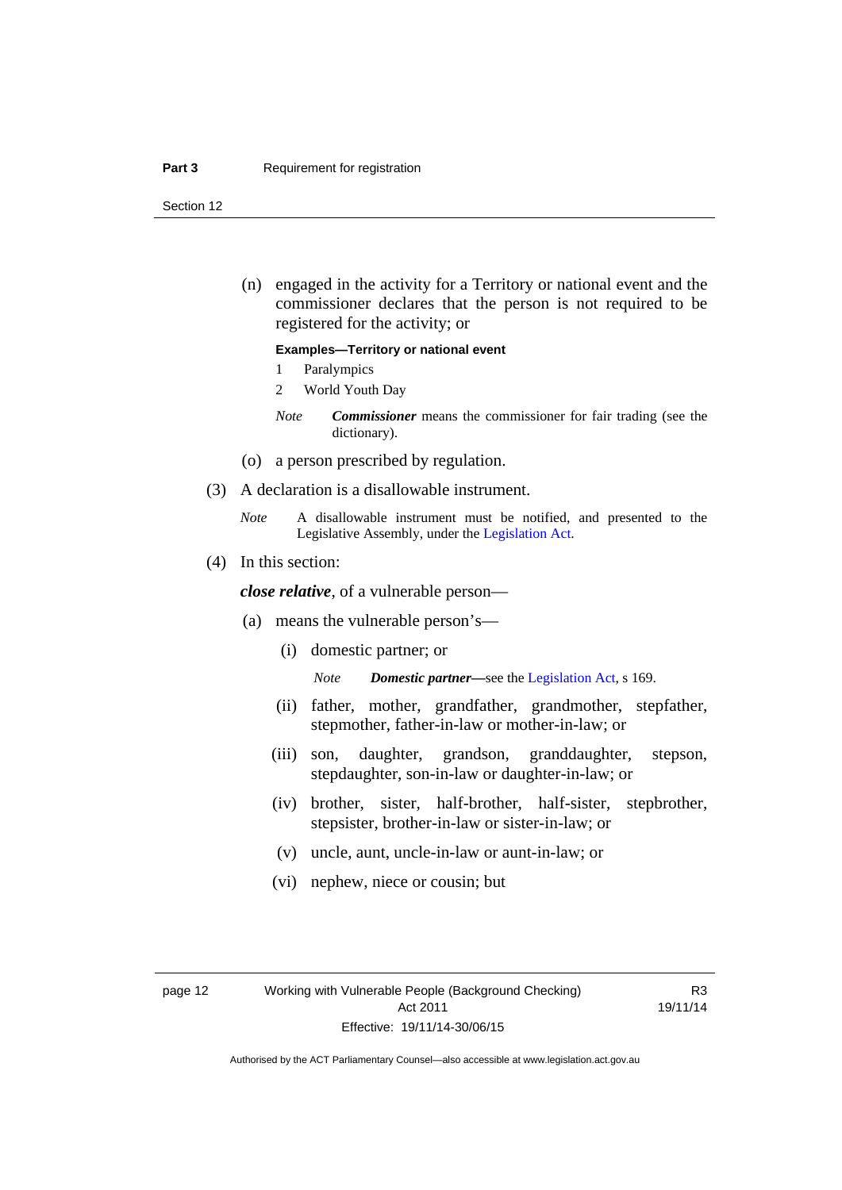(n) engaged in the activity for a Territory or national event and the commissioner declares that the person is not required to be registered for the activity; or

**Examples—Territory or national event**

1 Paralympics

2 World Youth Day

*Note* ***Commissioner*** means the commissioner for fair trading (see the dictionary).

(o) a person prescribed by regulation.

(3) A declaration is a disallowable instrument.

*Note* A disallowable instrument must be notified, and presented to the Legislative Assembly, under the Legislation Act.

(4) In this section:

***close relative***, of a vulnerable person—

(a) means the vulnerable person's—

(i) domestic partner; or

*Note* ***Domestic partner***—see the Legislation Act, s 169.

(ii) father, mother, grandfather, grandmother, stepfather, stepmother, father-in-law or mother-in-law; or

(iii) son, daughter, grandson, granddaughter, stepson, stepdaughter, son-in-law or daughter-in-law; or

(iv) brother, sister, half-brother, half-sister, stepbrother, stepsister, brother-in-law or sister-in-law; or

(v) uncle, aunt, uncle-in-law or aunt-in-law; or

(vi) nephew, niece or cousin; but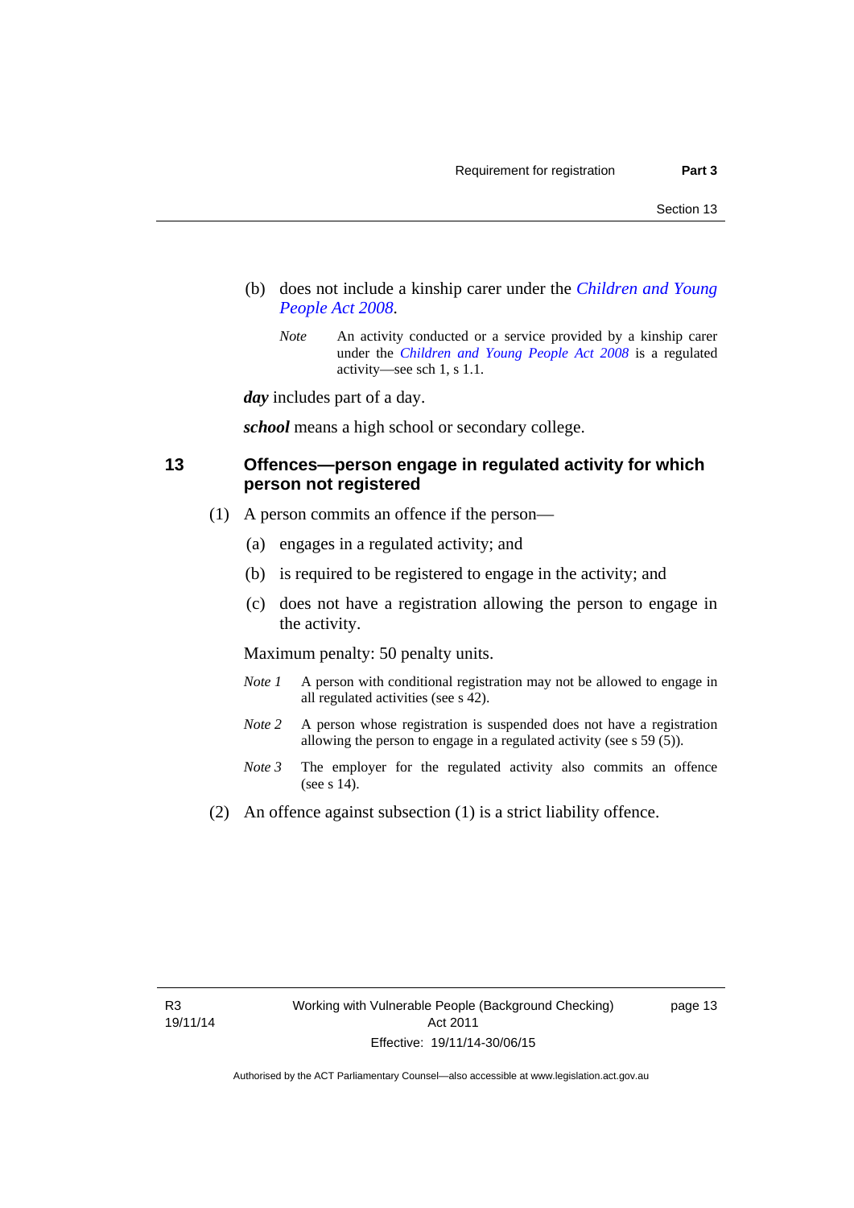(b) does not include a kinship carer under the *Children and Young People Act 2008*.

*Note* An activity conducted or a service provided by a kinship carer under the *Children and Young People Act 2008* is a regulated activity—see sch 1, s 1.1.

***day*** includes part of a day.

***school*** means a high school or secondary college.

## 13 Offences—person engage in regulated activity for which person not registered

(1) A person commits an offence if the person—

(a) engages in a regulated activity; and

(b) is required to be registered to engage in the activity; and

(c) does not have a registration allowing the person to engage in the activity.

Maximum penalty: 50 penalty units.

*Note 1* A person with conditional registration may not be allowed to engage in all regulated activities (see s 42).

*Note 2* A person whose registration is suspended does not have a registration allowing the person to engage in a regulated activity (see s 59 (5)).

*Note 3* The employer for the regulated activity also commits an offence (see s 14).

(2) An offence against subsection (1) is a strict liability offence.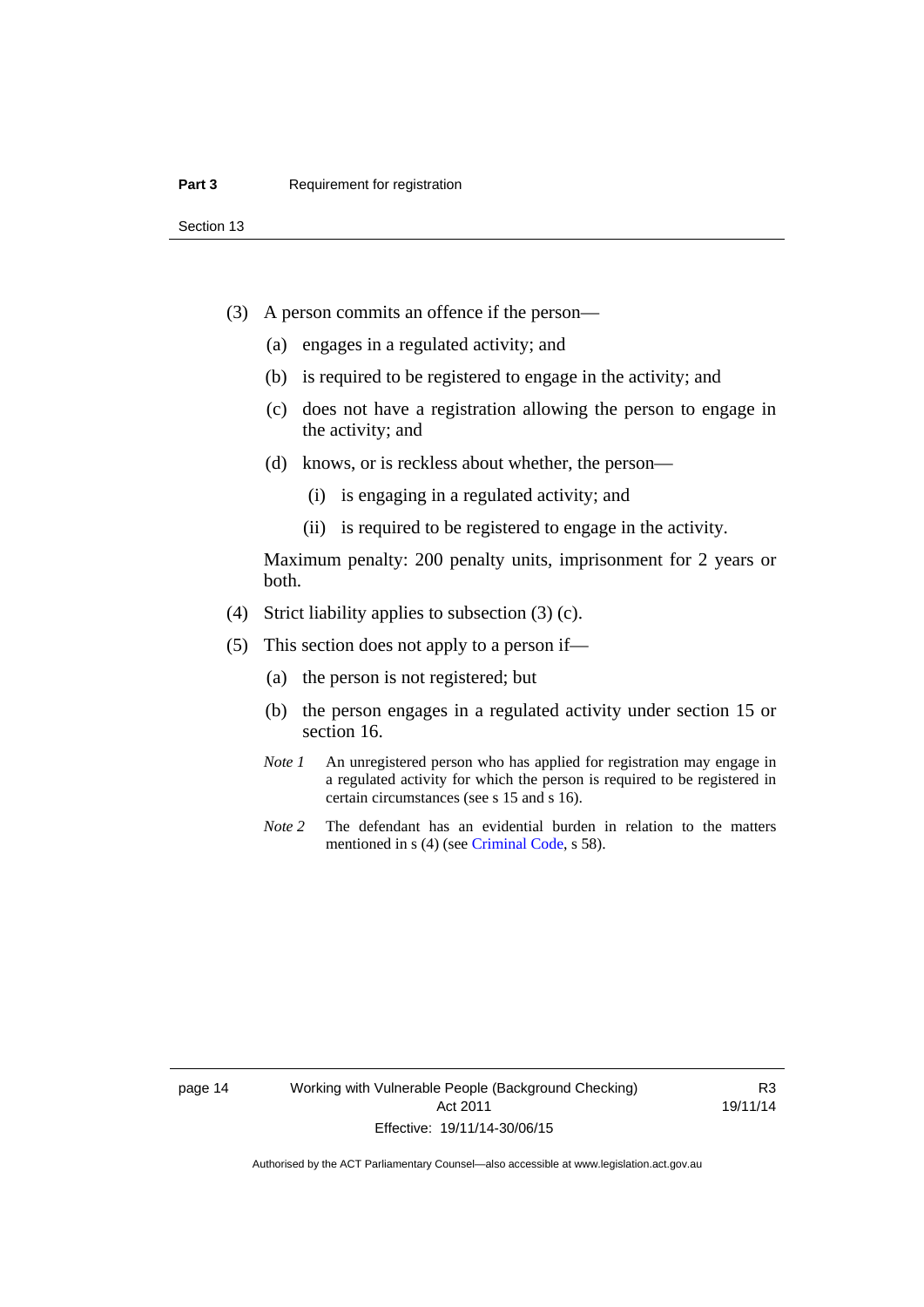(3) A person commits an offence if the person—

(a) engages in a regulated activity; and

(b) is required to be registered to engage in the activity; and

(c) does not have a registration allowing the person to engage in the activity; and

(d) knows, or is reckless about whether, the person—

(i) is engaging in a regulated activity; and

(ii) is required to be registered to engage in the activity.

Maximum penalty: 200 penalty units, imprisonment for 2 years or both.

(4) Strict liability applies to subsection (3) (c).

(5) This section does not apply to a person if—

(a) the person is not registered; but

(b) the person engages in a regulated activity under section 15 or section 16.

*Note 1* An unregistered person who has applied for registration may engage in a regulated activity for which the person is required to be registered in certain circumstances (see s 15 and s 16).

*Note 2* The defendant has an evidential burden in relation to the matters mentioned in s (4) (see Criminal Code, s 58).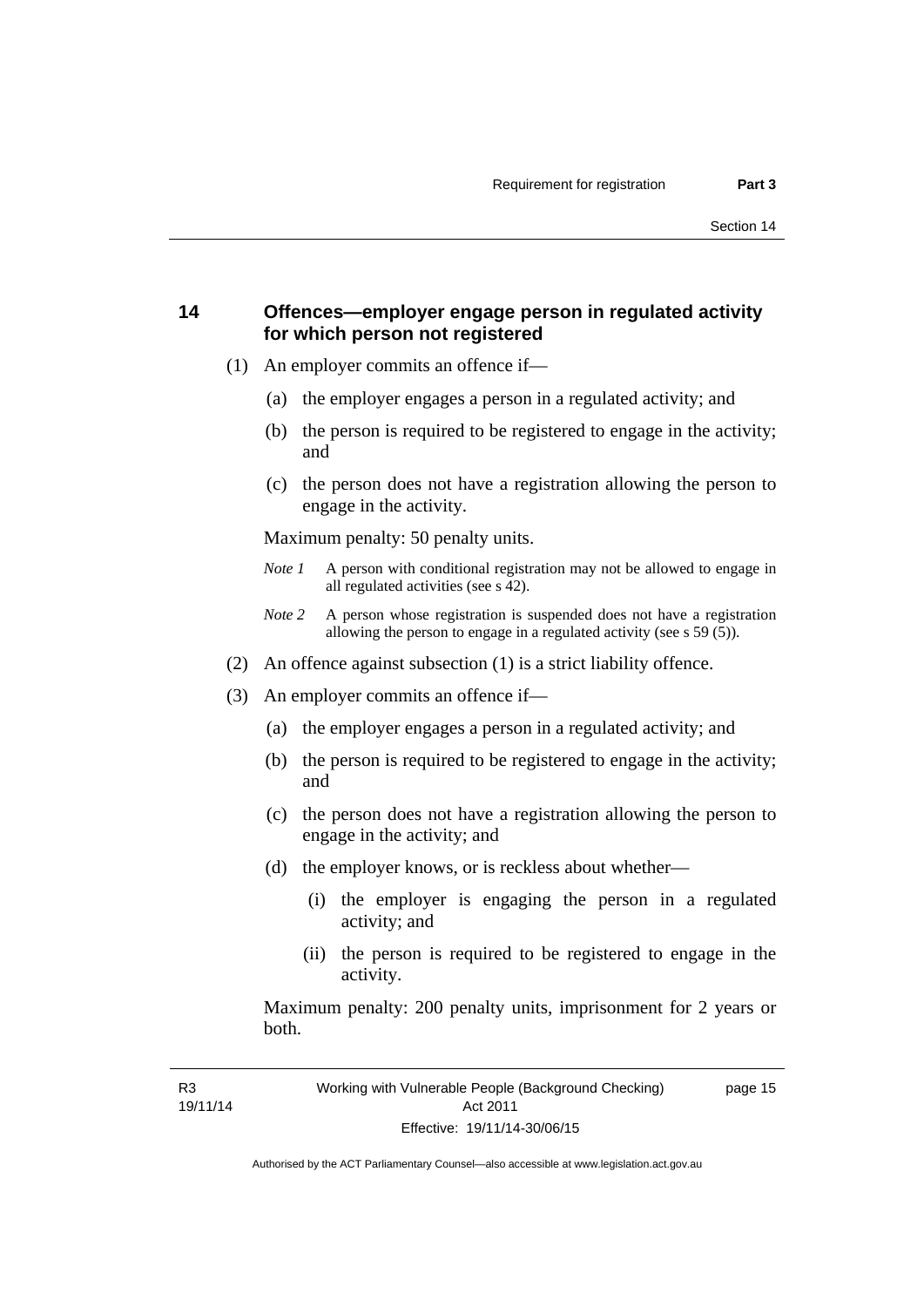## 14 Offences—employer engage person in regulated activity for which person not registered

(1) An employer commits an offence if—

(a) the employer engages a person in a regulated activity; and

(b) the person is required to be registered to engage in the activity; and

(c) the person does not have a registration allowing the person to engage in the activity.

Maximum penalty: 50 penalty units.

*Note 1* A person with conditional registration may not be allowed to engage in all regulated activities (see s 42).

*Note 2* A person whose registration is suspended does not have a registration allowing the person to engage in a regulated activity (see s 59 (5)).

(2) An offence against subsection (1) is a strict liability offence.

(3) An employer commits an offence if—

(a) the employer engages a person in a regulated activity; and

(b) the person is required to be registered to engage in the activity; and

(c) the person does not have a registration allowing the person to engage in the activity; and

(d) the employer knows, or is reckless about whether—

(i) the employer is engaging the person in a regulated activity; and

(ii) the person is required to be registered to engage in the activity.

Maximum penalty: 200 penalty units, imprisonment for 2 years or both.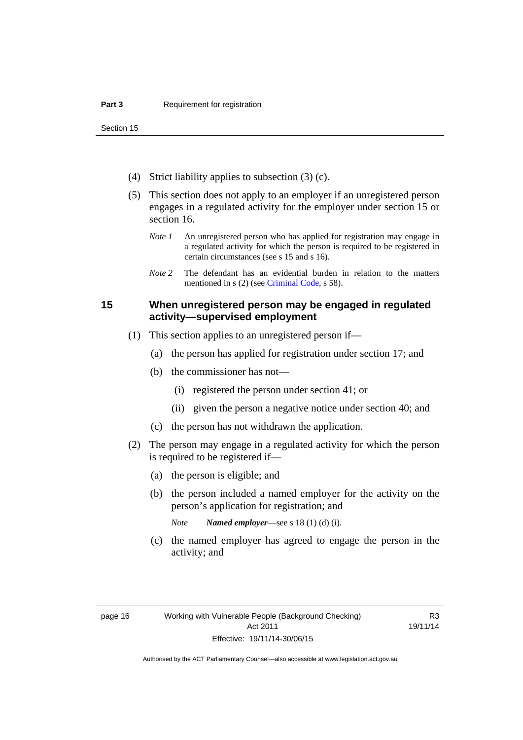(4) Strict liability applies to subsection (3) (c).

(5) This section does not apply to an employer if an unregistered person engages in a regulated activity for the employer under section 15 or section 16.

*Note 1* An unregistered person who has applied for registration may engage in a regulated activity for which the person is required to be registered in certain circumstances (see s 15 and s 16).

*Note 2* The defendant has an evidential burden in relation to the matters mentioned in s (2) (see Criminal Code, s 58).

## 15 When unregistered person may be engaged in regulated activity—supervised employment

(1) This section applies to an unregistered person if—

(a) the person has applied for registration under section 17; and

(b) the commissioner has not—

(i) registered the person under section 41; or

(ii) given the person a negative notice under section 40; and

(c) the person has not withdrawn the application.

(2) The person may engage in a regulated activity for which the person is required to be registered if—

(a) the person is eligible; and

(b) the person included a named employer for the activity on the person's application for registration; and

*Note* ***Named employer***—see s 18 (1) (d) (i).

(c) the named employer has agreed to engage the person in the activity; and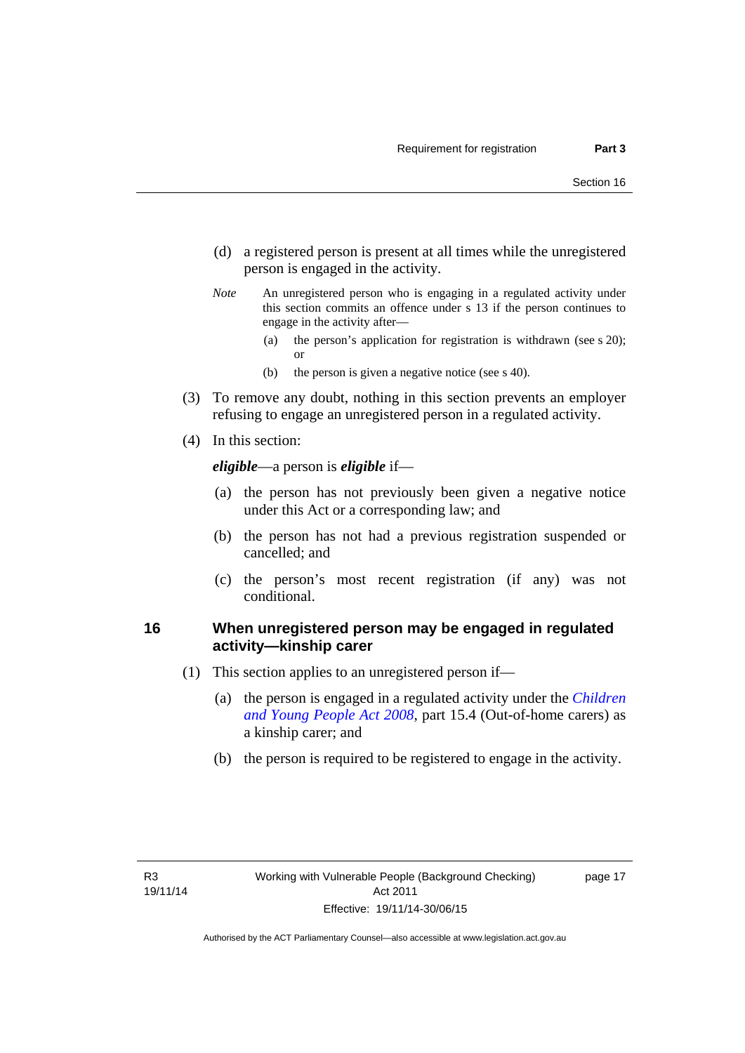(d) a registered person is present at all times while the unregistered person is engaged in the activity.

*Note* An unregistered person who is engaging in a regulated activity under this section commits an offence under s 13 if the person continues to engage in the activity after—

(a) the person's application for registration is withdrawn (see s 20); or

(b) the person is given a negative notice (see s 40).

(3) To remove any doubt, nothing in this section prevents an employer refusing to engage an unregistered person in a regulated activity.

(4) In this section:

***eligible***—a person is ***eligible*** if—

(a) the person has not previously been given a negative notice under this Act or a corresponding law; and

(b) the person has not had a previous registration suspended or cancelled; and

(c) the person's most recent registration (if any) was not conditional.

## 16 When unregistered person may be engaged in regulated activity—kinship carer

(1) This section applies to an unregistered person if—

(a) the person is engaged in a regulated activity under the *Children and Young People Act 2008*, part 15.4 (Out-of-home carers) as a kinship carer; and

(b) the person is required to be registered to engage in the activity.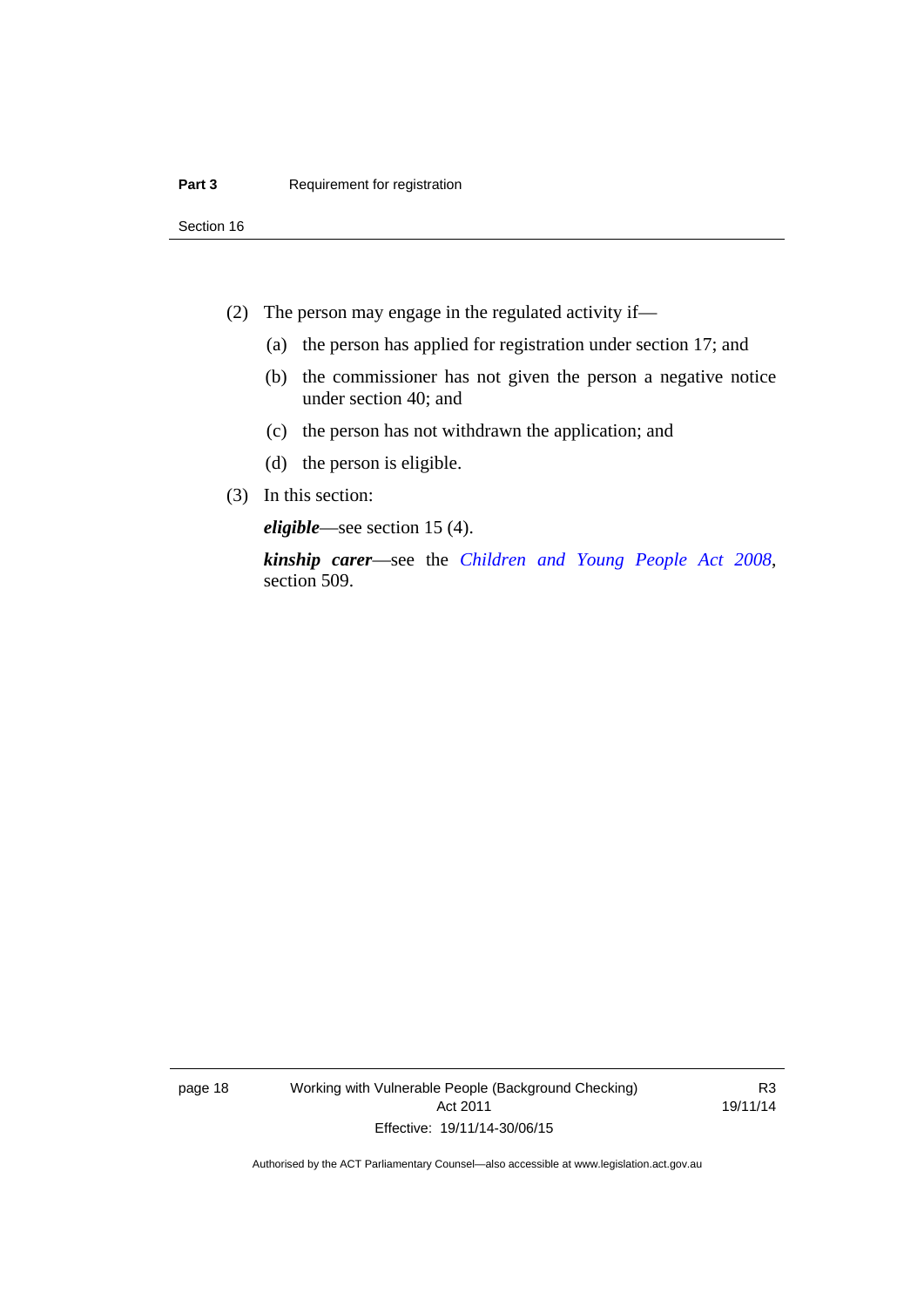(2) The person may engage in the regulated activity if—

(a) the person has applied for registration under section 17; and

(b) the commissioner has not given the person a negative notice under section 40; and

(c) the person has not withdrawn the application; and

(d) the person is eligible.

(3) In this section:

***eligible***—see section 15 (4).

***kinship carer***—see the *Children and Young People Act 2008*, section 509.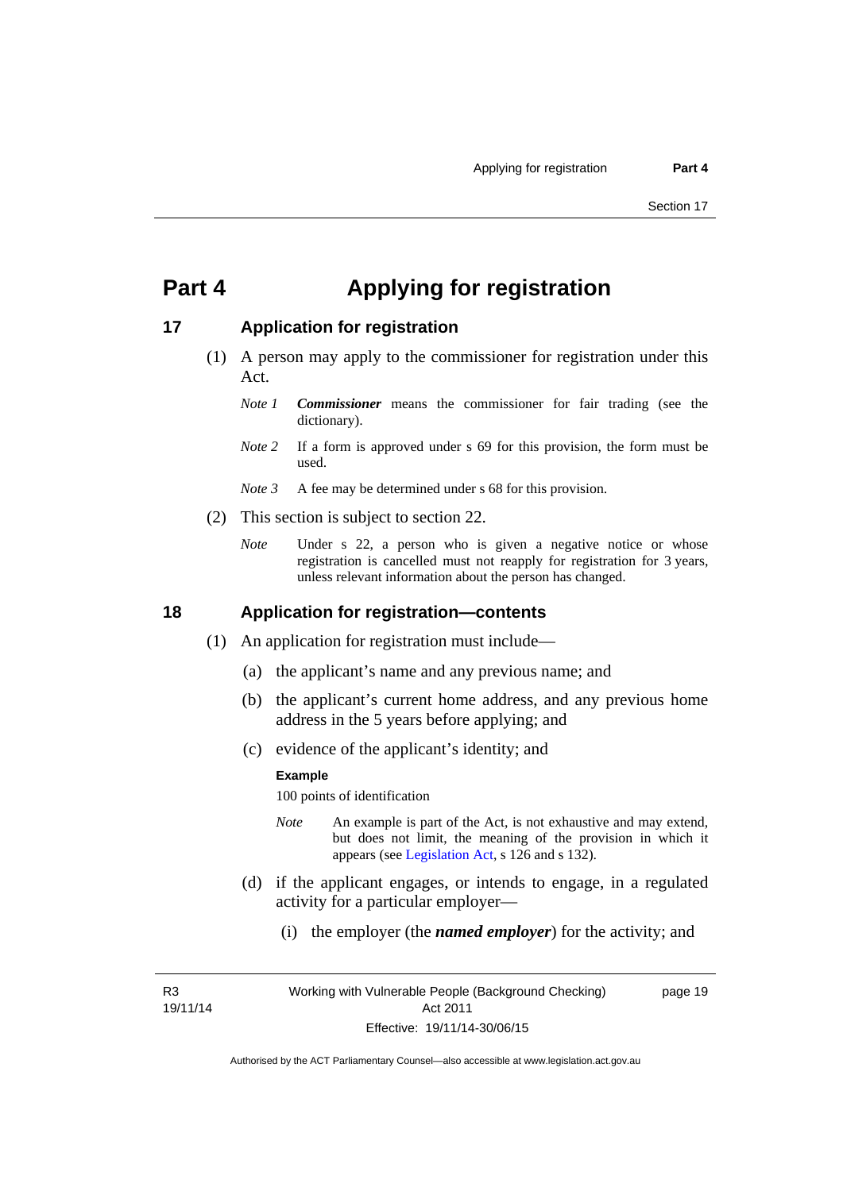# Part 4 Applying for registration

## 17 Application for registration

(1) A person may apply to the commissioner for registration under this Act.

*Note 1* ***Commissioner*** means the commissioner for fair trading (see the dictionary).

*Note 2* If a form is approved under s 69 for this provision, the form must be used.

*Note 3* A fee may be determined under s 68 for this provision.

(2) This section is subject to section 22.

*Note* Under s 22, a person who is given a negative notice or whose registration is cancelled must not reapply for registration for 3 years, unless relevant information about the person has changed.

## 18 Application for registration—contents

(1) An application for registration must include—

(a) the applicant's name and any previous name; and

(b) the applicant's current home address, and any previous home address in the 5 years before applying; and

(c) evidence of the applicant's identity; and

**Example**

100 points of identification

*Note* An example is part of the Act, is not exhaustive and may extend, but does not limit, the meaning of the provision in which it appears (see Legislation Act, s 126 and s 132).

(d) if the applicant engages, or intends to engage, in a regulated activity for a particular employer—

(i) the employer (the ***named employer***) for the activity; and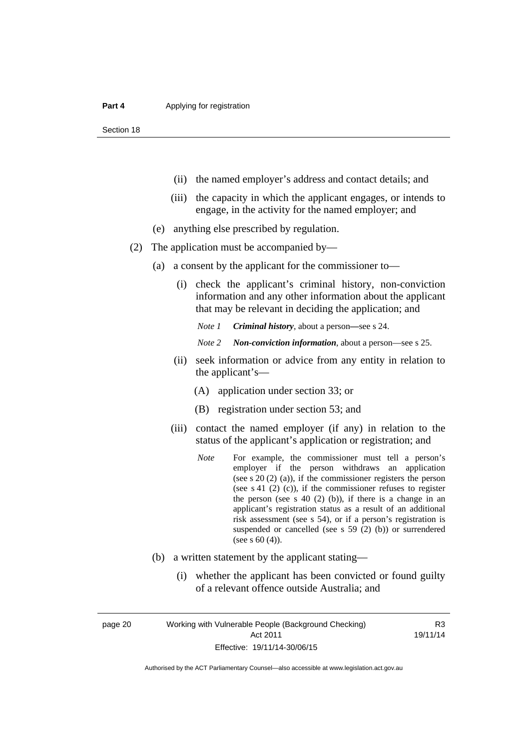(ii) the named employer's address and contact details; and

(iii) the capacity in which the applicant engages, or intends to engage, in the activity for the named employer; and

(e) anything else prescribed by regulation.

(2) The application must be accompanied by—

(a) a consent by the applicant for the commissioner to—

(i) check the applicant's criminal history, non-conviction information and any other information about the applicant that may be relevant in deciding the application; and

*Note 1* ***Criminal history***, about a person—see s 24.

*Note 2* ***Non-conviction information***, about a person—see s 25.

(ii) seek information or advice from any entity in relation to the applicant's—

(A) application under section 33; or

(B) registration under section 53; and

(iii) contact the named employer (if any) in relation to the status of the applicant's application or registration; and

*Note* For example, the commissioner must tell a person's employer if the person withdraws an application (see s 20 (2) (a)), if the commissioner registers the person (see s 41 (2) (c)), if the commissioner refuses to register the person (see s 40 (2) (b)), if there is a change in an applicant's registration status as a result of an additional risk assessment (see s 54), or if a person's registration is suspended or cancelled (see s 59 (2) (b)) or surrendered (see s 60 (4)).

(b) a written statement by the applicant stating—

(i) whether the applicant has been convicted or found guilty of a relevant offence outside Australia; and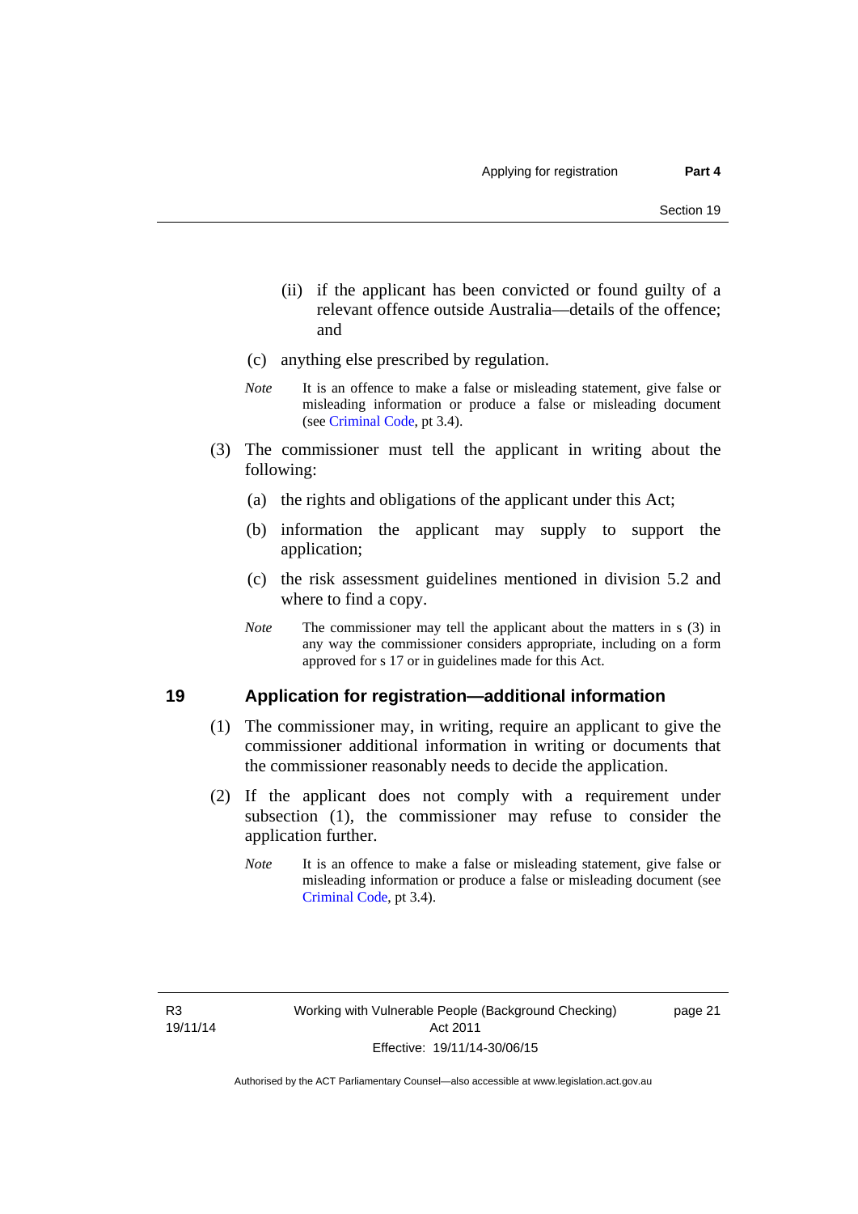(ii) if the applicant has been convicted or found guilty of a relevant offence outside Australia—details of the offence; and

(c) anything else prescribed by regulation.

*Note* It is an offence to make a false or misleading statement, give false or misleading information or produce a false or misleading document (see Criminal Code, pt 3.4).

(3) The commissioner must tell the applicant in writing about the following:

(a) the rights and obligations of the applicant under this Act;

(b) information the applicant may supply to support the application;

(c) the risk assessment guidelines mentioned in division 5.2 and where to find a copy.

*Note* The commissioner may tell the applicant about the matters in s (3) in any way the commissioner considers appropriate, including on a form approved for s 17 or in guidelines made for this Act.

## 19 Application for registration—additional information

(1) The commissioner may, in writing, require an applicant to give the commissioner additional information in writing or documents that the commissioner reasonably needs to decide the application.

(2) If the applicant does not comply with a requirement under subsection (1), the commissioner may refuse to consider the application further.

*Note* It is an offence to make a false or misleading statement, give false or misleading information or produce a false or misleading document (see Criminal Code, pt 3.4).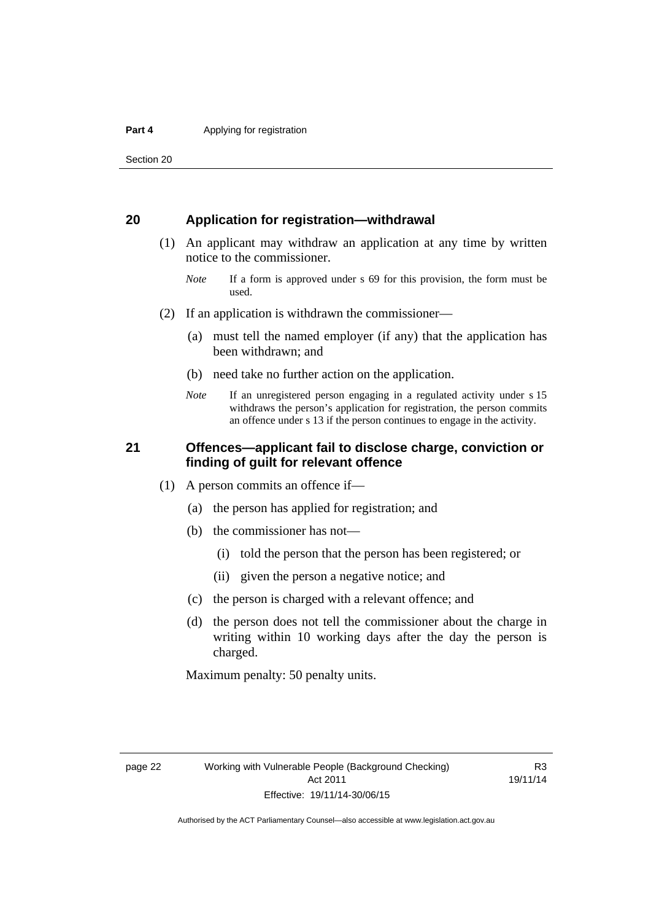## 20 Application for registration—withdrawal

(1) An applicant may withdraw an application at any time by written notice to the commissioner.

*Note* If a form is approved under s 69 for this provision, the form must be used.

(2) If an application is withdrawn the commissioner—

(a) must tell the named employer (if any) that the application has been withdrawn; and

(b) need take no further action on the application.

*Note* If an unregistered person engaging in a regulated activity under s 15 withdraws the person's application for registration, the person commits an offence under s 13 if the person continues to engage in the activity.

## 21 Offences—applicant fail to disclose charge, conviction or finding of guilt for relevant offence

(1) A person commits an offence if—

(a) the person has applied for registration; and

(b) the commissioner has not—

(i) told the person that the person has been registered; or

(ii) given the person a negative notice; and

(c) the person is charged with a relevant offence; and

(d) the person does not tell the commissioner about the charge in writing within 10 working days after the day the person is charged.

Maximum penalty: 50 penalty units.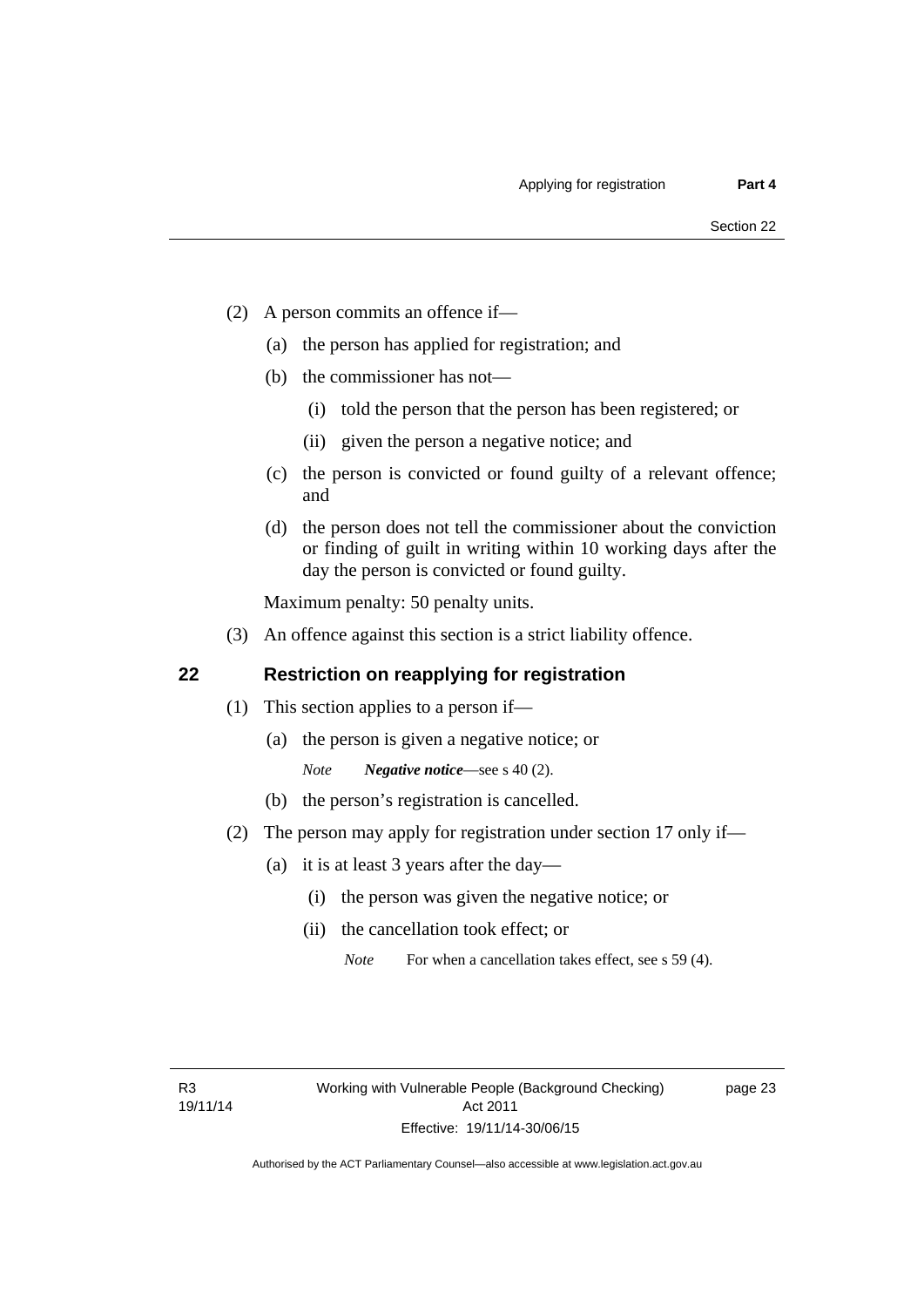(2) A person commits an offence if—

  (a) the person has applied for registration; and

  (b) the commissioner has not—

    (i) told the person that the person has been registered; or

    (ii) given the person a negative notice; and

  (c) the person is convicted or found guilty of a relevant offence; and

  (d) the person does not tell the commissioner about the conviction or finding of guilt in writing within 10 working days after the day the person is convicted or found guilty.

Maximum penalty: 50 penalty units.

(3) An offence against this section is a strict liability offence.

## 22 Restriction on reapplying for registration

(1) This section applies to a person if—

  (a) the person is given a negative notice; or

  *Note* ***Negative notice***—see s 40 (2).

  (b) the person's registration is cancelled.

(2) The person may apply for registration under section 17 only if—

  (a) it is at least 3 years after the day—

    (i) the person was given the negative notice; or

    (ii) the cancellation took effect; or

    *Note* For when a cancellation takes effect, see s 59 (4).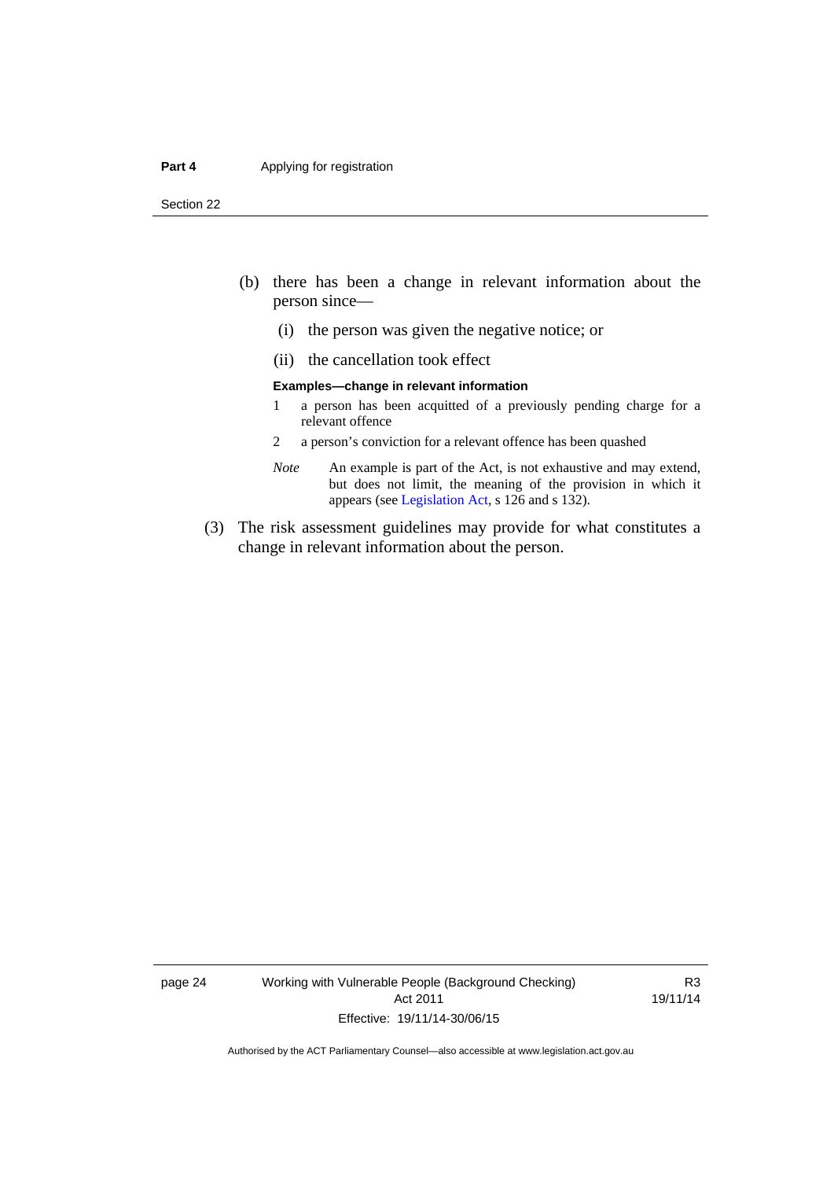(b) there has been a change in relevant information about the person since—

(i) the person was given the negative notice; or

(ii) the cancellation took effect

**Examples—change in relevant information**

1 a person has been acquitted of a previously pending charge for a relevant offence

2 a person's conviction for a relevant offence has been quashed

*Note* An example is part of the Act, is not exhaustive and may extend, but does not limit, the meaning of the provision in which it appears (see Legislation Act, s 126 and s 132).

(3) The risk assessment guidelines may provide for what constitutes a change in relevant information about the person.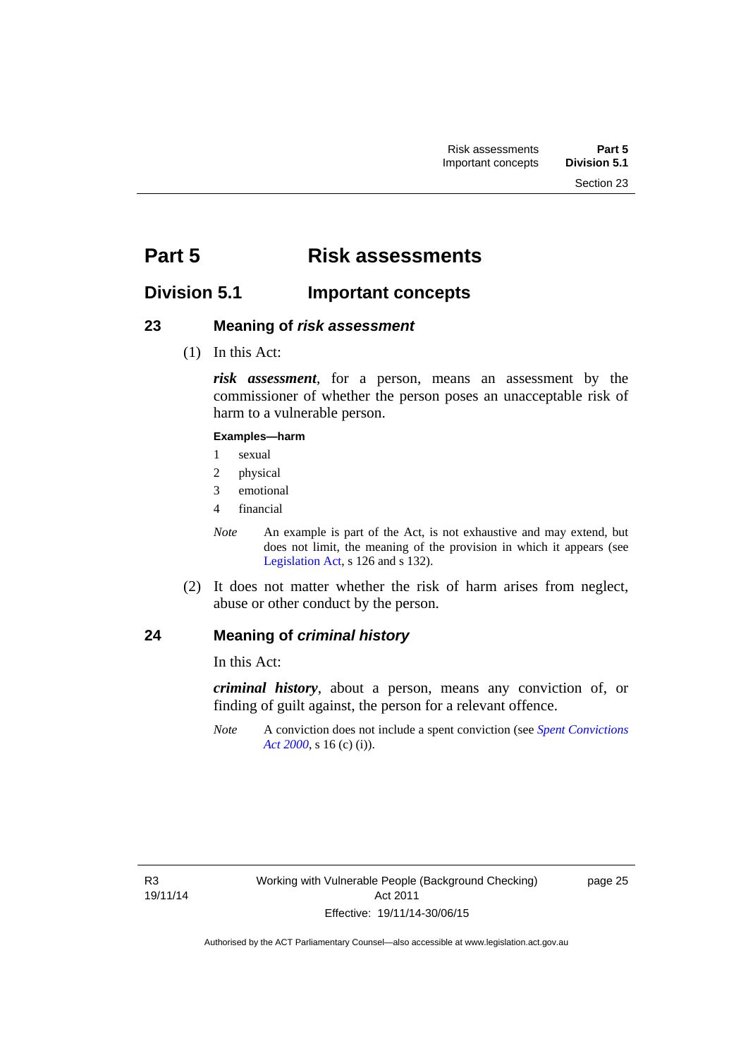# Part 5 Risk assessments

## Division 5.1 Important concepts

### 23 Meaning of *risk assessment*

(1) In this Act:

***risk assessment***, for a person, means an assessment by the commissioner of whether the person poses an unacceptable risk of harm to a vulnerable person.

**Examples—harm**

1 sexual

2 physical

3 emotional

4 financial

*Note* An example is part of the Act, is not exhaustive and may extend, but does not limit, the meaning of the provision in which it appears (see Legislation Act, s 126 and s 132).

(2) It does not matter whether the risk of harm arises from neglect, abuse or other conduct by the person.

### 24 Meaning of *criminal history*

In this Act:

***criminal history***, about a person, means any conviction of, or finding of guilt against, the person for a relevant offence.

*Note* A conviction does not include a spent conviction (see *Spent Convictions Act 2000*, s 16 (c) (i)).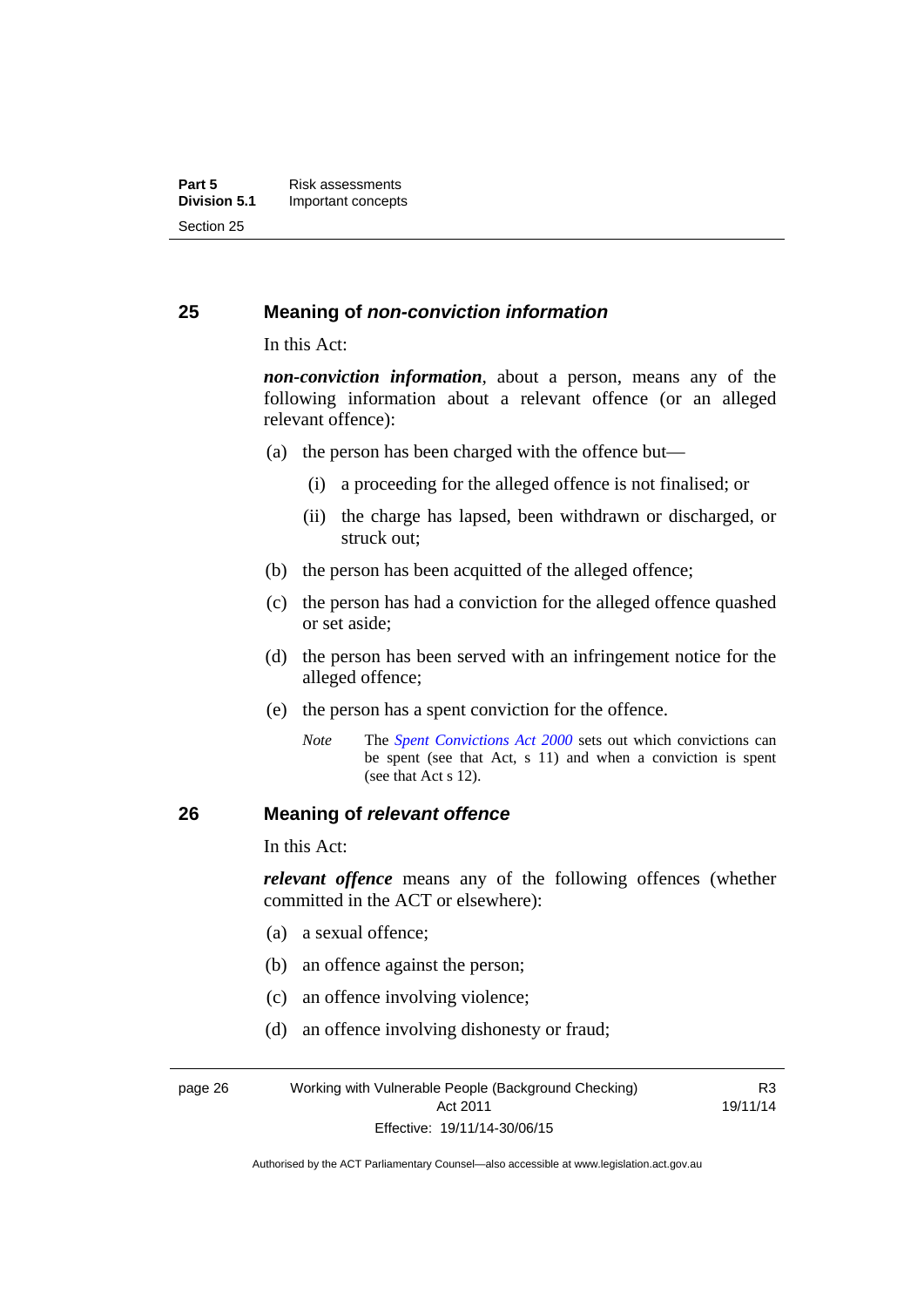## 25 Meaning of *non-conviction information*

In this Act:

***non-conviction information***, about a person, means any of the following information about a relevant offence (or an alleged relevant offence):

(a) the person has been charged with the offence but—

(i) a proceeding for the alleged offence is not finalised; or

(ii) the charge has lapsed, been withdrawn or discharged, or struck out;

(b) the person has been acquitted of the alleged offence;

(c) the person has had a conviction for the alleged offence quashed or set aside;

(d) the person has been served with an infringement notice for the alleged offence;

(e) the person has a spent conviction for the offence.

*Note* The *Spent Convictions Act 2000* sets out which convictions can be spent (see that Act, s 11) and when a conviction is spent (see that Act s 12).

## 26 Meaning of *relevant offence*

In this Act:

***relevant offence*** means any of the following offences (whether committed in the ACT or elsewhere):

(a) a sexual offence;

(b) an offence against the person;

(c) an offence involving violence;

(d) an offence involving dishonesty or fraud;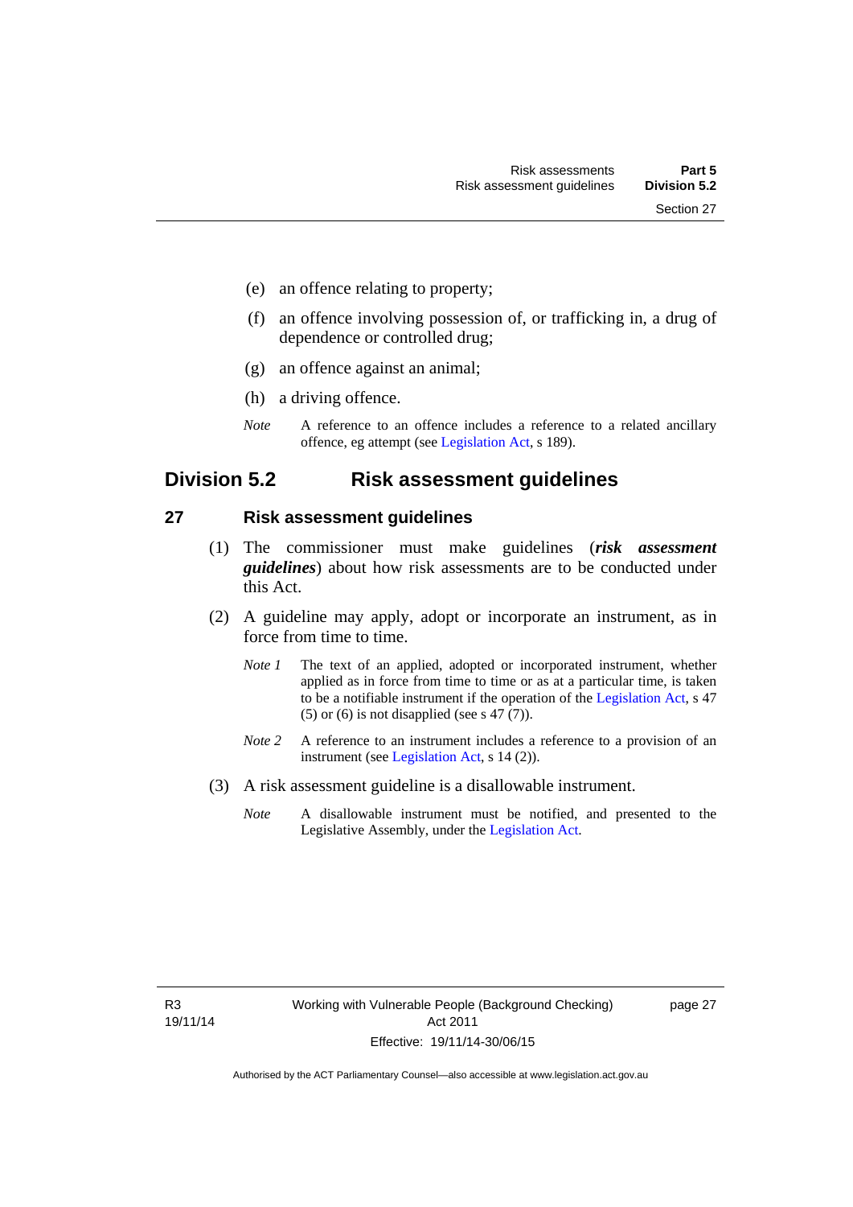(e) an offence relating to property;

(f) an offence involving possession of, or trafficking in, a drug of dependence or controlled drug;

(g) an offence against an animal;

(h) a driving offence.

*Note* A reference to an offence includes a reference to a related ancillary offence, eg attempt (see Legislation Act, s 189).

## Division 5.2 Risk assessment guidelines

### 27 Risk assessment guidelines

(1) The commissioner must make guidelines (***risk assessment guidelines***) about how risk assessments are to be conducted under this Act.

(2) A guideline may apply, adopt or incorporate an instrument, as in force from time to time.

*Note 1* The text of an applied, adopted or incorporated instrument, whether applied as in force from time to time or as at a particular time, is taken to be a notifiable instrument if the operation of the Legislation Act, s 47 (5) or (6) is not disapplied (see s 47 (7)).

*Note 2* A reference to an instrument includes a reference to a provision of an instrument (see Legislation Act, s 14 (2)).

(3) A risk assessment guideline is a disallowable instrument.

*Note* A disallowable instrument must be notified, and presented to the Legislative Assembly, under the Legislation Act.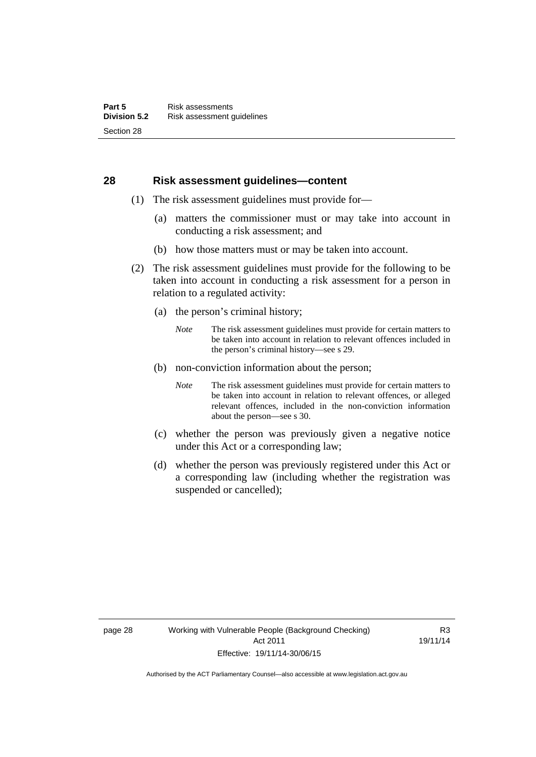## 28 Risk assessment guidelines—content

(1) The risk assessment guidelines must provide for—

(a) matters the commissioner must or may take into account in conducting a risk assessment; and

(b) how those matters must or may be taken into account.

(2) The risk assessment guidelines must provide for the following to be taken into account in conducting a risk assessment for a person in relation to a regulated activity:

(a) the person's criminal history;

*Note* The risk assessment guidelines must provide for certain matters to be taken into account in relation to relevant offences included in the person's criminal history—see s 29.

(b) non-conviction information about the person;

*Note* The risk assessment guidelines must provide for certain matters to be taken into account in relation to relevant offences, or alleged relevant offences, included in the non-conviction information about the person—see s 30.

(c) whether the person was previously given a negative notice under this Act or a corresponding law;

(d) whether the person was previously registered under this Act or a corresponding law (including whether the registration was suspended or cancelled);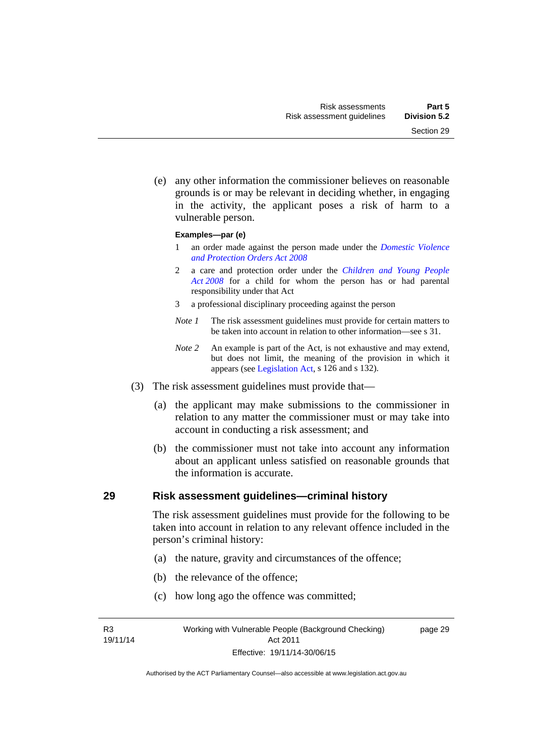(e) any other information the commissioner believes on reasonable grounds is or may be relevant in deciding whether, in engaging in the activity, the applicant poses a risk of harm to a vulnerable person.

**Examples—par (e)**

1 an order made against the person made under the *Domestic Violence and Protection Orders Act 2008*

2 a care and protection order under the *Children and Young People Act 2008* for a child for whom the person has or had parental responsibility under that Act

3 a professional disciplinary proceeding against the person

*Note 1* The risk assessment guidelines must provide for certain matters to be taken into account in relation to other information—see s 31.

*Note 2* An example is part of the Act, is not exhaustive and may extend, but does not limit, the meaning of the provision in which it appears (see Legislation Act, s 126 and s 132).

(3) The risk assessment guidelines must provide that—

(a) the applicant may make submissions to the commissioner in relation to any matter the commissioner must or may take into account in conducting a risk assessment; and

(b) the commissioner must not take into account any information about an applicant unless satisfied on reasonable grounds that the information is accurate.

## 29 Risk assessment guidelines—criminal history

The risk assessment guidelines must provide for the following to be taken into account in relation to any relevant offence included in the person's criminal history:

(a) the nature, gravity and circumstances of the offence;

(b) the relevance of the offence;

(c) how long ago the offence was committed;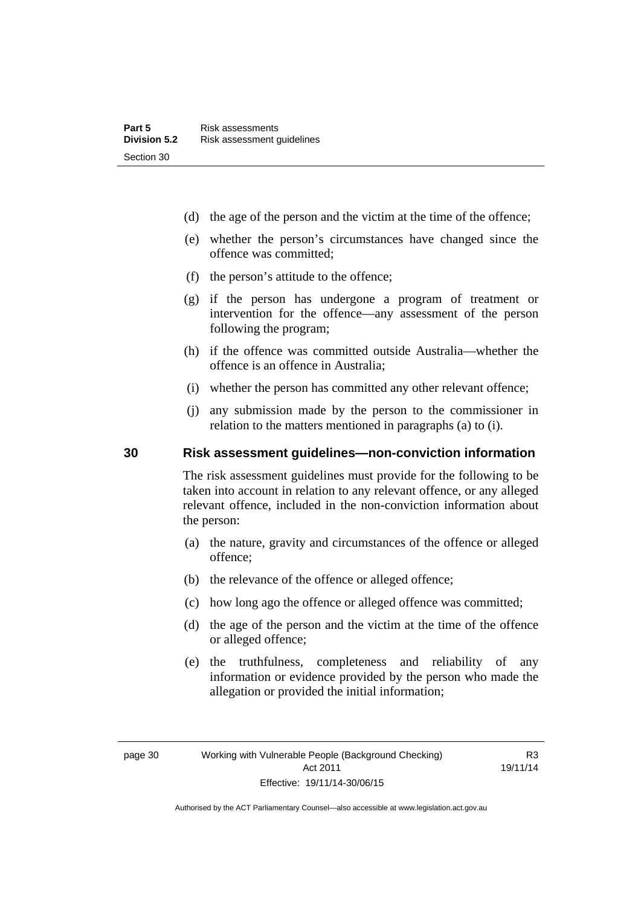(d) the age of the person and the victim at the time of the offence;

(e) whether the person's circumstances have changed since the offence was committed;

(f) the person's attitude to the offence;

(g) if the person has undergone a program of treatment or intervention for the offence—any assessment of the person following the program;

(h) if the offence was committed outside Australia—whether the offence is an offence in Australia;

(i) whether the person has committed any other relevant offence;

(j) any submission made by the person to the commissioner in relation to the matters mentioned in paragraphs (a) to (i).

## 30 Risk assessment guidelines—non-conviction information

The risk assessment guidelines must provide for the following to be taken into account in relation to any relevant offence, or any alleged relevant offence, included in the non-conviction information about the person:

(a) the nature, gravity and circumstances of the offence or alleged offence;

(b) the relevance of the offence or alleged offence;

(c) how long ago the offence or alleged offence was committed;

(d) the age of the person and the victim at the time of the offence or alleged offence;

(e) the truthfulness, completeness and reliability of any information or evidence provided by the person who made the allegation or provided the initial information;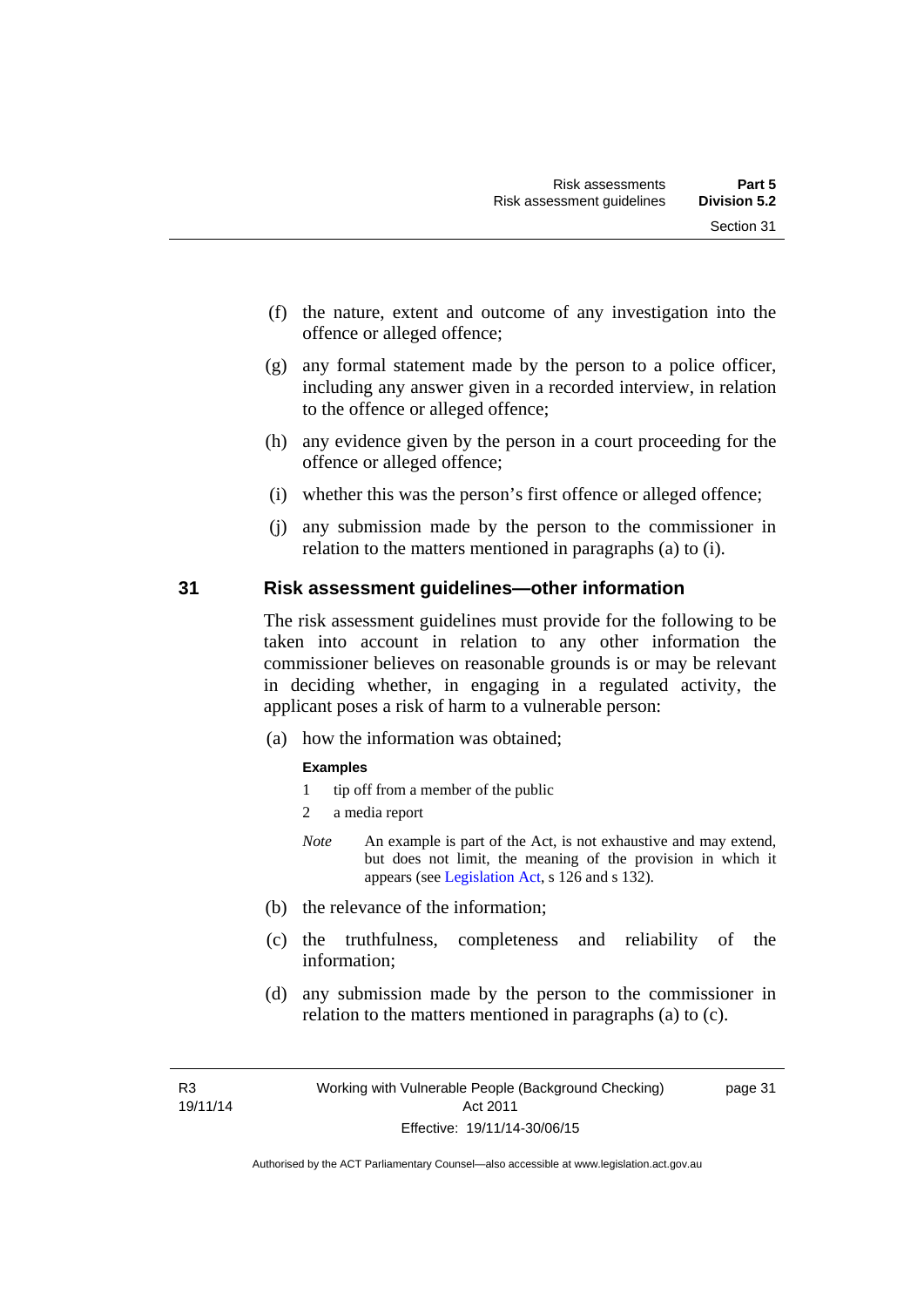(f) the nature, extent and outcome of any investigation into the offence or alleged offence;

(g) any formal statement made by the person to a police officer, including any answer given in a recorded interview, in relation to the offence or alleged offence;

(h) any evidence given by the person in a court proceeding for the offence or alleged offence;

(i) whether this was the person's first offence or alleged offence;

(j) any submission made by the person to the commissioner in relation to the matters mentioned in paragraphs (a) to (i).

## 31 Risk assessment guidelines—other information

The risk assessment guidelines must provide for the following to be taken into account in relation to any other information the commissioner believes on reasonable grounds is or may be relevant in deciding whether, in engaging in a regulated activity, the applicant poses a risk of harm to a vulnerable person:

(a) how the information was obtained;

**Examples**

1 tip off from a member of the public

2 a media report

*Note* An example is part of the Act, is not exhaustive and may extend, but does not limit, the meaning of the provision in which it appears (see Legislation Act, s 126 and s 132).

(b) the relevance of the information;

(c) the truthfulness, completeness and reliability of the information;

(d) any submission made by the person to the commissioner in relation to the matters mentioned in paragraphs (a) to (c).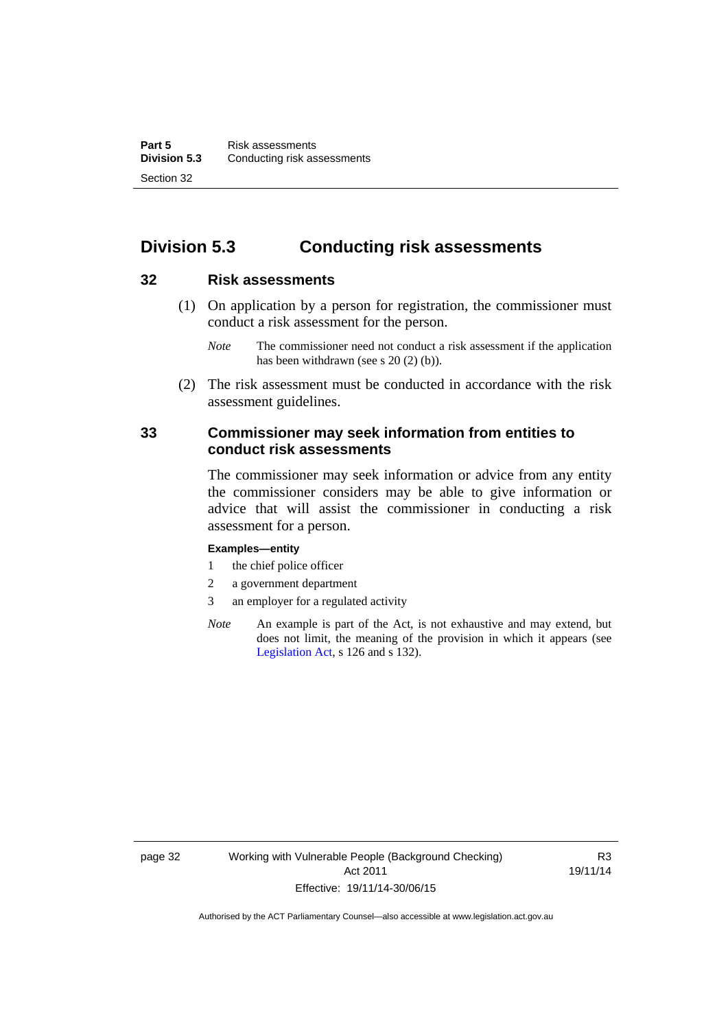## Division 5.3 Conducting risk assessments

### 32 Risk assessments

(1) On application by a person for registration, the commissioner must conduct a risk assessment for the person.

*Note* The commissioner need not conduct a risk assessment if the application has been withdrawn (see s 20 (2) (b)).

(2) The risk assessment must be conducted in accordance with the risk assessment guidelines.

### 33 Commissioner may seek information from entities to conduct risk assessments

The commissioner may seek information or advice from any entity the commissioner considers may be able to give information or advice that will assist the commissioner in conducting a risk assessment for a person.

**Examples—entity**

1 the chief police officer

2 a government department

3 an employer for a regulated activity

*Note* An example is part of the Act, is not exhaustive and may extend, but does not limit, the meaning of the provision in which it appears (see Legislation Act, s 126 and s 132).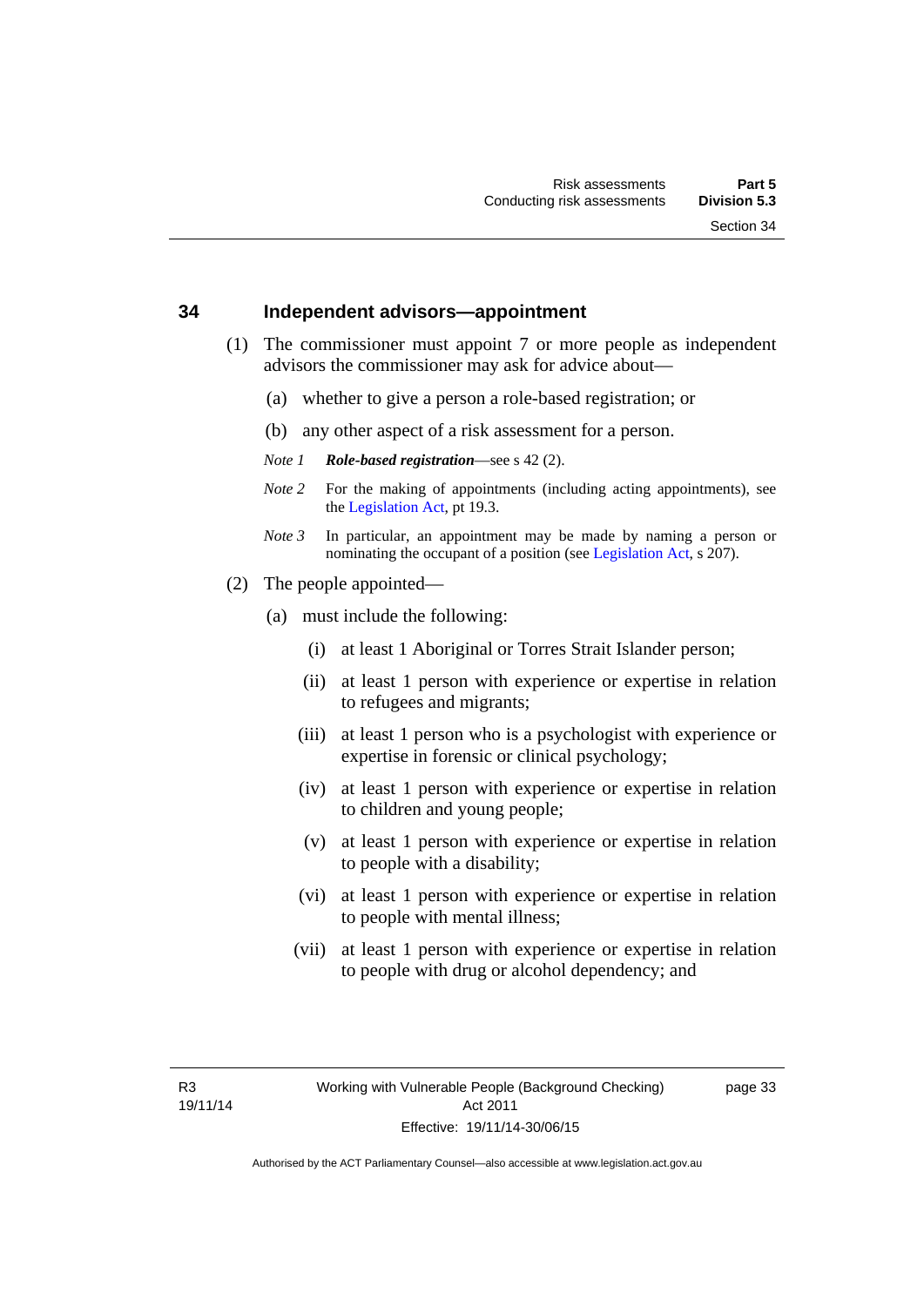### 34 Independent advisors—appointment

(1) The commissioner must appoint 7 or more people as independent advisors the commissioner may ask for advice about—

(a) whether to give a person a role-based registration; or

(b) any other aspect of a risk assessment for a person.

*Note 1* ***Role-based registration***—see s 42 (2).

*Note 2* For the making of appointments (including acting appointments), see the Legislation Act, pt 19.3.

*Note 3* In particular, an appointment may be made by naming a person or nominating the occupant of a position (see Legislation Act, s 207).

(2) The people appointed—

(a) must include the following:

(i) at least 1 Aboriginal or Torres Strait Islander person;

(ii) at least 1 person with experience or expertise in relation to refugees and migrants;

(iii) at least 1 person who is a psychologist with experience or expertise in forensic or clinical psychology;

(iv) at least 1 person with experience or expertise in relation to children and young people;

(v) at least 1 person with experience or expertise in relation to people with a disability;

(vi) at least 1 person with experience or expertise in relation to people with mental illness;

(vii) at least 1 person with experience or expertise in relation to people with drug or alcohol dependency; and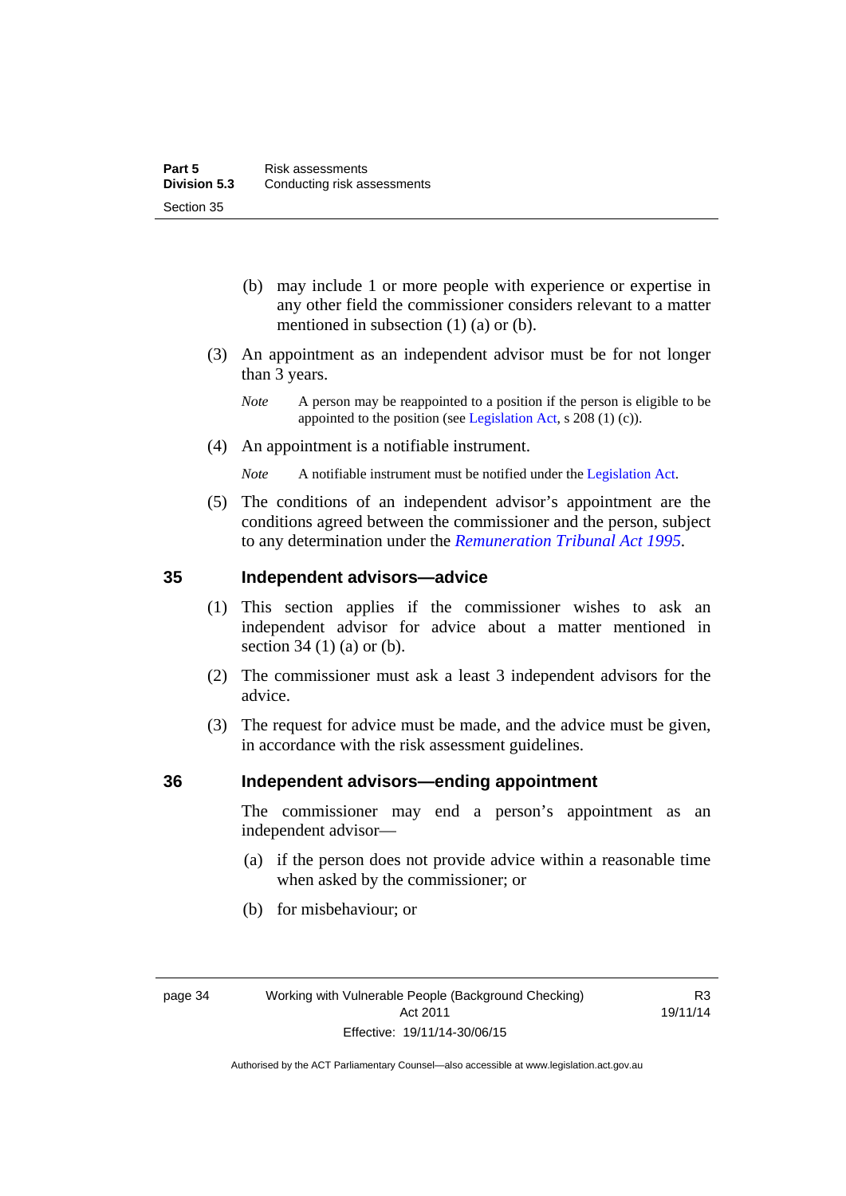(b) may include 1 or more people with experience or expertise in any other field the commissioner considers relevant to a matter mentioned in subsection (1) (a) or (b).

(3) An appointment as an independent advisor must be for not longer than 3 years.

*Note* A person may be reappointed to a position if the person is eligible to be appointed to the position (see Legislation Act, s 208 (1) (c)).

(4) An appointment is a notifiable instrument.

*Note* A notifiable instrument must be notified under the Legislation Act.

(5) The conditions of an independent advisor's appointment are the conditions agreed between the commissioner and the person, subject to any determination under the *Remuneration Tribunal Act 1995*.

## 35 Independent advisors—advice

(1) This section applies if the commissioner wishes to ask an independent advisor for advice about a matter mentioned in section 34 (1) (a) or (b).

(2) The commissioner must ask a least 3 independent advisors for the advice.

(3) The request for advice must be made, and the advice must be given, in accordance with the risk assessment guidelines.

## 36 Independent advisors—ending appointment

The commissioner may end a person's appointment as an independent advisor—

(a) if the person does not provide advice within a reasonable time when asked by the commissioner; or

(b) for misbehaviour; or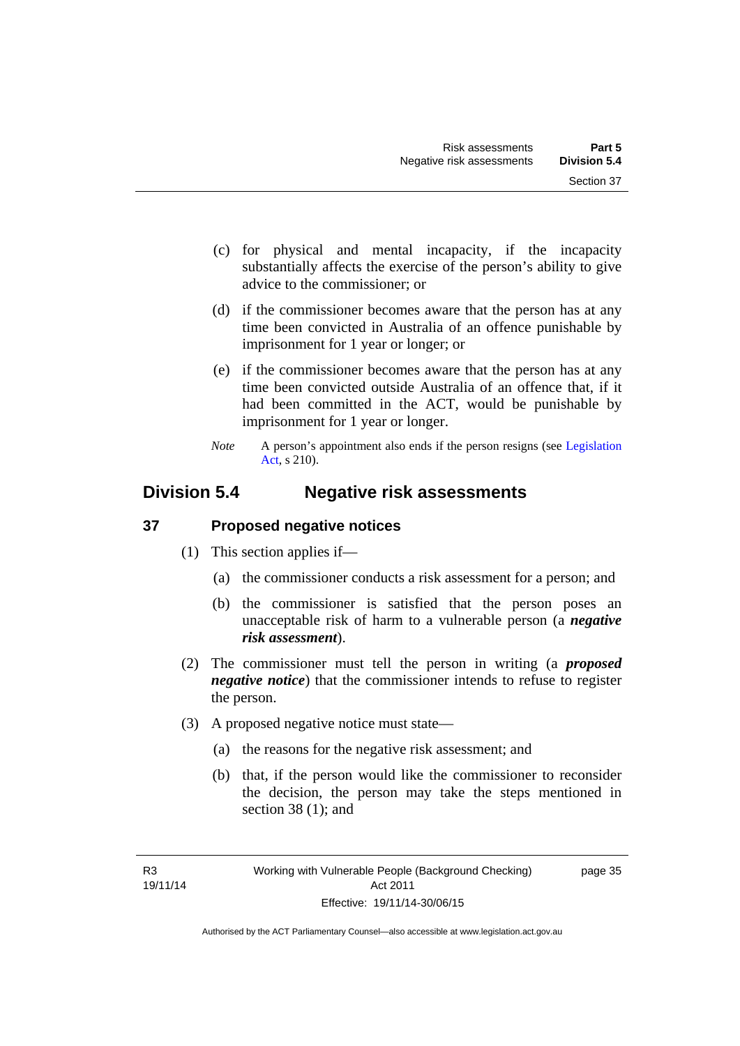(c) for physical and mental incapacity, if the incapacity substantially affects the exercise of the person's ability to give advice to the commissioner; or

(d) if the commissioner becomes aware that the person has at any time been convicted in Australia of an offence punishable by imprisonment for 1 year or longer; or

(e) if the commissioner becomes aware that the person has at any time been convicted outside Australia of an offence that, if it had been committed in the ACT, would be punishable by imprisonment for 1 year or longer.

*Note* A person's appointment also ends if the person resigns (see Legislation Act, s 210).

## Division 5.4 Negative risk assessments

### 37 Proposed negative notices

(1) This section applies if—

(a) the commissioner conducts a risk assessment for a person; and

(b) the commissioner is satisfied that the person poses an unacceptable risk of harm to a vulnerable person (a ***negative risk assessment***).

(2) The commissioner must tell the person in writing (a ***proposed negative notice***) that the commissioner intends to refuse to register the person.

(3) A proposed negative notice must state—

(a) the reasons for the negative risk assessment; and

(b) that, if the person would like the commissioner to reconsider the decision, the person may take the steps mentioned in section 38 (1); and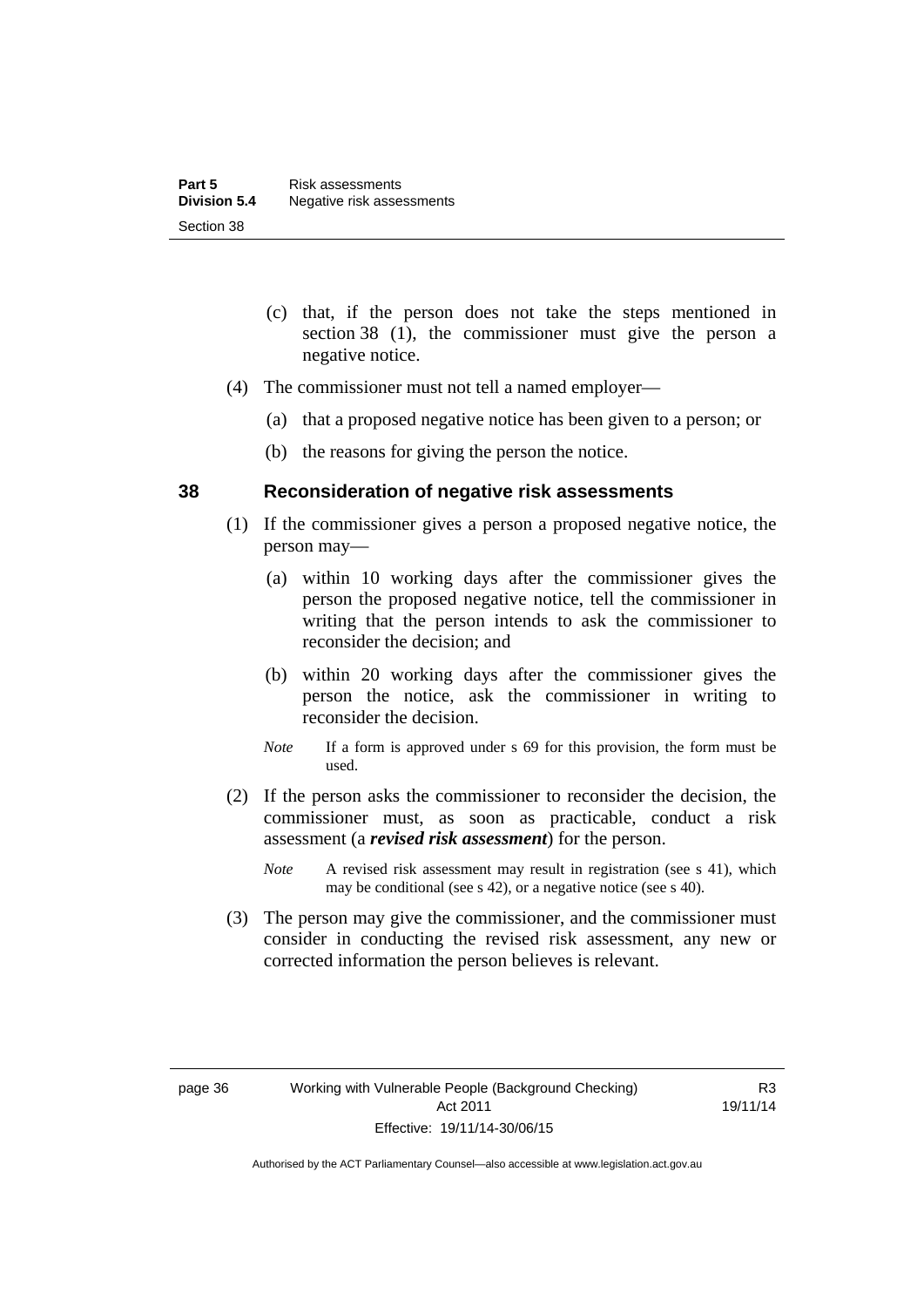(c) that, if the person does not take the steps mentioned in section 38 (1), the commissioner must give the person a negative notice.

(4) The commissioner must not tell a named employer—

(a) that a proposed negative notice has been given to a person; or

(b) the reasons for giving the person the notice.

## 38 Reconsideration of negative risk assessments

(1) If the commissioner gives a person a proposed negative notice, the person may—

(a) within 10 working days after the commissioner gives the person the proposed negative notice, tell the commissioner in writing that the person intends to ask the commissioner to reconsider the decision; and

(b) within 20 working days after the commissioner gives the person the notice, ask the commissioner in writing to reconsider the decision.

*Note* If a form is approved under s 69 for this provision, the form must be used.

(2) If the person asks the commissioner to reconsider the decision, the commissioner must, as soon as practicable, conduct a risk assessment (a ***revised risk assessment***) for the person.

*Note* A revised risk assessment may result in registration (see s 41), which may be conditional (see s 42), or a negative notice (see s 40).

(3) The person may give the commissioner, and the commissioner must consider in conducting the revised risk assessment, any new or corrected information the person believes is relevant.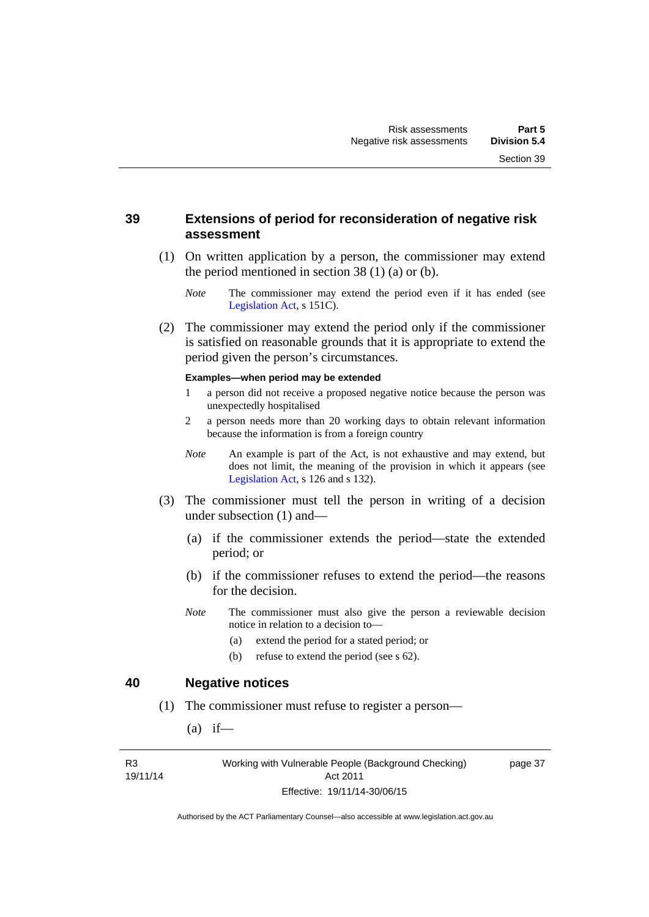## 39 Extensions of period for reconsideration of negative risk assessment

(1) On written application by a person, the commissioner may extend the period mentioned in section 38 (1) (a) or (b).

*Note* The commissioner may extend the period even if it has ended (see Legislation Act, s 151C).

(2) The commissioner may extend the period only if the commissioner is satisfied on reasonable grounds that it is appropriate to extend the period given the person's circumstances.

**Examples—when period may be extended**

1 a person did not receive a proposed negative notice because the person was unexpectedly hospitalised

2 a person needs more than 20 working days to obtain relevant information because the information is from a foreign country

*Note* An example is part of the Act, is not exhaustive and may extend, but does not limit, the meaning of the provision in which it appears (see Legislation Act, s 126 and s 132).

(3) The commissioner must tell the person in writing of a decision under subsection (1) and—

(a) if the commissioner extends the period—state the extended period; or

(b) if the commissioner refuses to extend the period—the reasons for the decision.

*Note* The commissioner must also give the person a reviewable decision notice in relation to a decision to—

(a) extend the period for a stated period; or

(b) refuse to extend the period (see s 62).

## 40 Negative notices

(1) The commissioner must refuse to register a person—

(a) if—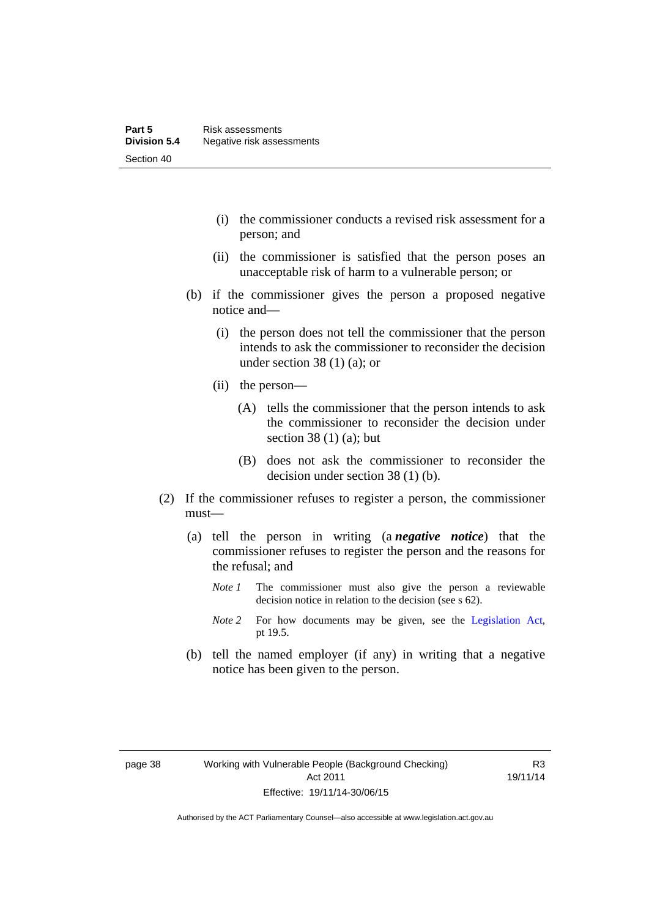(i) the commissioner conducts a revised risk assessment for a person; and

(ii) the commissioner is satisfied that the person poses an unacceptable risk of harm to a vulnerable person; or

(b) if the commissioner gives the person a proposed negative notice and—

(i) the person does not tell the commissioner that the person intends to ask the commissioner to reconsider the decision under section 38 (1) (a); or

(ii) the person—

(A) tells the commissioner that the person intends to ask the commissioner to reconsider the decision under section 38 (1) (a); but

(B) does not ask the commissioner to reconsider the decision under section 38 (1) (b).

(2) If the commissioner refuses to register a person, the commissioner must—

(a) tell the person in writing (a ***negative notice***) that the commissioner refuses to register the person and the reasons for the refusal; and

*Note 1* The commissioner must also give the person a reviewable decision notice in relation to the decision (see s 62).

*Note 2* For how documents may be given, see the Legislation Act, pt 19.5.

(b) tell the named employer (if any) in writing that a negative notice has been given to the person.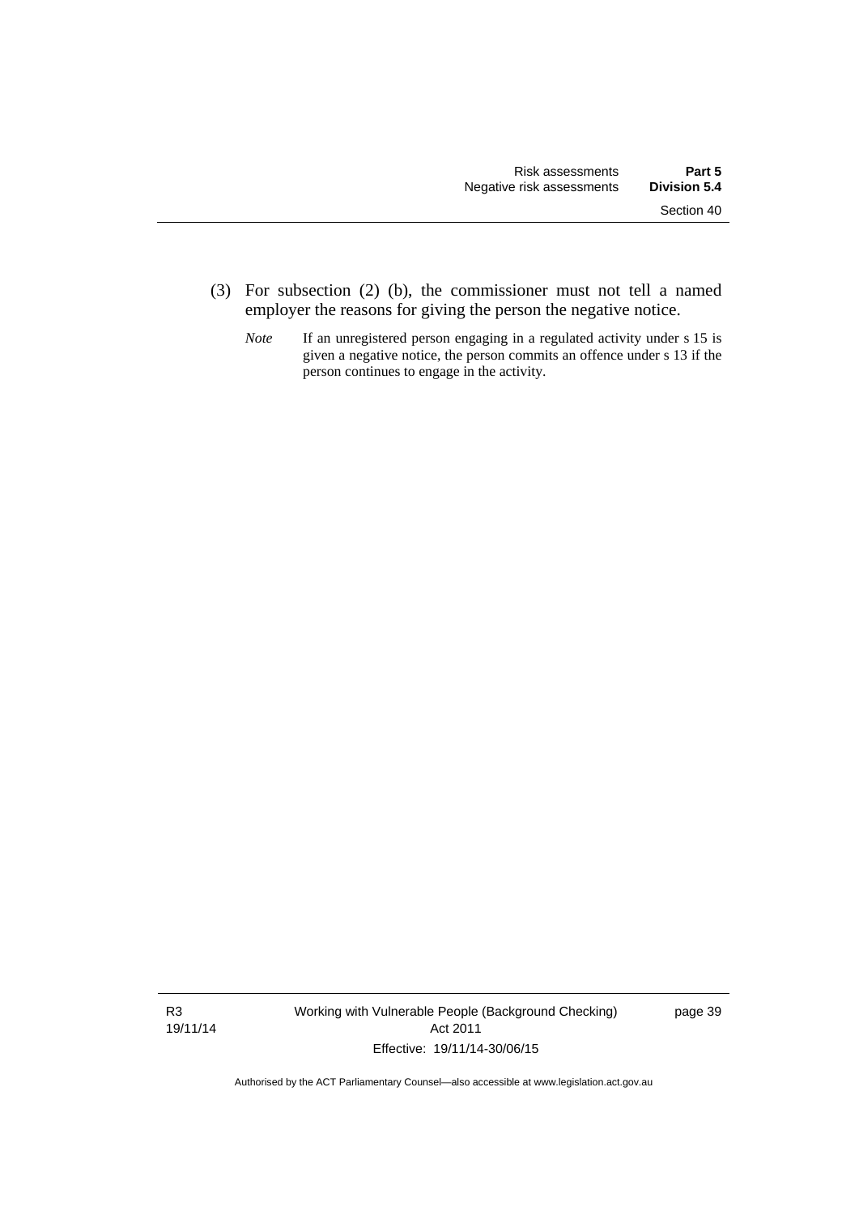(3) For subsection (2) (b), the commissioner must not tell a named employer the reasons for giving the person the negative notice.

*Note* If an unregistered person engaging in a regulated activity under s 15 is given a negative notice, the person commits an offence under s 13 if the person continues to engage in the activity.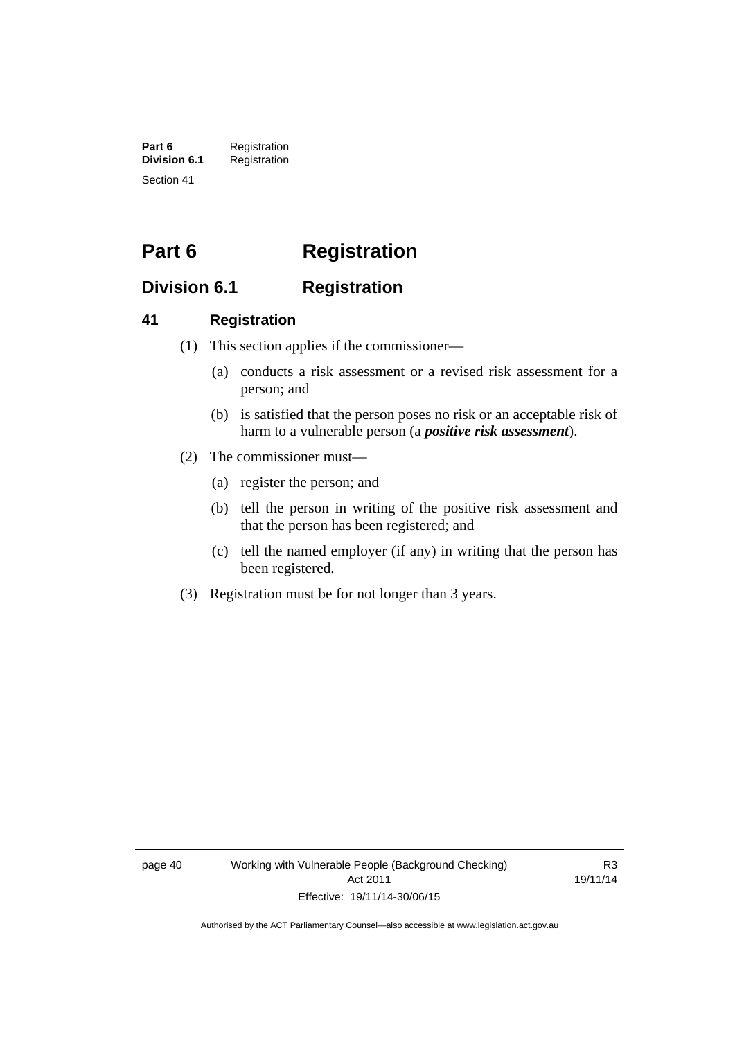# Part 6 Registration

## Division 6.1 Registration

### 41 Registration

(1) This section applies if the commissioner—

(a) conducts a risk assessment or a revised risk assessment for a person; and

(b) is satisfied that the person poses no risk or an acceptable risk of harm to a vulnerable person (a ***positive risk assessment***).

(2) The commissioner must—

(a) register the person; and

(b) tell the person in writing of the positive risk assessment and that the person has been registered; and

(c) tell the named employer (if any) in writing that the person has been registered.

(3) Registration must be for not longer than 3 years.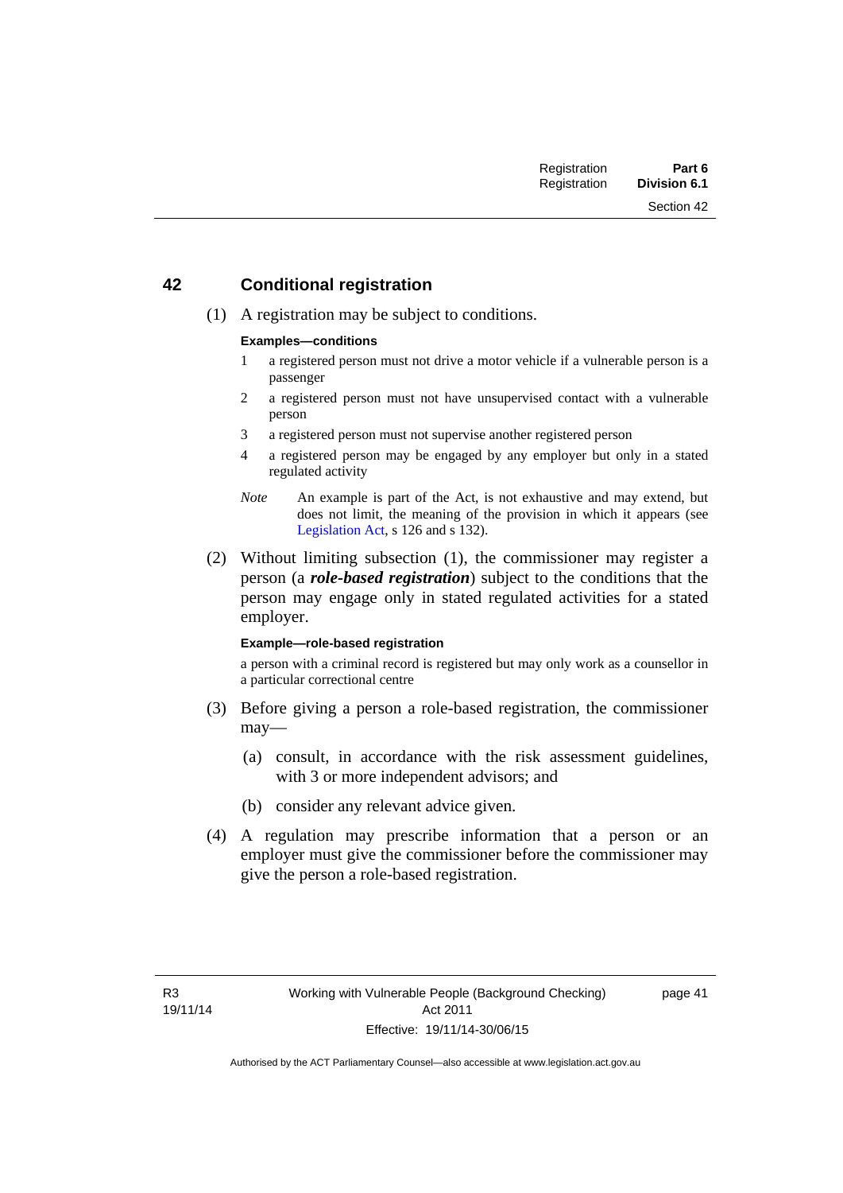## 42 Conditional registration

(1) A registration may be subject to conditions.

**Examples—conditions**

1 a registered person must not drive a motor vehicle if a vulnerable person is a passenger

2 a registered person must not have unsupervised contact with a vulnerable person

3 a registered person must not supervise another registered person

4 a registered person may be engaged by any employer but only in a stated regulated activity

*Note* An example is part of the Act, is not exhaustive and may extend, but does not limit, the meaning of the provision in which it appears (see Legislation Act, s 126 and s 132).

(2) Without limiting subsection (1), the commissioner may register a person (a ***role-based registration***) subject to the conditions that the person may engage only in stated regulated activities for a stated employer.

**Example—role-based registration**

a person with a criminal record is registered but may only work as a counsellor in a particular correctional centre

(3) Before giving a person a role-based registration, the commissioner may—

(a) consult, in accordance with the risk assessment guidelines, with 3 or more independent advisors; and

(b) consider any relevant advice given.

(4) A regulation may prescribe information that a person or an employer must give the commissioner before the commissioner may give the person a role-based registration.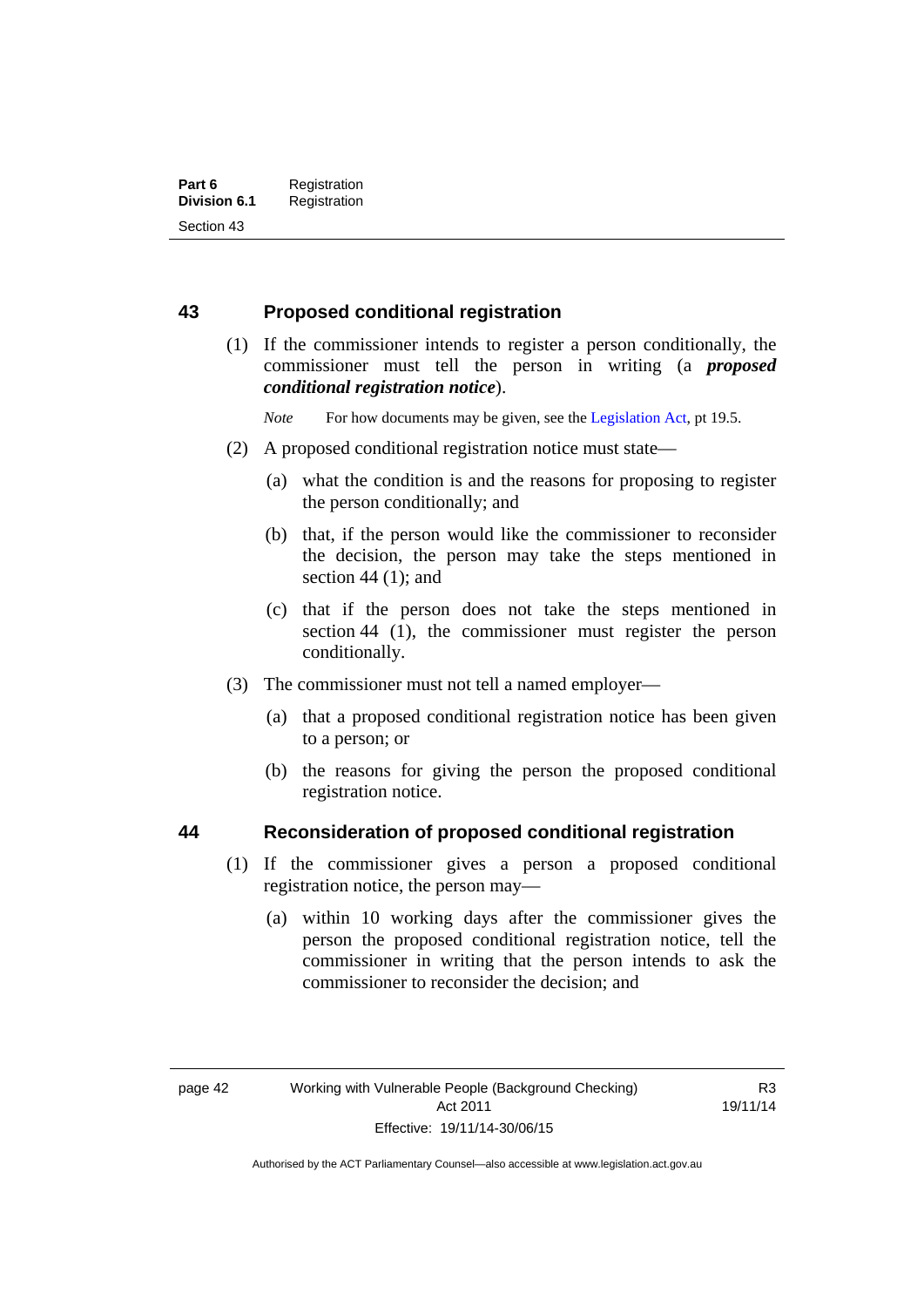## 43 Proposed conditional registration

(1) If the commissioner intends to register a person conditionally, the commissioner must tell the person in writing (a ***proposed conditional registration notice***).

*Note* For how documents may be given, see the Legislation Act, pt 19.5.

(2) A proposed conditional registration notice must state—

(a) what the condition is and the reasons for proposing to register the person conditionally; and

(b) that, if the person would like the commissioner to reconsider the decision, the person may take the steps mentioned in section 44 (1); and

(c) that if the person does not take the steps mentioned in section 44 (1), the commissioner must register the person conditionally.

(3) The commissioner must not tell a named employer—

(a) that a proposed conditional registration notice has been given to a person; or

(b) the reasons for giving the person the proposed conditional registration notice.

## 44 Reconsideration of proposed conditional registration

(1) If the commissioner gives a person a proposed conditional registration notice, the person may—

(a) within 10 working days after the commissioner gives the person the proposed conditional registration notice, tell the commissioner in writing that the person intends to ask the commissioner to reconsider the decision; and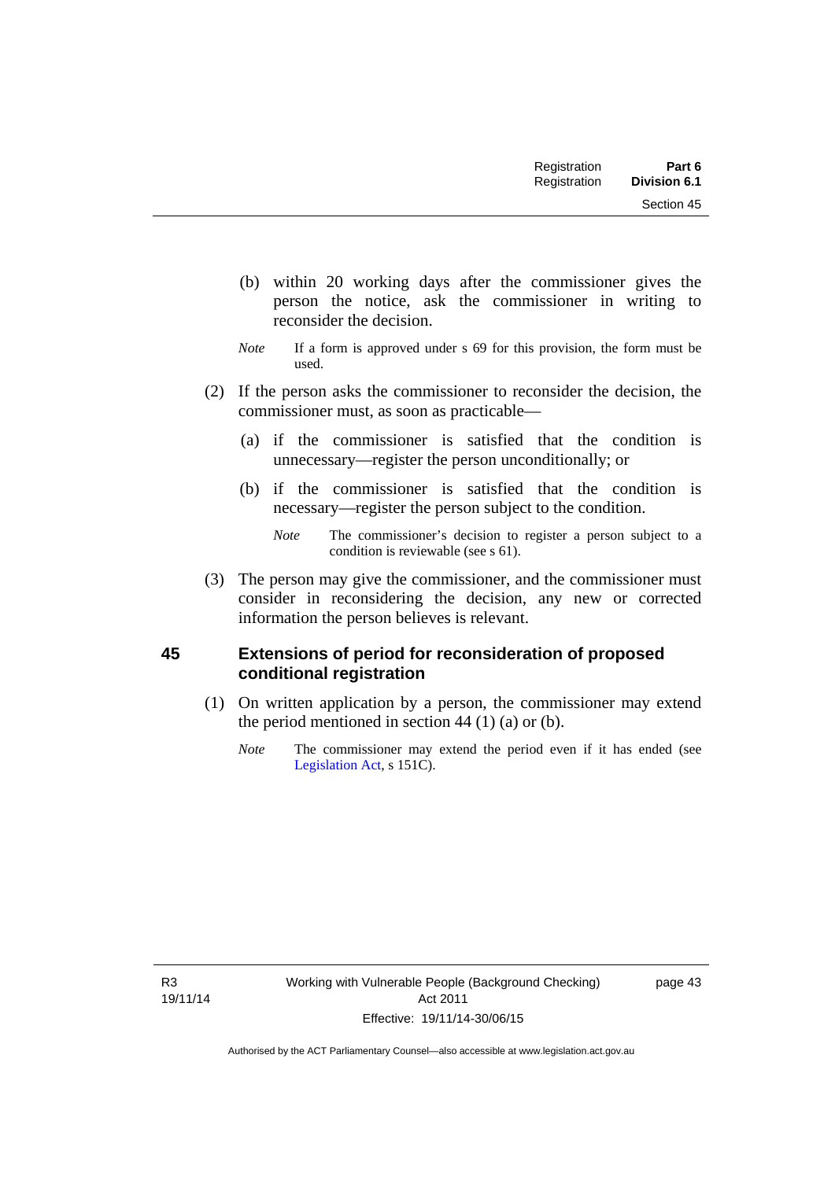(b) within 20 working days after the commissioner gives the person the notice, ask the commissioner in writing to reconsider the decision.

*Note* If a form is approved under s 69 for this provision, the form must be used.

(2) If the person asks the commissioner to reconsider the decision, the commissioner must, as soon as practicable—

(a) if the commissioner is satisfied that the condition is unnecessary—register the person unconditionally; or

(b) if the commissioner is satisfied that the condition is necessary—register the person subject to the condition.

*Note* The commissioner's decision to register a person subject to a condition is reviewable (see s 61).

(3) The person may give the commissioner, and the commissioner must consider in reconsidering the decision, any new or corrected information the person believes is relevant.

## 45 Extensions of period for reconsideration of proposed conditional registration

(1) On written application by a person, the commissioner may extend the period mentioned in section 44 (1) (a) or (b).

*Note* The commissioner may extend the period even if it has ended (see Legislation Act, s 151C).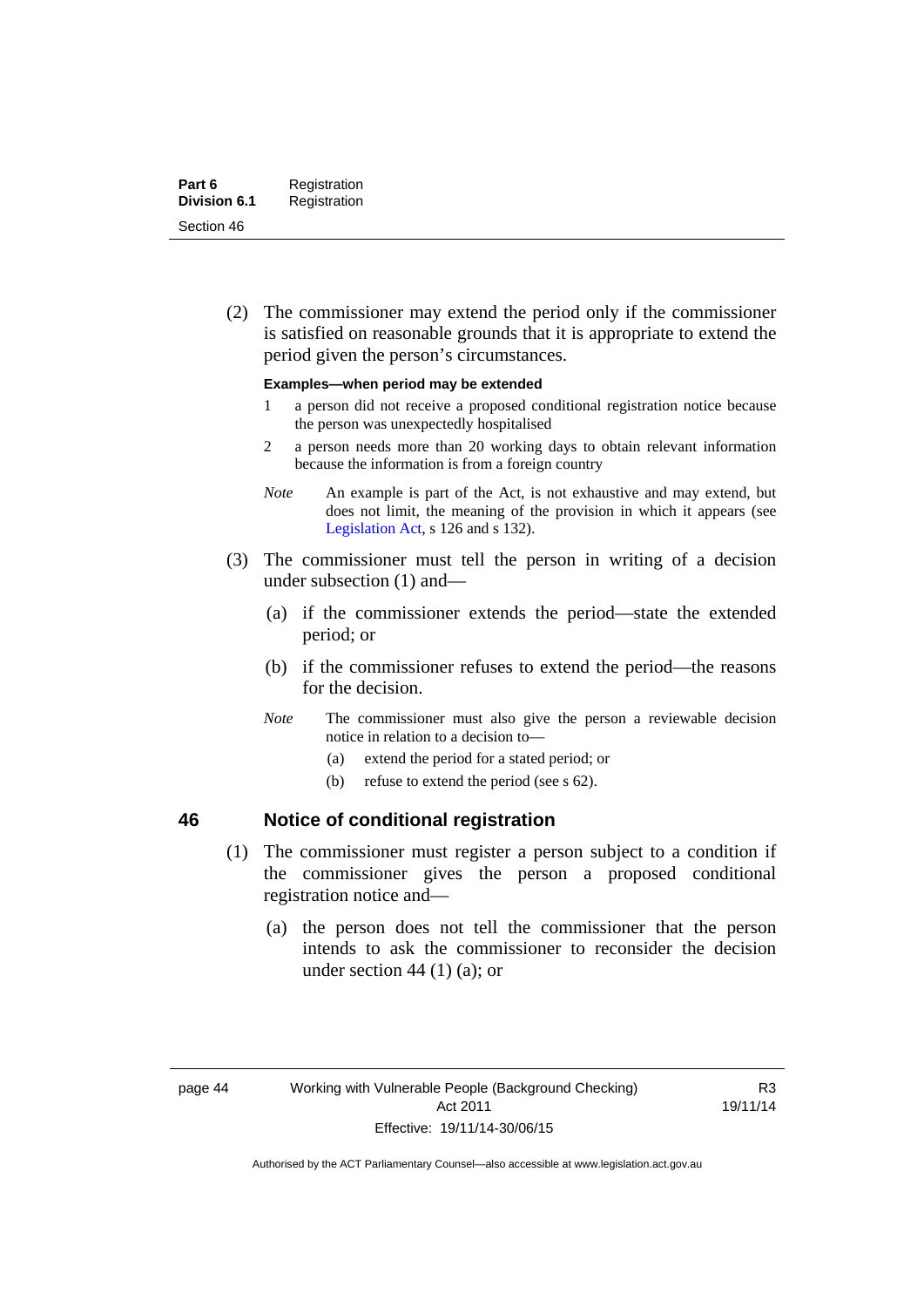(2) The commissioner may extend the period only if the commissioner is satisfied on reasonable grounds that it is appropriate to extend the period given the person's circumstances.

**Examples—when period may be extended**

1 a person did not receive a proposed conditional registration notice because the person was unexpectedly hospitalised

2 a person needs more than 20 working days to obtain relevant information because the information is from a foreign country

*Note* An example is part of the Act, is not exhaustive and may extend, but does not limit, the meaning of the provision in which it appears (see Legislation Act, s 126 and s 132).

(3) The commissioner must tell the person in writing of a decision under subsection (1) and—

(a) if the commissioner extends the period—state the extended period; or

(b) if the commissioner refuses to extend the period—the reasons for the decision.

*Note* The commissioner must also give the person a reviewable decision notice in relation to a decision to—

(a) extend the period for a stated period; or

(b) refuse to extend the period (see s 62).

### 46 Notice of conditional registration

(1) The commissioner must register a person subject to a condition if the commissioner gives the person a proposed conditional registration notice and—

(a) the person does not tell the commissioner that the person intends to ask the commissioner to reconsider the decision under section 44 (1) (a); or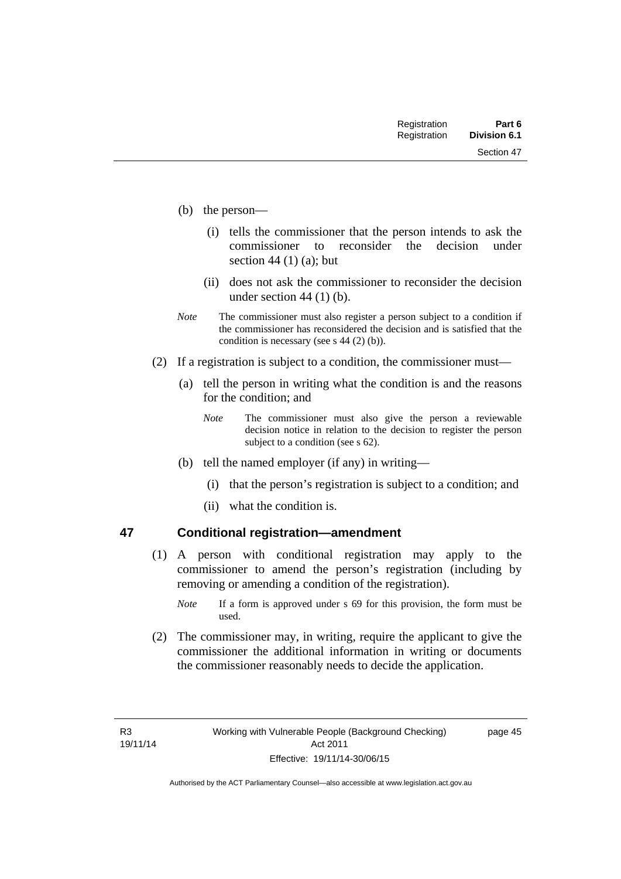(b) the person—

(i) tells the commissioner that the person intends to ask the commissioner to reconsider the decision under section 44 (1) (a); but

(ii) does not ask the commissioner to reconsider the decision under section 44 (1) (b).

*Note* The commissioner must also register a person subject to a condition if the commissioner has reconsidered the decision and is satisfied that the condition is necessary (see s 44 (2) (b)).

(2) If a registration is subject to a condition, the commissioner must—

(a) tell the person in writing what the condition is and the reasons for the condition; and

*Note* The commissioner must also give the person a reviewable decision notice in relation to the decision to register the person subject to a condition (see s 62).

(b) tell the named employer (if any) in writing—

(i) that the person's registration is subject to a condition; and

(ii) what the condition is.

## 47 Conditional registration—amendment

(1) A person with conditional registration may apply to the commissioner to amend the person's registration (including by removing or amending a condition of the registration).

*Note* If a form is approved under s 69 for this provision, the form must be used.

(2) The commissioner may, in writing, require the applicant to give the commissioner the additional information in writing or documents the commissioner reasonably needs to decide the application.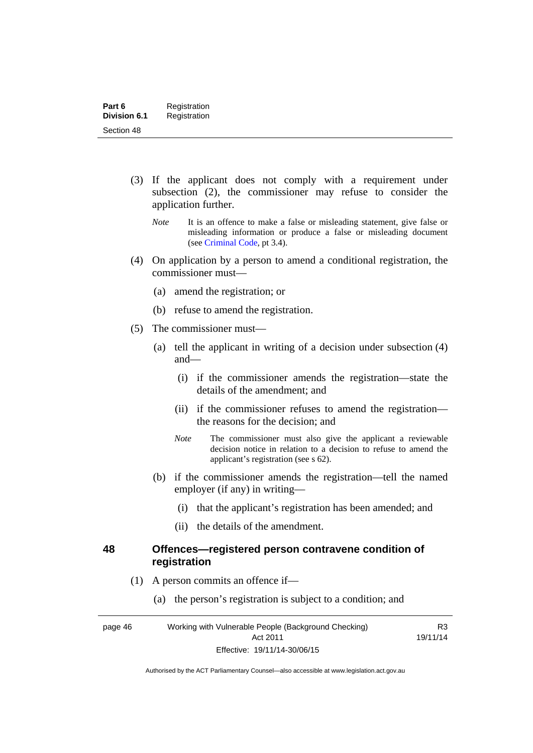(3) If the applicant does not comply with a requirement under subsection (2), the commissioner may refuse to consider the application further.

*Note* It is an offence to make a false or misleading statement, give false or misleading information or produce a false or misleading document (see Criminal Code, pt 3.4).

(4) On application by a person to amend a conditional registration, the commissioner must—

(a) amend the registration; or

(b) refuse to amend the registration.

(5) The commissioner must—

(a) tell the applicant in writing of a decision under subsection (4) and—

(i) if the commissioner amends the registration—state the details of the amendment; and

(ii) if the commissioner refuses to amend the registration—the reasons for the decision; and

*Note* The commissioner must also give the applicant a reviewable decision notice in relation to a decision to refuse to amend the applicant's registration (see s 62).

(b) if the commissioner amends the registration—tell the named employer (if any) in writing—

(i) that the applicant's registration has been amended; and

(ii) the details of the amendment.

## 48 Offences—registered person contravene condition of registration

(1) A person commits an offence if—

(a) the person's registration is subject to a condition; and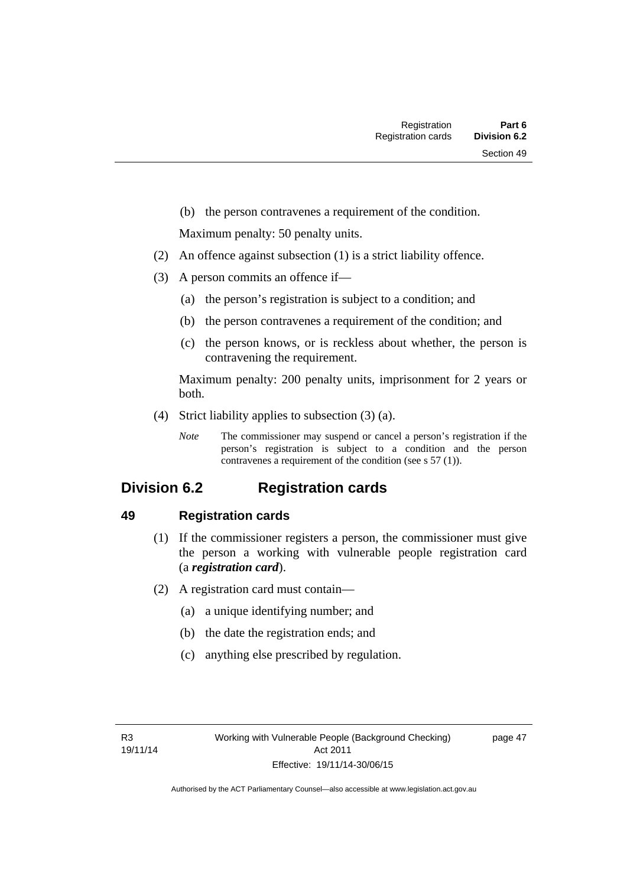(b) the person contravenes a requirement of the condition.

Maximum penalty: 50 penalty units.

(2) An offence against subsection (1) is a strict liability offence.

(3) A person commits an offence if—

(a) the person's registration is subject to a condition; and

(b) the person contravenes a requirement of the condition; and

(c) the person knows, or is reckless about whether, the person is contravening the requirement.

Maximum penalty: 200 penalty units, imprisonment for 2 years or both.

(4) Strict liability applies to subsection (3) (a).

*Note* The commissioner may suspend or cancel a person's registration if the person's registration is subject to a condition and the person contravenes a requirement of the condition (see s 57 (1)).

## Division 6.2 Registration cards

### 49 Registration cards

(1) If the commissioner registers a person, the commissioner must give the person a working with vulnerable people registration card (a ***registration card***).

(2) A registration card must contain—

(a) a unique identifying number; and

(b) the date the registration ends; and

(c) anything else prescribed by regulation.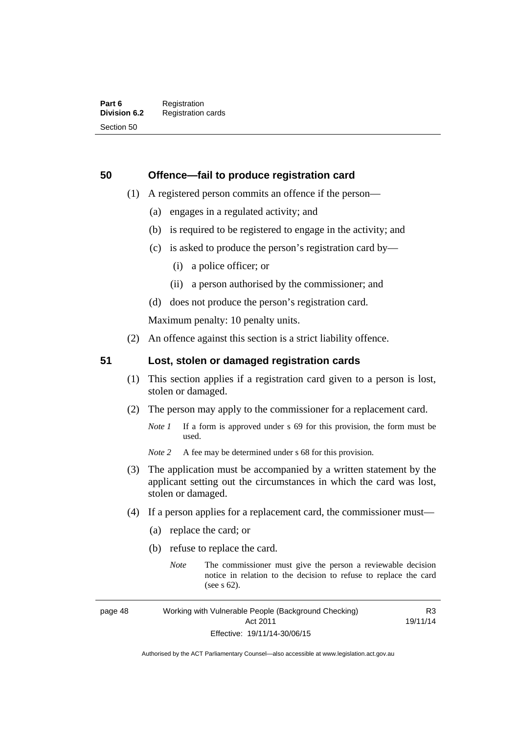## 50 Offence—fail to produce registration card

(1) A registered person commits an offence if the person—

(a) engages in a regulated activity; and

(b) is required to be registered to engage in the activity; and

(c) is asked to produce the person's registration card by—

(i) a police officer; or

(ii) a person authorised by the commissioner; and

(d) does not produce the person's registration card.

Maximum penalty: 10 penalty units.

(2) An offence against this section is a strict liability offence.

## 51 Lost, stolen or damaged registration cards

(1) This section applies if a registration card given to a person is lost, stolen or damaged.

(2) The person may apply to the commissioner for a replacement card.

*Note 1* If a form is approved under s 69 for this provision, the form must be used.

*Note 2* A fee may be determined under s 68 for this provision.

(3) The application must be accompanied by a written statement by the applicant setting out the circumstances in which the card was lost, stolen or damaged.

(4) If a person applies for a replacement card, the commissioner must—

(a) replace the card; or

(b) refuse to replace the card.

*Note* The commissioner must give the person a reviewable decision notice in relation to the decision to refuse to replace the card (see s 62).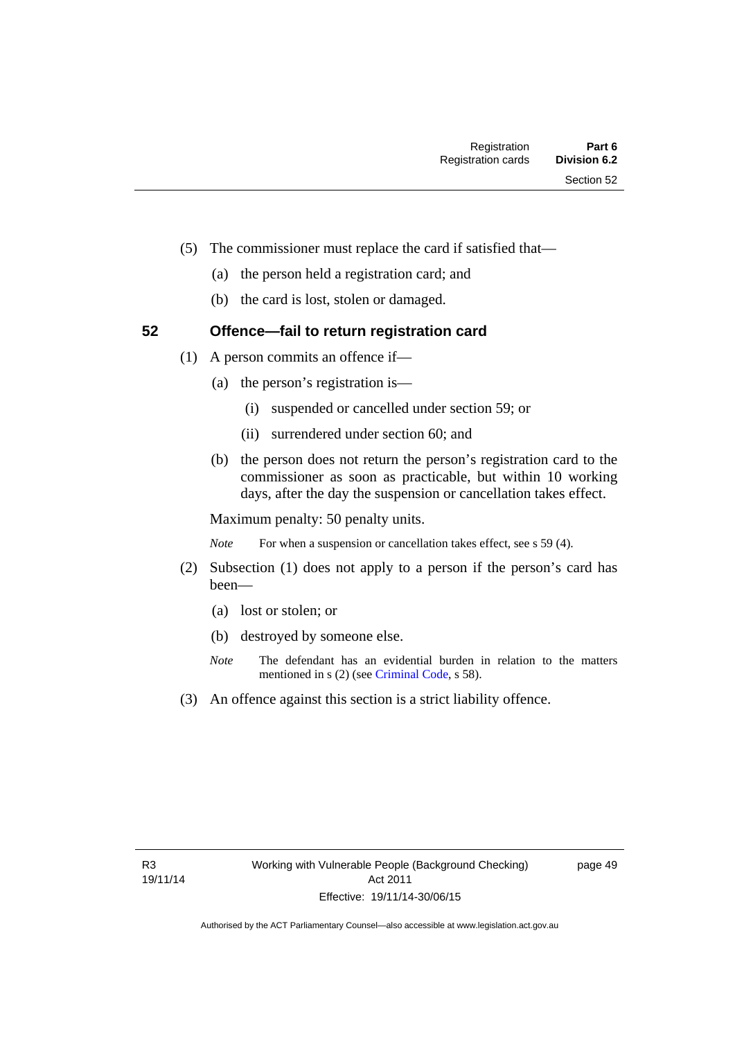(5) The commissioner must replace the card if satisfied that—

(a) the person held a registration card; and

(b) the card is lost, stolen or damaged.

## 52 Offence—fail to return registration card

(1) A person commits an offence if—

(a) the person's registration is—

(i) suspended or cancelled under section 59; or

(ii) surrendered under section 60; and

(b) the person does not return the person's registration card to the commissioner as soon as practicable, but within 10 working days, after the day the suspension or cancellation takes effect.

Maximum penalty: 50 penalty units.

*Note* For when a suspension or cancellation takes effect, see s 59 (4).

(2) Subsection (1) does not apply to a person if the person's card has been—

(a) lost or stolen; or

(b) destroyed by someone else.

*Note* The defendant has an evidential burden in relation to the matters mentioned in s (2) (see Criminal Code, s 58).

(3) An offence against this section is a strict liability offence.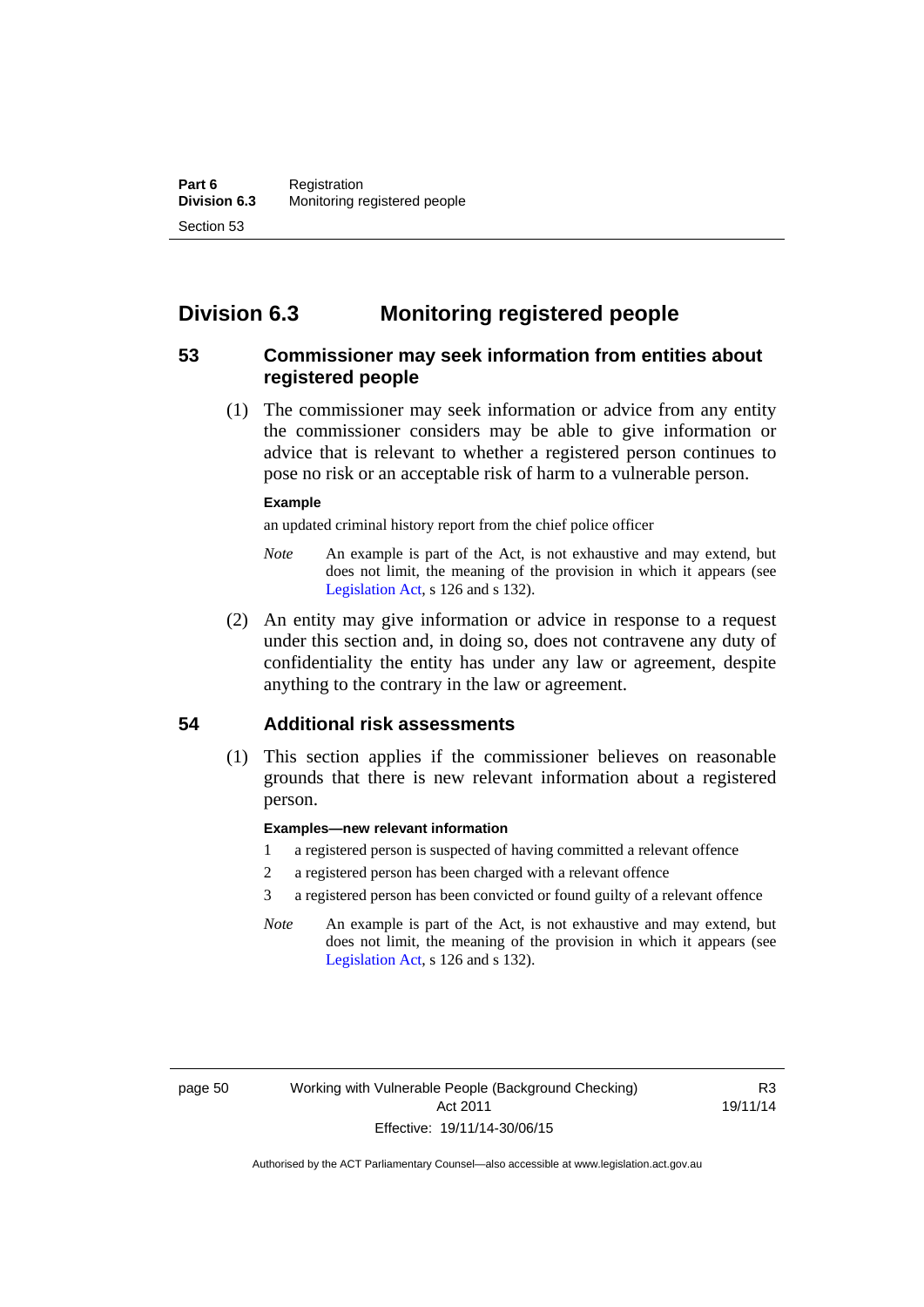## Division 6.3 Monitoring registered people

### 53 Commissioner may seek information from entities about registered people

(1) The commissioner may seek information or advice from any entity the commissioner considers may be able to give information or advice that is relevant to whether a registered person continues to pose no risk or an acceptable risk of harm to a vulnerable person.

**Example**

an updated criminal history report from the chief police officer

*Note* An example is part of the Act, is not exhaustive and may extend, but does not limit, the meaning of the provision in which it appears (see Legislation Act, s 126 and s 132).

(2) An entity may give information or advice in response to a request under this section and, in doing so, does not contravene any duty of confidentiality the entity has under any law or agreement, despite anything to the contrary in the law or agreement.

### 54 Additional risk assessments

(1) This section applies if the commissioner believes on reasonable grounds that there is new relevant information about a registered person.

**Examples—new relevant information**

1 a registered person is suspected of having committed a relevant offence

2 a registered person has been charged with a relevant offence

3 a registered person has been convicted or found guilty of a relevant offence

*Note* An example is part of the Act, is not exhaustive and may extend, but does not limit, the meaning of the provision in which it appears (see Legislation Act, s 126 and s 132).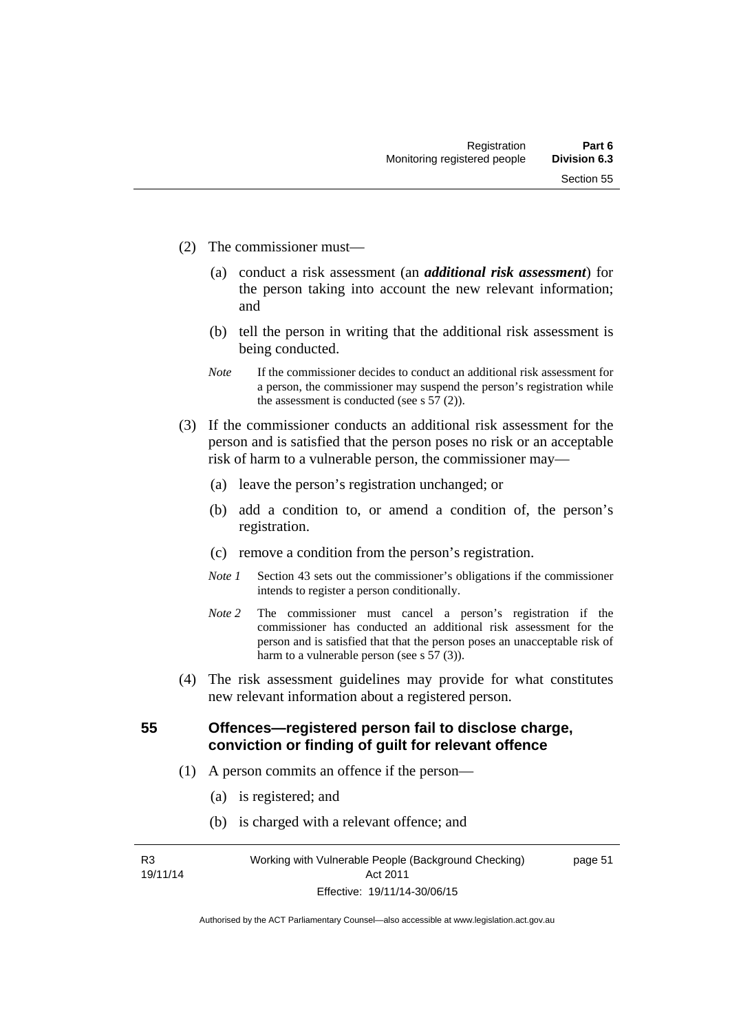(2) The commissioner must—

(a) conduct a risk assessment (an ***additional risk assessment***) for the person taking into account the new relevant information; and

(b) tell the person in writing that the additional risk assessment is being conducted.

*Note* If the commissioner decides to conduct an additional risk assessment for a person, the commissioner may suspend the person's registration while the assessment is conducted (see s 57 (2)).

(3) If the commissioner conducts an additional risk assessment for the person and is satisfied that the person poses no risk or an acceptable risk of harm to a vulnerable person, the commissioner may—

(a) leave the person's registration unchanged; or

(b) add a condition to, or amend a condition of, the person's registration.

(c) remove a condition from the person's registration.

*Note 1* Section 43 sets out the commissioner's obligations if the commissioner intends to register a person conditionally.

*Note 2* The commissioner must cancel a person's registration if the commissioner has conducted an additional risk assessment for the person and is satisfied that that the person poses an unacceptable risk of harm to a vulnerable person (see s 57 (3)).

(4) The risk assessment guidelines may provide for what constitutes new relevant information about a registered person.

## 55 Offences—registered person fail to disclose charge, conviction or finding of guilt for relevant offence

(1) A person commits an offence if the person—

(a) is registered; and

(b) is charged with a relevant offence; and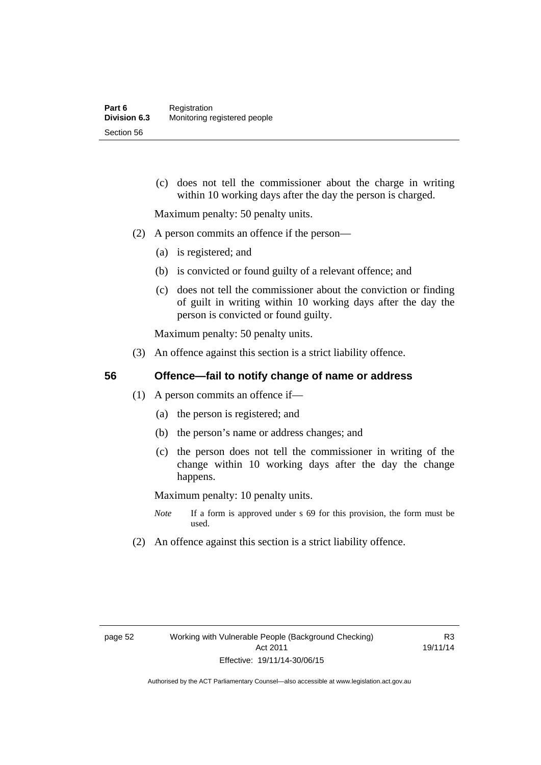(c) does not tell the commissioner about the charge in writing within 10 working days after the day the person is charged.

Maximum penalty: 50 penalty units.

(2) A person commits an offence if the person—

(a) is registered; and

(b) is convicted or found guilty of a relevant offence; and

(c) does not tell the commissioner about the conviction or finding of guilt in writing within 10 working days after the day the person is convicted or found guilty.

Maximum penalty: 50 penalty units.

(3) An offence against this section is a strict liability offence.

## 56 Offence—fail to notify change of name or address

(1) A person commits an offence if—

(a) the person is registered; and

(b) the person's name or address changes; and

(c) the person does not tell the commissioner in writing of the change within 10 working days after the day the change happens.

Maximum penalty: 10 penalty units.

*Note* If a form is approved under s 69 for this provision, the form must be used.

(2) An offence against this section is a strict liability offence.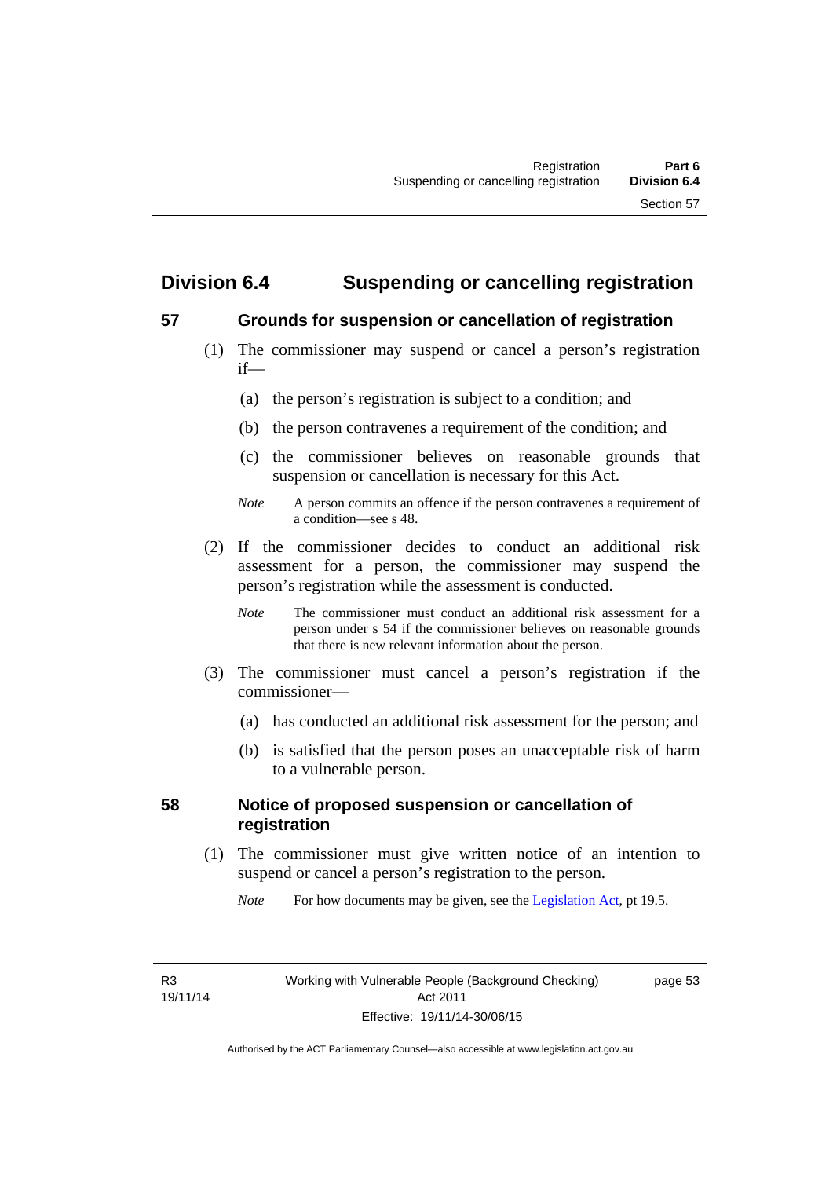## Division 6.4 Suspending or cancelling registration

### 57 Grounds for suspension or cancellation of registration

(1) The commissioner may suspend or cancel a person's registration if—

(a) the person's registration is subject to a condition; and

(b) the person contravenes a requirement of the condition; and

(c) the commissioner believes on reasonable grounds that suspension or cancellation is necessary for this Act.

*Note* A person commits an offence if the person contravenes a requirement of a condition—see s 48.

(2) If the commissioner decides to conduct an additional risk assessment for a person, the commissioner may suspend the person's registration while the assessment is conducted.

*Note* The commissioner must conduct an additional risk assessment for a person under s 54 if the commissioner believes on reasonable grounds that there is new relevant information about the person.

(3) The commissioner must cancel a person's registration if the commissioner—

(a) has conducted an additional risk assessment for the person; and

(b) is satisfied that the person poses an unacceptable risk of harm to a vulnerable person.

### 58 Notice of proposed suspension or cancellation of registration

(1) The commissioner must give written notice of an intention to suspend or cancel a person's registration to the person.

*Note* For how documents may be given, see the Legislation Act, pt 19.5.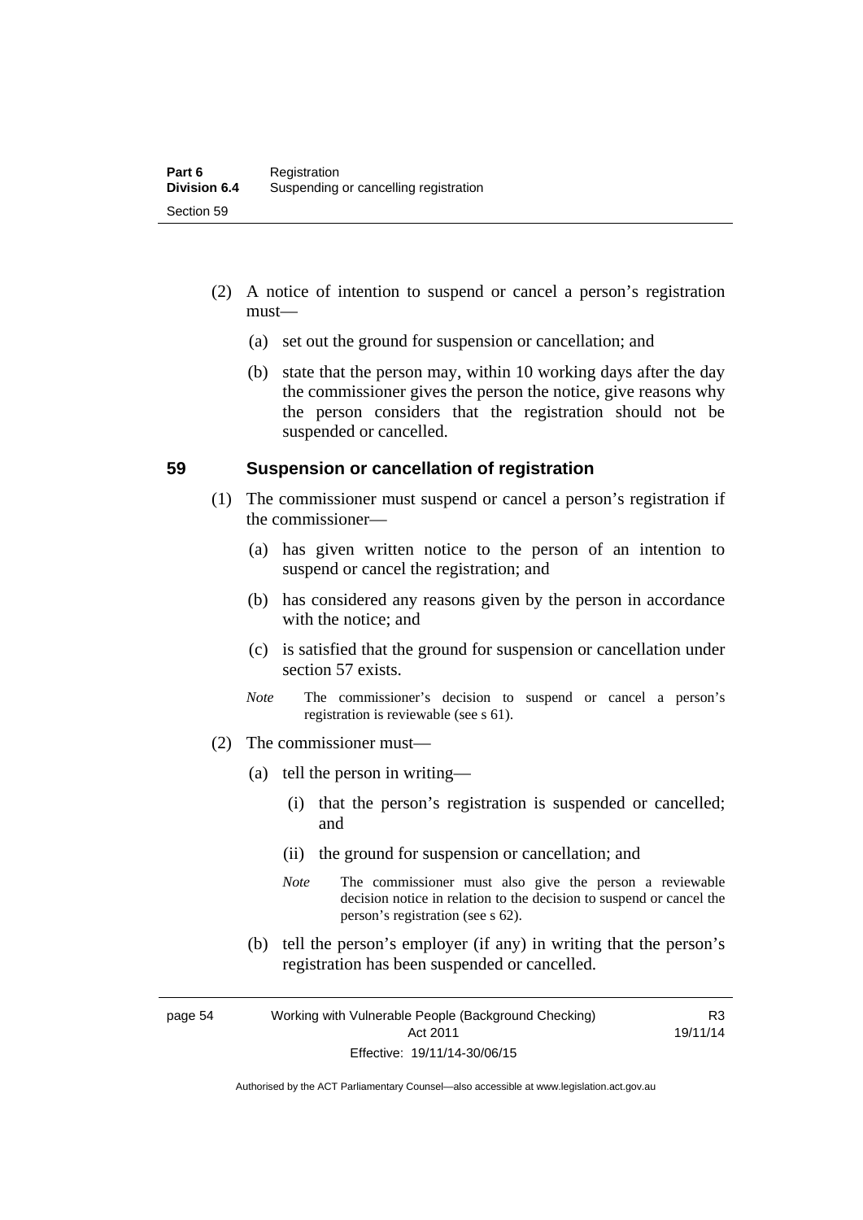(2) A notice of intention to suspend or cancel a person's registration must—

(a) set out the ground for suspension or cancellation; and

(b) state that the person may, within 10 working days after the day the commissioner gives the person the notice, give reasons why the person considers that the registration should not be suspended or cancelled.

## 59 Suspension or cancellation of registration

(1) The commissioner must suspend or cancel a person's registration if the commissioner—

(a) has given written notice to the person of an intention to suspend or cancel the registration; and

(b) has considered any reasons given by the person in accordance with the notice; and

(c) is satisfied that the ground for suspension or cancellation under section 57 exists.

*Note* The commissioner's decision to suspend or cancel a person's registration is reviewable (see s 61).

(2) The commissioner must—

(a) tell the person in writing—

(i) that the person's registration is suspended or cancelled; and

(ii) the ground for suspension or cancellation; and

*Note* The commissioner must also give the person a reviewable decision notice in relation to the decision to suspend or cancel the person's registration (see s 62).

(b) tell the person's employer (if any) in writing that the person's registration has been suspended or cancelled.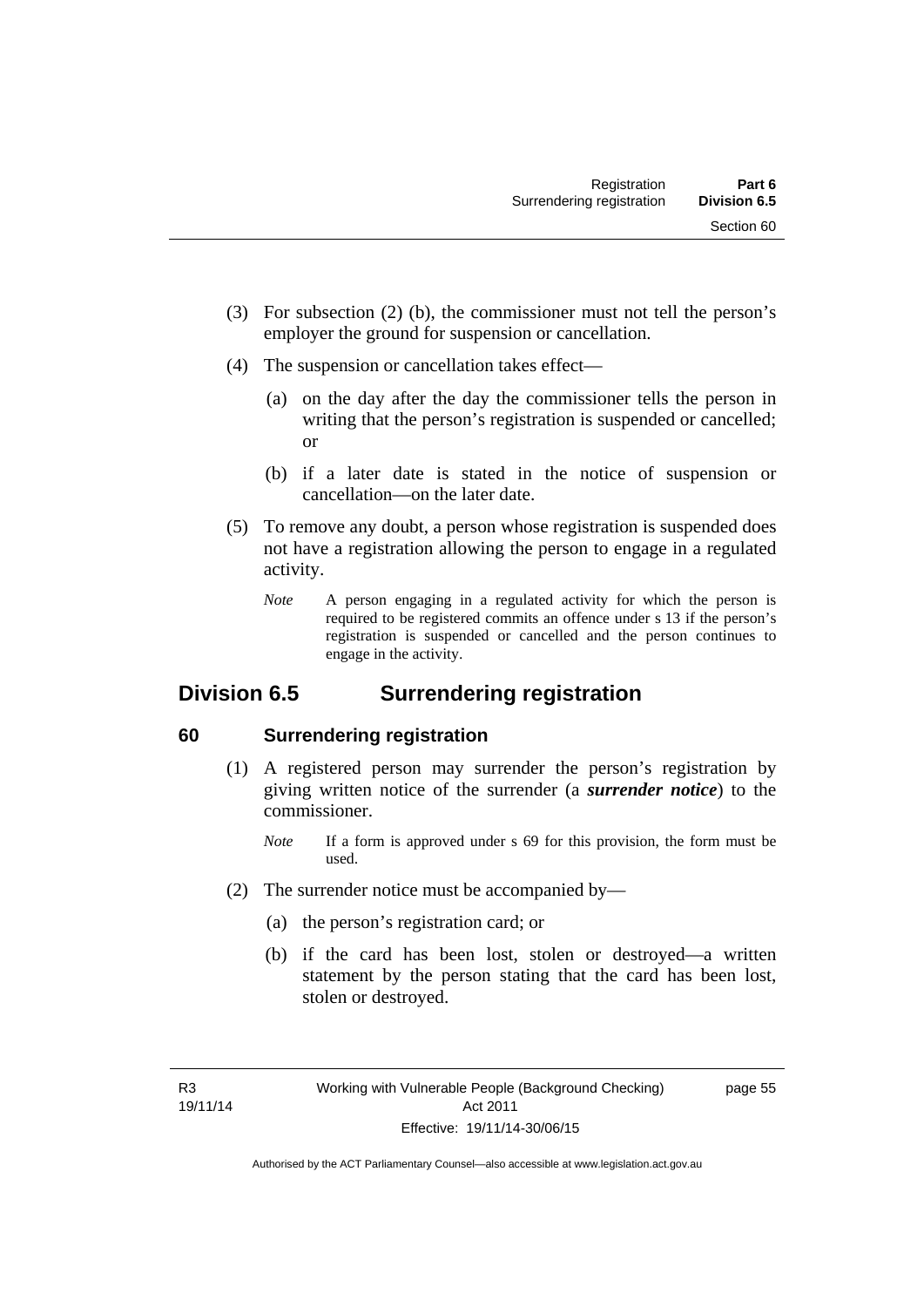(3) For subsection (2) (b), the commissioner must not tell the person's employer the ground for suspension or cancellation.

(4) The suspension or cancellation takes effect—

(a) on the day after the day the commissioner tells the person in writing that the person's registration is suspended or cancelled; or

(b) if a later date is stated in the notice of suspension or cancellation—on the later date.

(5) To remove any doubt, a person whose registration is suspended does not have a registration allowing the person to engage in a regulated activity.

*Note* A person engaging in a regulated activity for which the person is required to be registered commits an offence under s 13 if the person's registration is suspended or cancelled and the person continues to engage in the activity.

## Division 6.5 Surrendering registration

### 60 Surrendering registration

(1) A registered person may surrender the person's registration by giving written notice of the surrender (a ***surrender notice***) to the commissioner.

*Note* If a form is approved under s 69 for this provision, the form must be used.

(2) The surrender notice must be accompanied by—

(a) the person's registration card; or

(b) if the card has been lost, stolen or destroyed—a written statement by the person stating that the card has been lost, stolen or destroyed.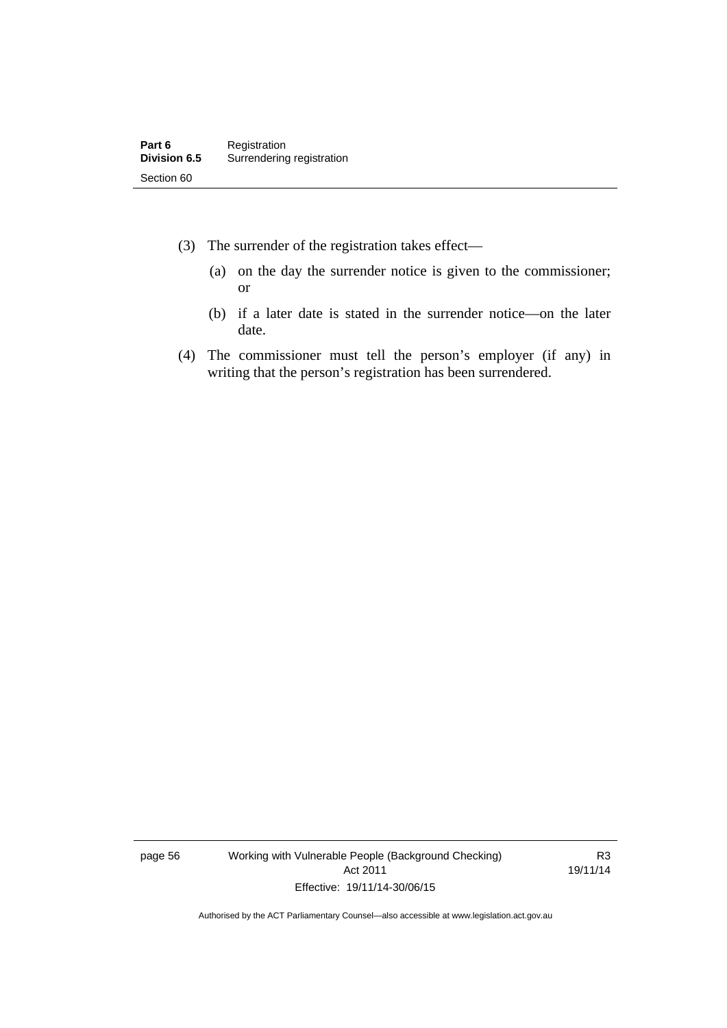(3) The surrender of the registration takes effect—

(a) on the day the surrender notice is given to the commissioner; or

(b) if a later date is stated in the surrender notice—on the later date.

(4) The commissioner must tell the person's employer (if any) in writing that the person's registration has been surrendered.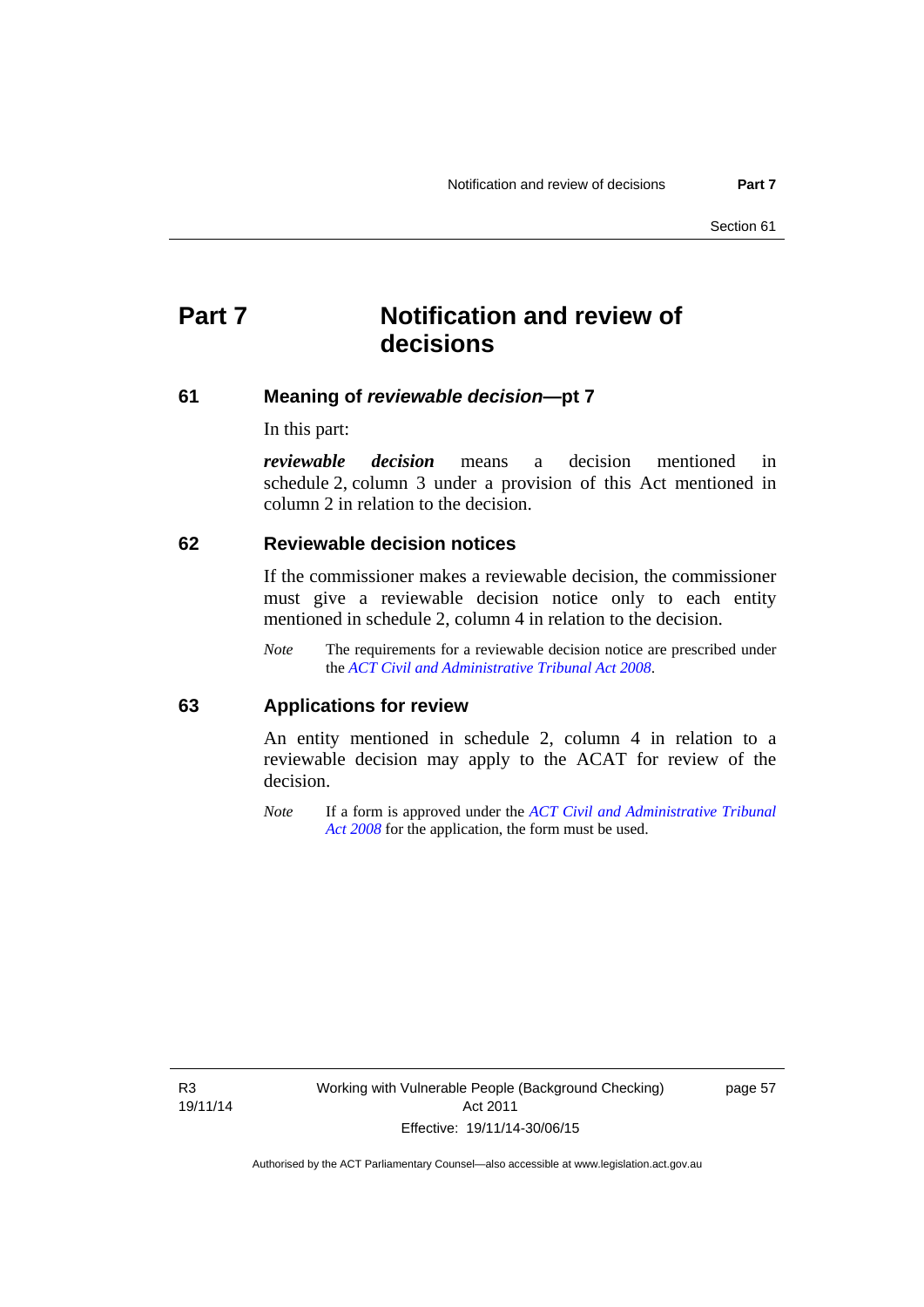# Part 7 Notification and review of decisions

## 61 Meaning of *reviewable decision*—pt 7

In this part:

***reviewable decision*** means a decision mentioned in schedule 2, column 3 under a provision of this Act mentioned in column 2 in relation to the decision.

## 62 Reviewable decision notices

If the commissioner makes a reviewable decision, the commissioner must give a reviewable decision notice only to each entity mentioned in schedule 2, column 4 in relation to the decision.

*Note* The requirements for a reviewable decision notice are prescribed under the *ACT Civil and Administrative Tribunal Act 2008*.

## 63 Applications for review

An entity mentioned in schedule 2, column 4 in relation to a reviewable decision may apply to the ACAT for review of the decision.

*Note* If a form is approved under the *ACT Civil and Administrative Tribunal Act 2008* for the application, the form must be used.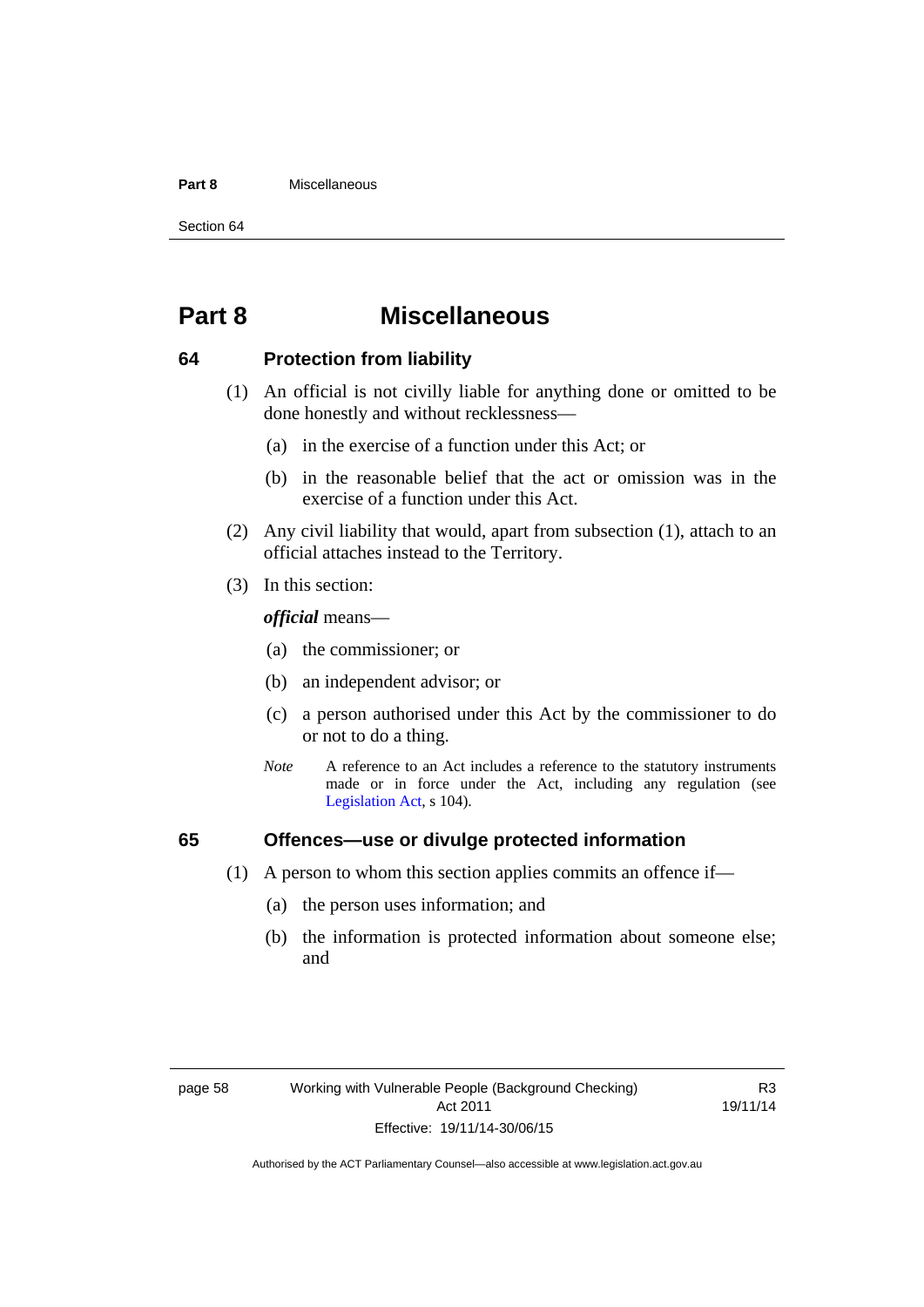# Part 8 Miscellaneous

## 64 Protection from liability

(1) An official is not civilly liable for anything done or omitted to be done honestly and without recklessness—

(a) in the exercise of a function under this Act; or

(b) in the reasonable belief that the act or omission was in the exercise of a function under this Act.

(2) Any civil liability that would, apart from subsection (1), attach to an official attaches instead to the Territory.

(3) In this section:

***official*** means—

(a) the commissioner; or

(b) an independent advisor; or

(c) a person authorised under this Act by the commissioner to do or not to do a thing.

*Note* A reference to an Act includes a reference to the statutory instruments made or in force under the Act, including any regulation (see Legislation Act, s 104).

## 65 Offences—use or divulge protected information

(1) A person to whom this section applies commits an offence if—

(a) the person uses information; and

(b) the information is protected information about someone else; and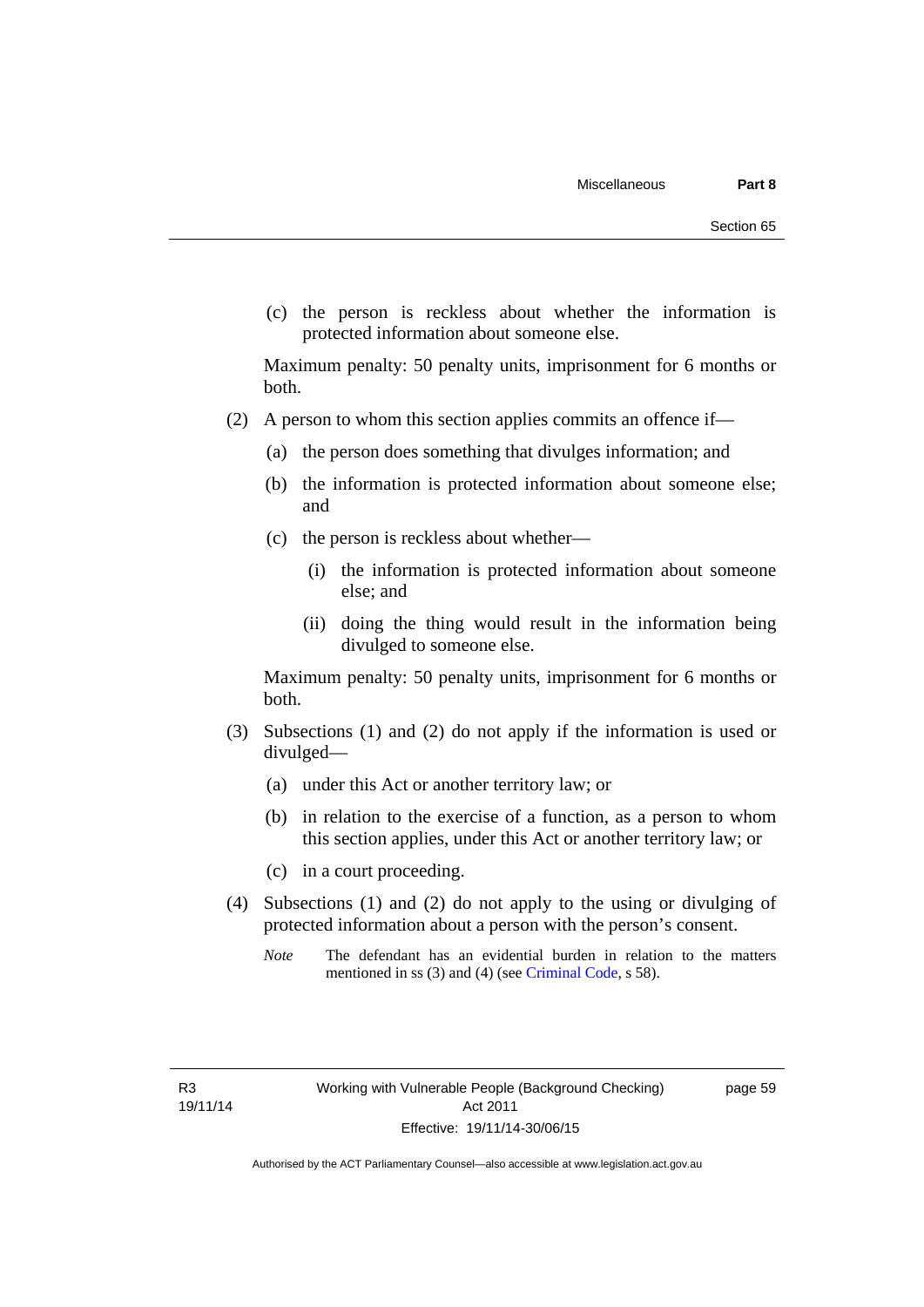(c) the person is reckless about whether the information is protected information about someone else.

Maximum penalty: 50 penalty units, imprisonment for 6 months or both.

(2) A person to whom this section applies commits an offence if—

(a) the person does something that divulges information; and

(b) the information is protected information about someone else; and

(c) the person is reckless about whether—

(i) the information is protected information about someone else; and

(ii) doing the thing would result in the information being divulged to someone else.

Maximum penalty: 50 penalty units, imprisonment for 6 months or both.

(3) Subsections (1) and (2) do not apply if the information is used or divulged—

(a) under this Act or another territory law; or

(b) in relation to the exercise of a function, as a person to whom this section applies, under this Act or another territory law; or

(c) in a court proceeding.

(4) Subsections (1) and (2) do not apply to the using or divulging of protected information about a person with the person's consent.

*Note* The defendant has an evidential burden in relation to the matters mentioned in ss (3) and (4) (see Criminal Code, s 58).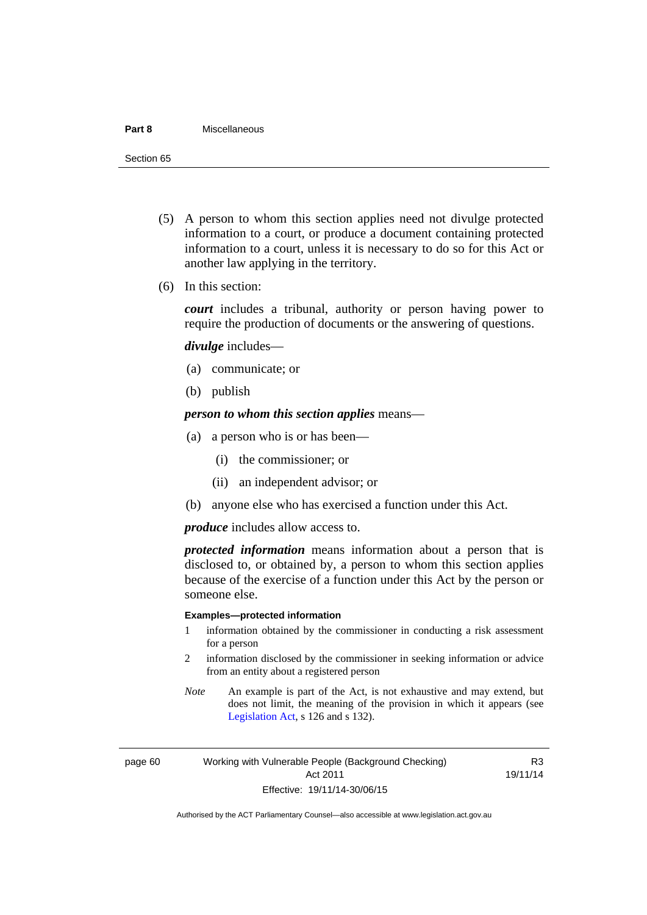(5) A person to whom this section applies need not divulge protected information to a court, or produce a document containing protected information to a court, unless it is necessary to do so for this Act or another law applying in the territory.

(6) In this section:

***court*** includes a tribunal, authority or person having power to require the production of documents or the answering of questions.

***divulge*** includes—

- (a) communicate; or
- (b) publish

***person to whom this section applies*** means—

- (a) a person who is or has been—
  - (i) the commissioner; or
  - (ii) an independent advisor; or
- (b) anyone else who has exercised a function under this Act.

***produce*** includes allow access to.

***protected information*** means information about a person that is disclosed to, or obtained by, a person to whom this section applies because of the exercise of a function under this Act by the person or someone else.

**Examples—protected information**

1. information obtained by the commissioner in conducting a risk assessment for a person
2. information disclosed by the commissioner in seeking information or advice from an entity about a registered person

*Note* An example is part of the Act, is not exhaustive and may extend, but does not limit, the meaning of the provision in which it appears (see Legislation Act, s 126 and s 132).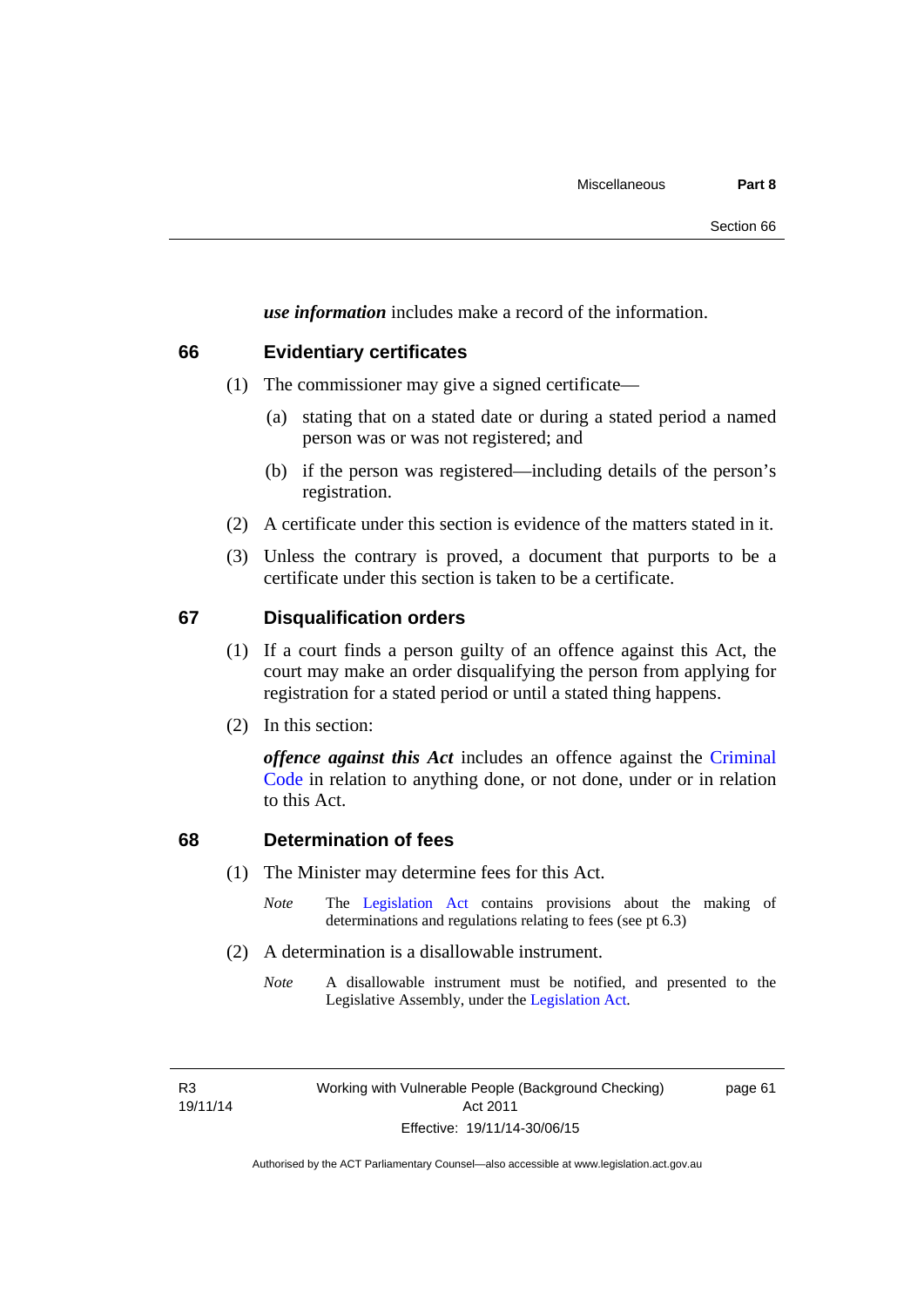***use information*** includes make a record of the information.

## 66 Evidentiary certificates

(1) The commissioner may give a signed certificate—

(a) stating that on a stated date or during a stated period a named person was or was not registered; and

(b) if the person was registered—including details of the person's registration.

(2) A certificate under this section is evidence of the matters stated in it.

(3) Unless the contrary is proved, a document that purports to be a certificate under this section is taken to be a certificate.

## 67 Disqualification orders

(1) If a court finds a person guilty of an offence against this Act, the court may make an order disqualifying the person from applying for registration for a stated period or until a stated thing happens.

(2) In this section:

***offence against this Act*** includes an offence against the Criminal Code in relation to anything done, or not done, under or in relation to this Act.

## 68 Determination of fees

(1) The Minister may determine fees for this Act.

*Note* The Legislation Act contains provisions about the making of determinations and regulations relating to fees (see pt 6.3)

(2) A determination is a disallowable instrument.

*Note* A disallowable instrument must be notified, and presented to the Legislative Assembly, under the Legislation Act.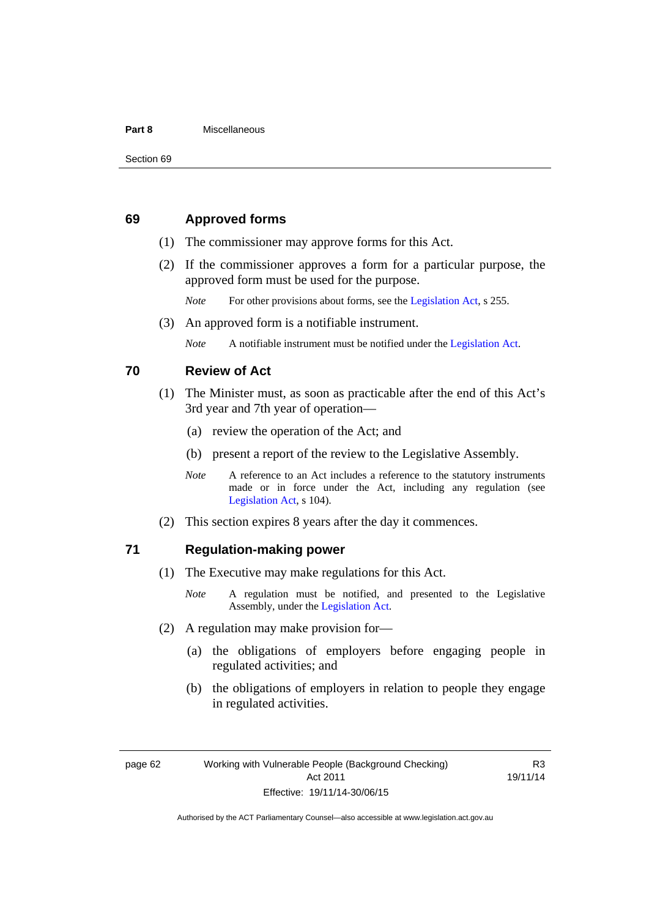## 69 Approved forms

(1) The commissioner may approve forms for this Act.

(2) If the commissioner approves a form for a particular purpose, the approved form must be used for the purpose.

*Note* For other provisions about forms, see the Legislation Act, s 255.

(3) An approved form is a notifiable instrument.

*Note* A notifiable instrument must be notified under the Legislation Act.

## 70 Review of Act

(1) The Minister must, as soon as practicable after the end of this Act's 3rd year and 7th year of operation—

(a) review the operation of the Act; and

(b) present a report of the review to the Legislative Assembly.

*Note* A reference to an Act includes a reference to the statutory instruments made or in force under the Act, including any regulation (see Legislation Act, s 104).

(2) This section expires 8 years after the day it commences.

## 71 Regulation-making power

(1) The Executive may make regulations for this Act.

*Note* A regulation must be notified, and presented to the Legislative Assembly, under the Legislation Act.

(2) A regulation may make provision for—

(a) the obligations of employers before engaging people in regulated activities; and

(b) the obligations of employers in relation to people they engage in regulated activities.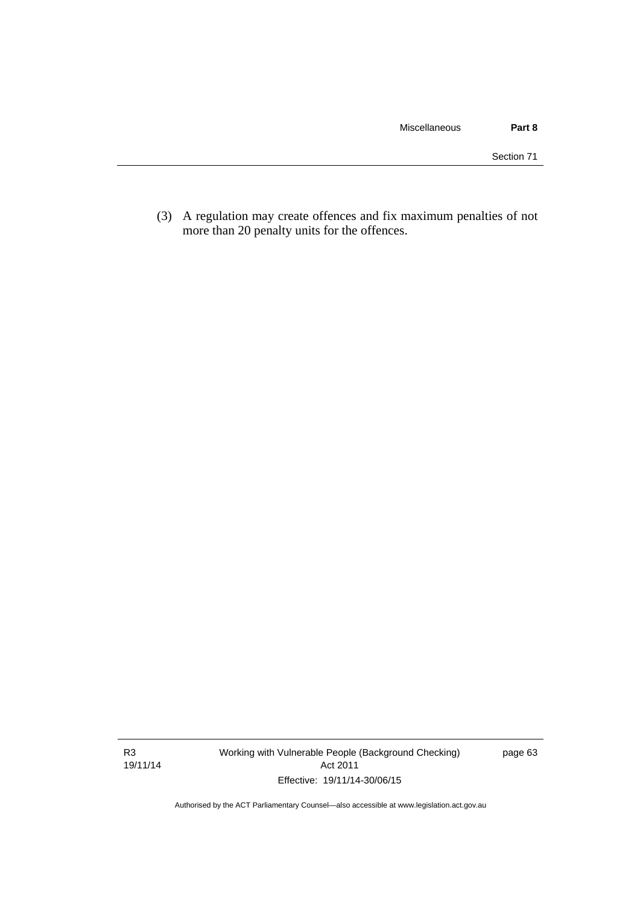(3) A regulation may create offences and fix maximum penalties of not more than 20 penalty units for the offences.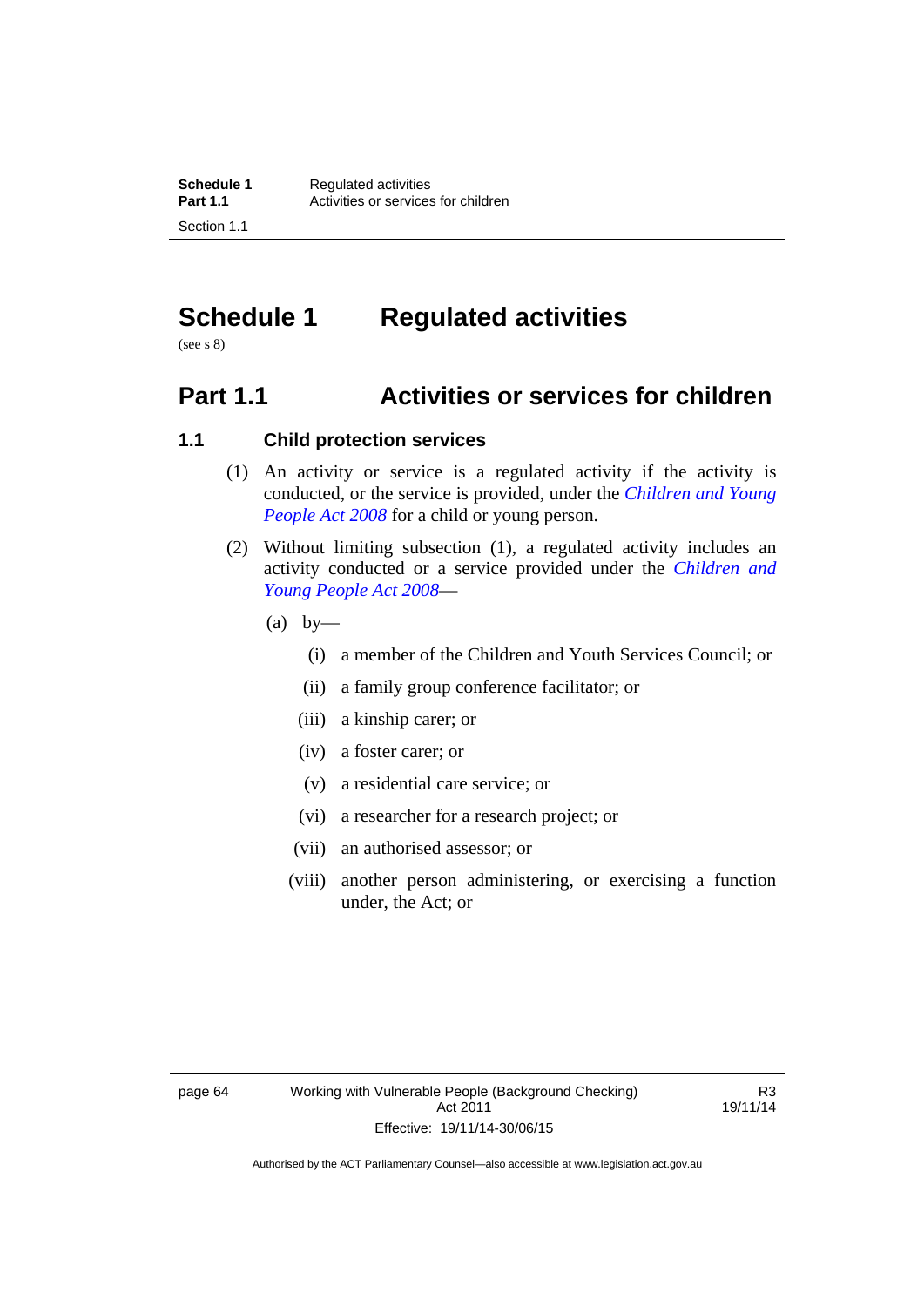# Schedule 1 Regulated activities

(see s 8)

## Part 1.1 Activities or services for children

### 1.1 Child protection services

(1) An activity or service is a regulated activity if the activity is conducted, or the service is provided, under the *Children and Young People Act 2008* for a child or young person.

(2) Without limiting subsection (1), a regulated activity includes an activity conducted or a service provided under the *Children and Young People Act 2008*—

(a) by—

(i) a member of the Children and Youth Services Council; or

(ii) a family group conference facilitator; or

(iii) a kinship carer; or

(iv) a foster carer; or

(v) a residential care service; or

(vi) a researcher for a research project; or

(vii) an authorised assessor; or

(viii) another person administering, or exercising a function under, the Act; or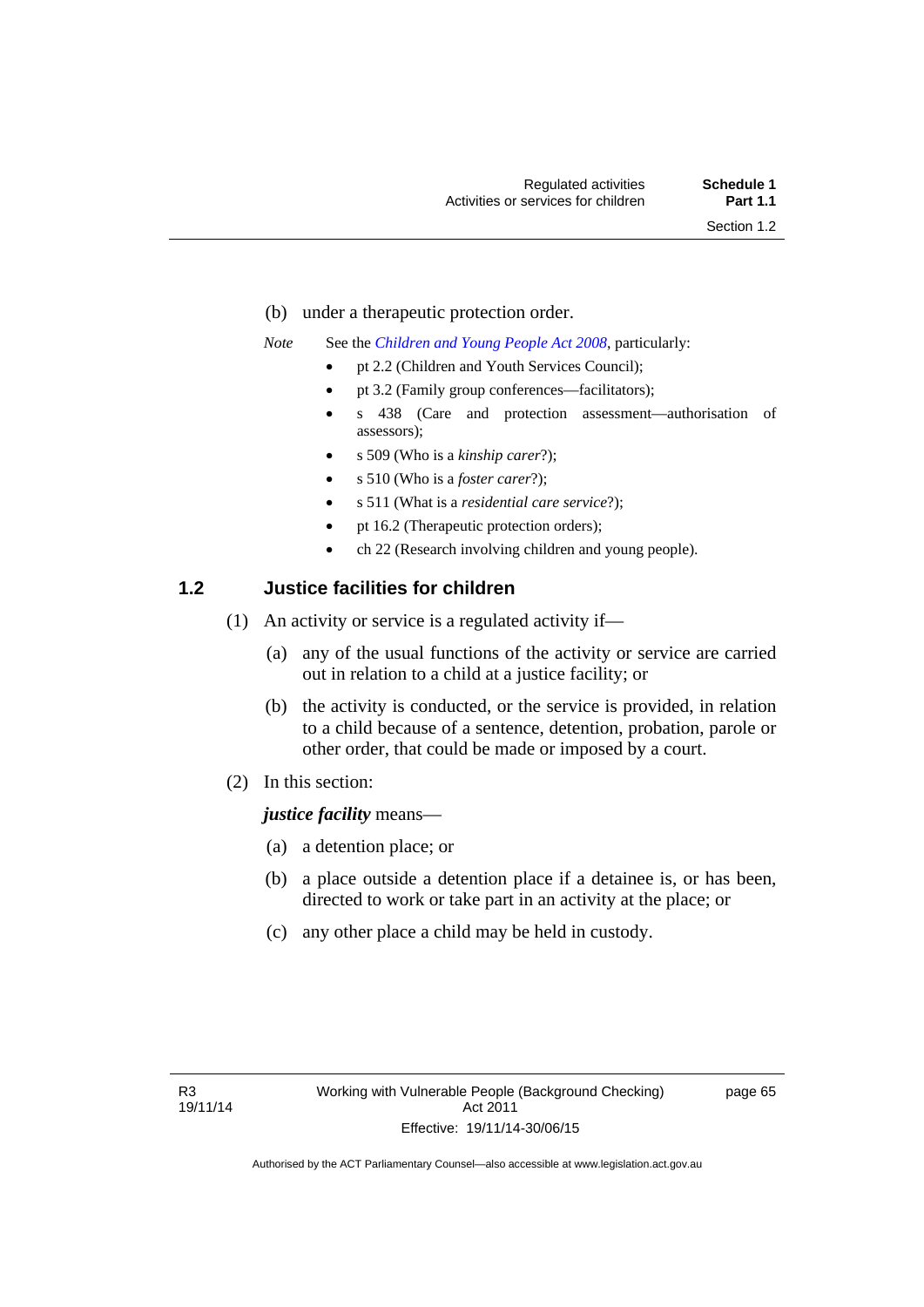(b) under a therapeutic protection order.

*Note* See the *Children and Young People Act 2008*, particularly:

- pt 2.2 (Children and Youth Services Council);
- pt 3.2 (Family group conferences—facilitators);
- s 438 (Care and protection assessment—authorisation of assessors);
- s 509 (Who is a *kinship carer*?);
- s 510 (Who is a *foster carer*?);
- s 511 (What is a *residential care service*?);
- pt 16.2 (Therapeutic protection orders);
- ch 22 (Research involving children and young people).

## 1.2 Justice facilities for children

(1) An activity or service is a regulated activity if—

(a) any of the usual functions of the activity or service are carried out in relation to a child at a justice facility; or

(b) the activity is conducted, or the service is provided, in relation to a child because of a sentence, detention, probation, parole or other order, that could be made or imposed by a court.

(2) In this section:

***justice facility*** means—

(a) a detention place; or

(b) a place outside a detention place if a detainee is, or has been, directed to work or take part in an activity at the place; or

(c) any other place a child may be held in custody.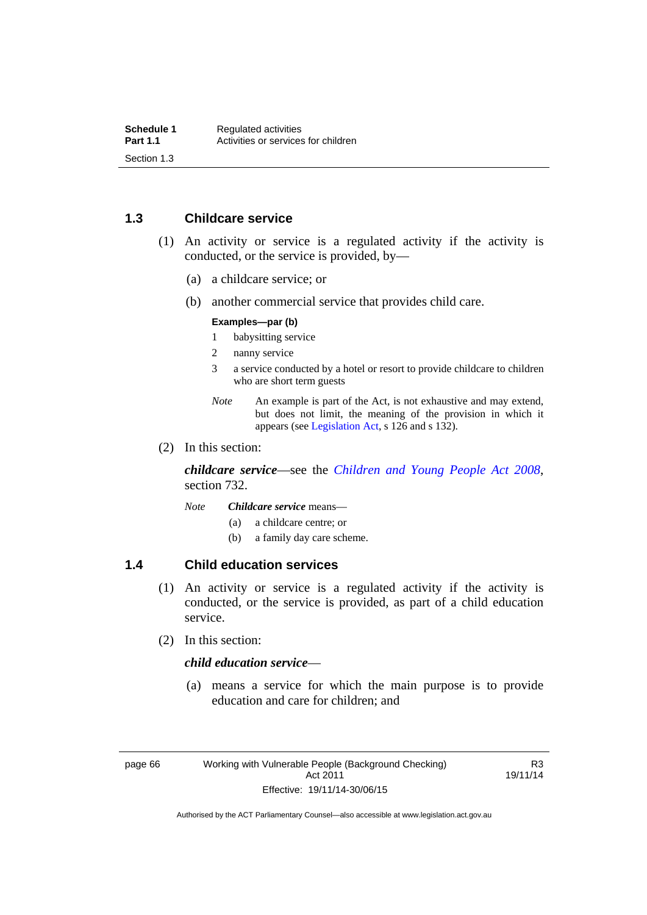## 1.3 Childcare service

(1) An activity or service is a regulated activity if the activity is conducted, or the service is provided, by—

(a) a childcare service; or

(b) another commercial service that provides child care.

**Examples—par (b)**

1 babysitting service

2 nanny service

3 a service conducted by a hotel or resort to provide childcare to children who are short term guests

*Note* An example is part of the Act, is not exhaustive and may extend, but does not limit, the meaning of the provision in which it appears (see Legislation Act, s 126 and s 132).

(2) In this section:

***childcare service***—see the *Children and Young People Act 2008*, section 732.

*Note* ***Childcare service*** means—

(a) a childcare centre; or

(b) a family day care scheme.

## 1.4 Child education services

(1) An activity or service is a regulated activity if the activity is conducted, or the service is provided, as part of a child education service.

(2) In this section:

***child education service***—

(a) means a service for which the main purpose is to provide education and care for children; and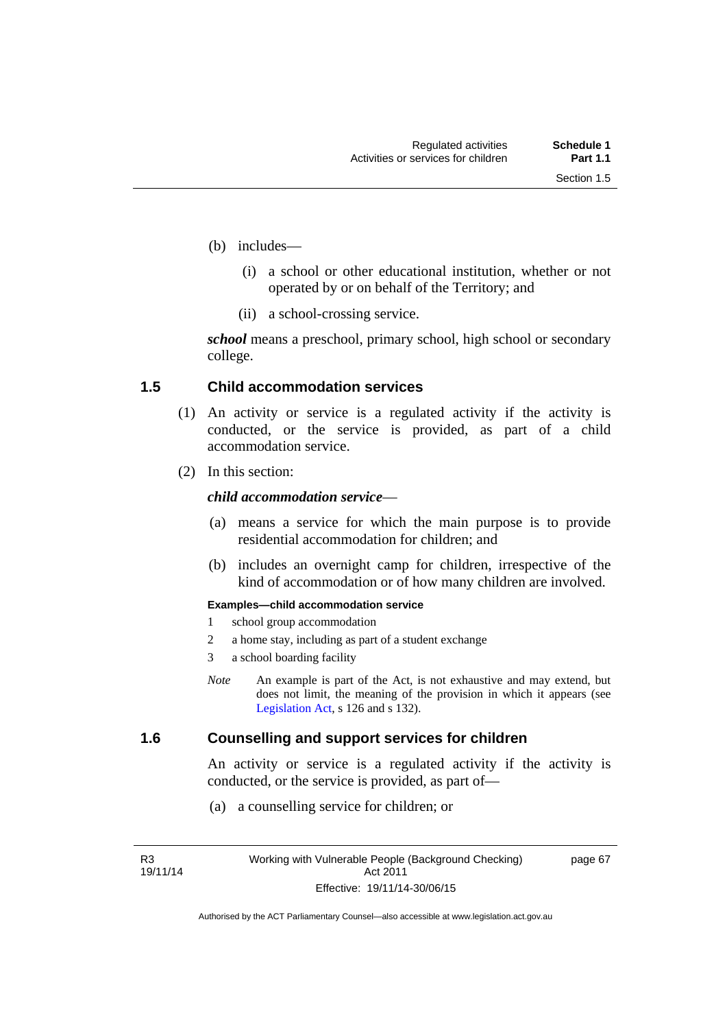(b) includes—

(i) a school or other educational institution, whether or not operated by or on behalf of the Territory; and

(ii) a school-crossing service.

***school*** means a preschool, primary school, high school or secondary college.

### 1.5 Child accommodation services

(1) An activity or service is a regulated activity if the activity is conducted, or the service is provided, as part of a child accommodation service.

(2) In this section:

***child accommodation service***—

(a) means a service for which the main purpose is to provide residential accommodation for children; and

(b) includes an overnight camp for children, irrespective of the kind of accommodation or of how many children are involved.

**Examples—child accommodation service**

1 school group accommodation

2 a home stay, including as part of a student exchange

3 a school boarding facility

*Note* An example is part of the Act, is not exhaustive and may extend, but does not limit, the meaning of the provision in which it appears (see Legislation Act, s 126 and s 132).

### 1.6 Counselling and support services for children

An activity or service is a regulated activity if the activity is conducted, or the service is provided, as part of—

(a) a counselling service for children; or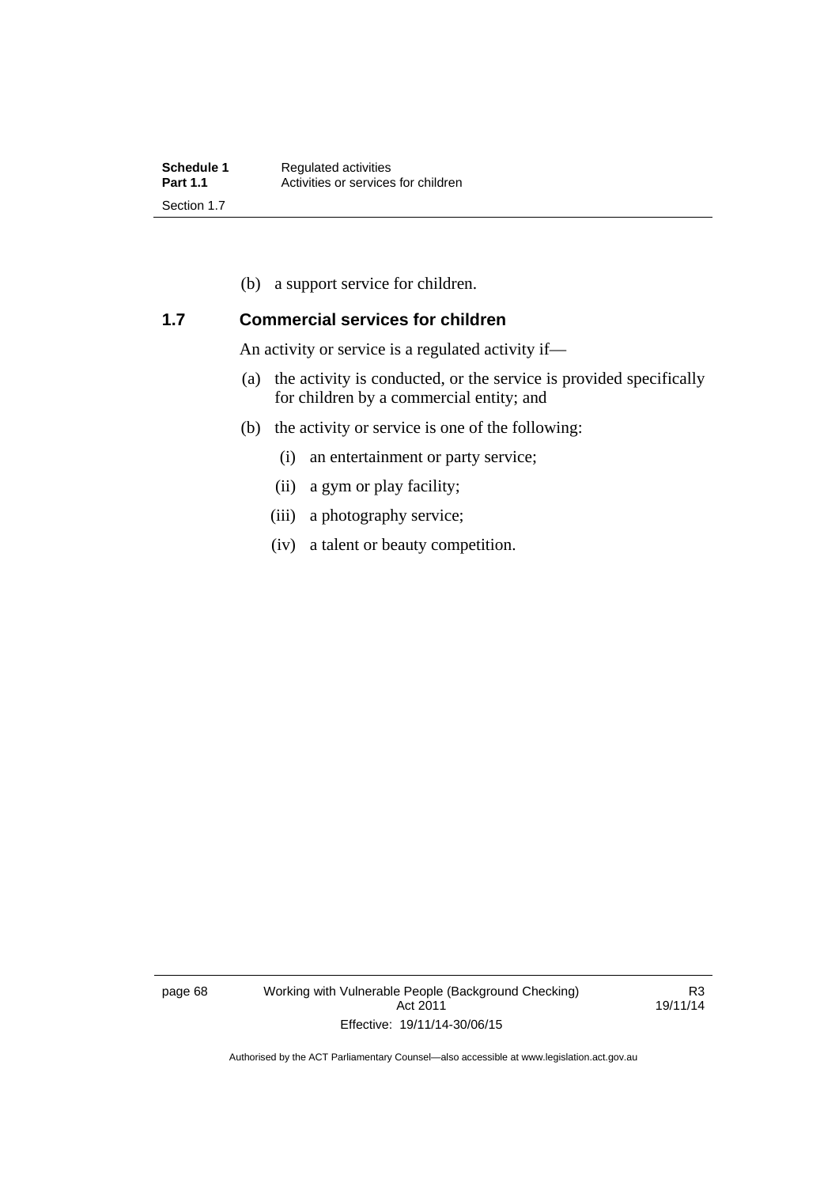(b) a support service for children.

### 1.7 Commercial services for children

An activity or service is a regulated activity if—

(a) the activity is conducted, or the service is provided specifically for children by a commercial entity; and

(b) the activity or service is one of the following:

(i) an entertainment or party service;

(ii) a gym or play facility;

(iii) a photography service;

(iv) a talent or beauty competition.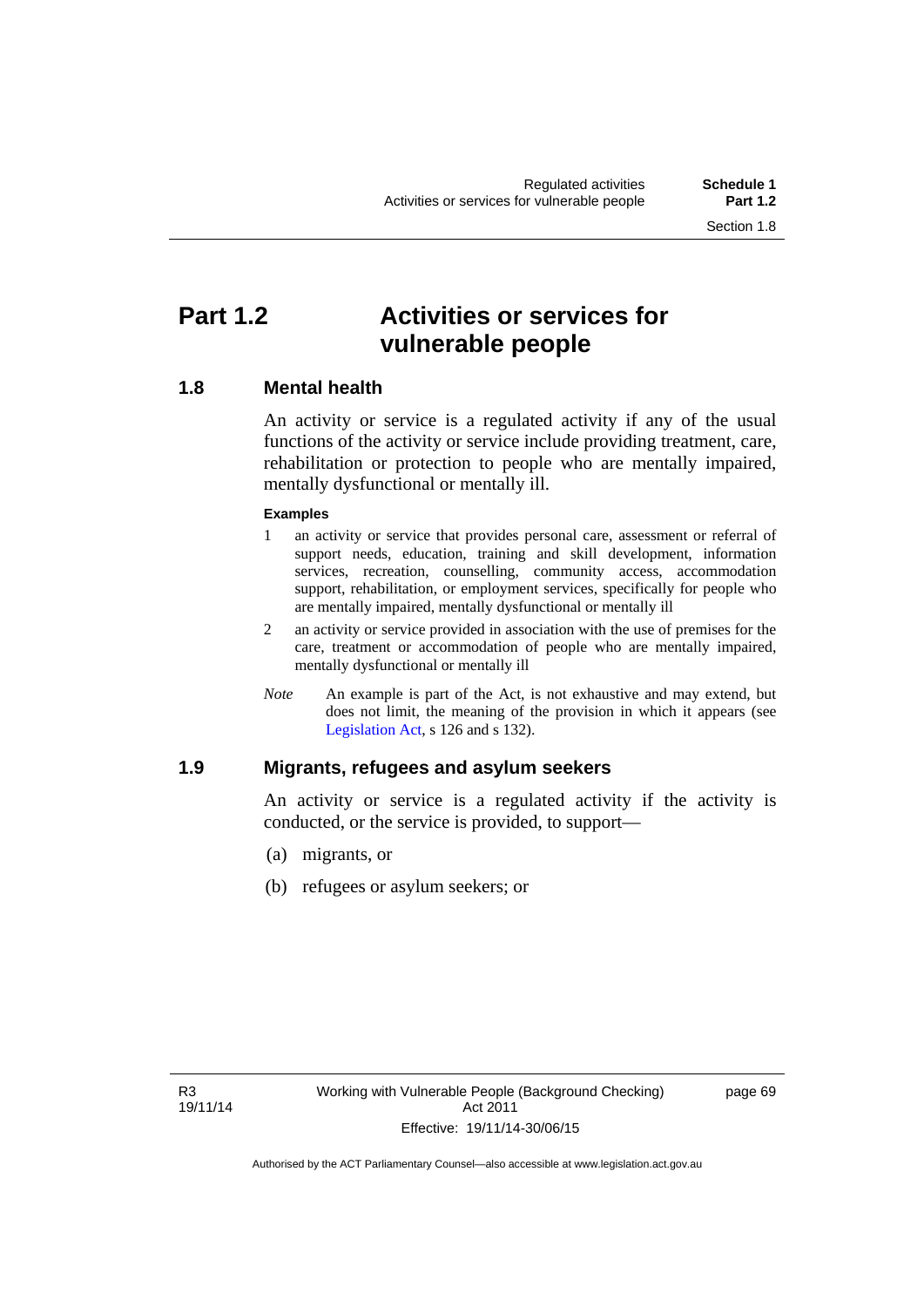# Part 1.2 Activities or services for vulnerable people

## 1.8 Mental health

An activity or service is a regulated activity if any of the usual functions of the activity or service include providing treatment, care, rehabilitation or protection to people who are mentally impaired, mentally dysfunctional or mentally ill.

**Examples**

1. an activity or service that provides personal care, assessment or referral of support needs, education, training and skill development, information services, recreation, counselling, community access, accommodation support, rehabilitation, or employment services, specifically for people who are mentally impaired, mentally dysfunctional or mentally ill
2. an activity or service provided in association with the use of premises for the care, treatment or accommodation of people who are mentally impaired, mentally dysfunctional or mentally ill

*Note* An example is part of the Act, is not exhaustive and may extend, but does not limit, the meaning of the provision in which it appears (see Legislation Act, s 126 and s 132).

## 1.9 Migrants, refugees and asylum seekers

An activity or service is a regulated activity if the activity is conducted, or the service is provided, to support—

(a) migrants, or

(b) refugees or asylum seekers; or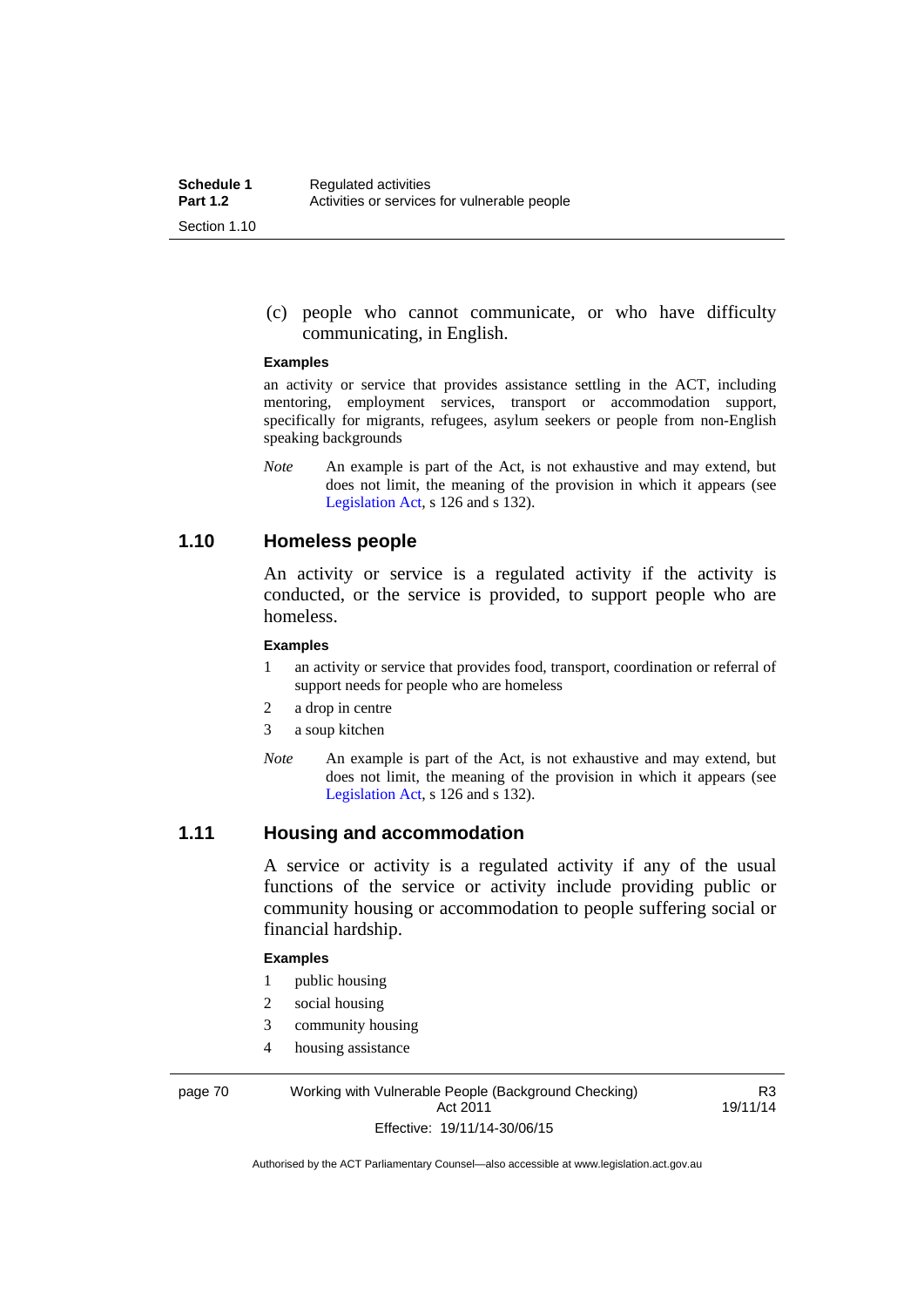(c) people who cannot communicate, or who have difficulty communicating, in English.

**Examples**

an activity or service that provides assistance settling in the ACT, including mentoring, employment services, transport or accommodation support, specifically for migrants, refugees, asylum seekers or people from non-English speaking backgrounds

*Note* An example is part of the Act, is not exhaustive and may extend, but does not limit, the meaning of the provision in which it appears (see Legislation Act, s 126 and s 132).

## 1.10 Homeless people

An activity or service is a regulated activity if the activity is conducted, or the service is provided, to support people who are homeless.

**Examples**

1. an activity or service that provides food, transport, coordination or referral of support needs for people who are homeless
2. a drop in centre
3. a soup kitchen

*Note* An example is part of the Act, is not exhaustive and may extend, but does not limit, the meaning of the provision in which it appears (see Legislation Act, s 126 and s 132).

## 1.11 Housing and accommodation

A service or activity is a regulated activity if any of the usual functions of the service or activity include providing public or community housing or accommodation to people suffering social or financial hardship.

**Examples**

1. public housing
2. social housing
3. community housing
4. housing assistance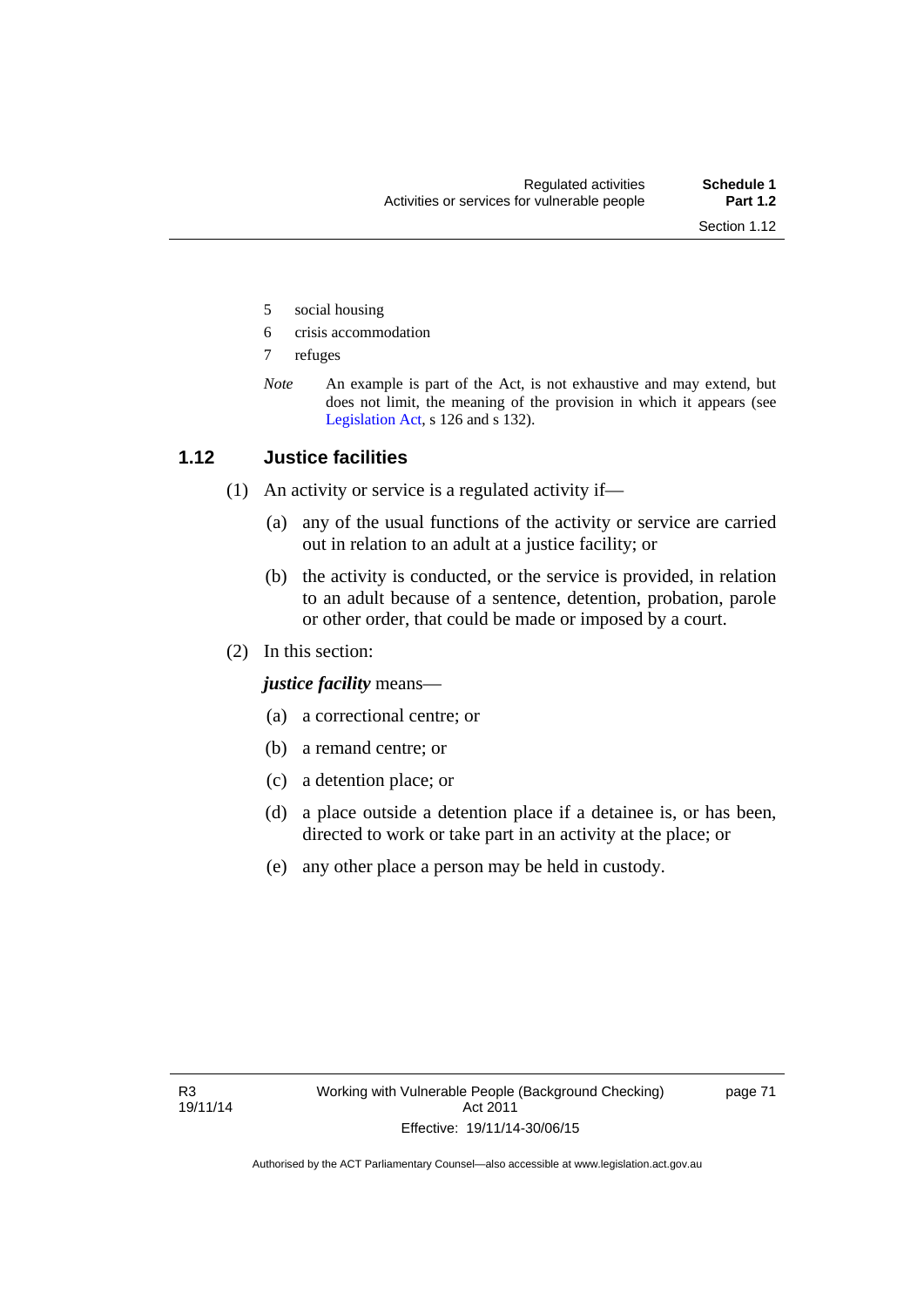5 social housing

6 crisis accommodation

7 refuges

*Note* An example is part of the Act, is not exhaustive and may extend, but does not limit, the meaning of the provision in which it appears (see Legislation Act, s 126 and s 132).

## 1.12 Justice facilities

(1) An activity or service is a regulated activity if—

(a) any of the usual functions of the activity or service are carried out in relation to an adult at a justice facility; or

(b) the activity is conducted, or the service is provided, in relation to an adult because of a sentence, detention, probation, parole or other order, that could be made or imposed by a court.

(2) In this section:

***justice facility*** means—

(a) a correctional centre; or

(b) a remand centre; or

(c) a detention place; or

(d) a place outside a detention place if a detainee is, or has been, directed to work or take part in an activity at the place; or

(e) any other place a person may be held in custody.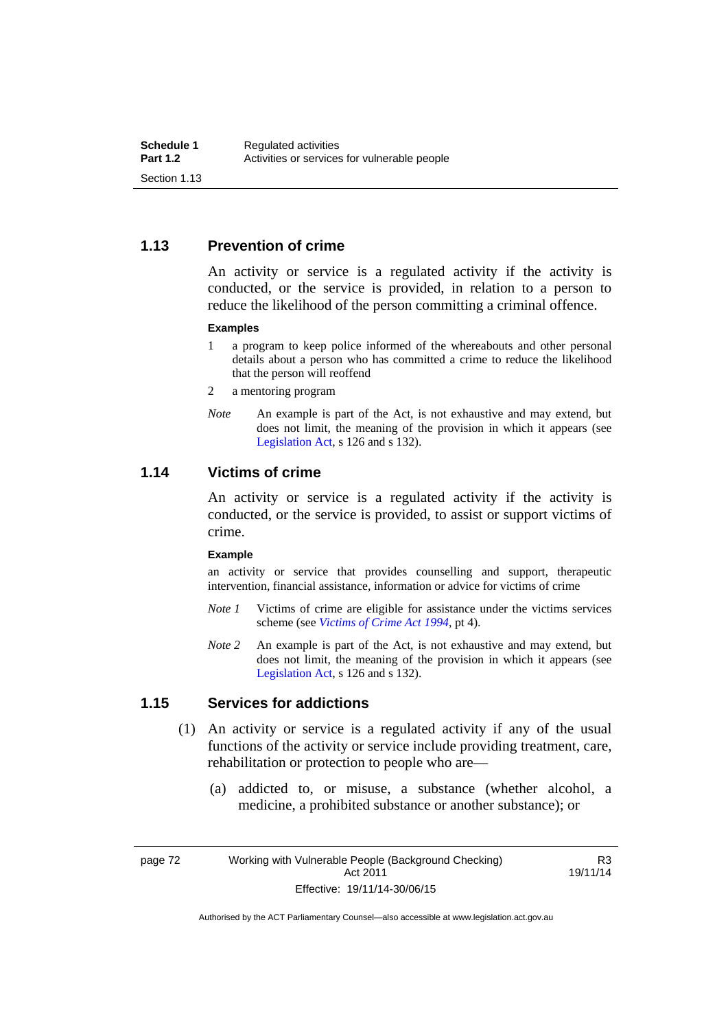### 1.13 Prevention of crime

An activity or service is a regulated activity if the activity is conducted, or the service is provided, in relation to a person to reduce the likelihood of the person committing a criminal offence.

**Examples**

1. a program to keep police informed of the whereabouts and other personal details about a person who has committed a crime to reduce the likelihood that the person will reoffend
2. a mentoring program

*Note* An example is part of the Act, is not exhaustive and may extend, but does not limit, the meaning of the provision in which it appears (see Legislation Act, s 126 and s 132).

### 1.14 Victims of crime

An activity or service is a regulated activity if the activity is conducted, or the service is provided, to assist or support victims of crime.

**Example**

an activity or service that provides counselling and support, therapeutic intervention, financial assistance, information or advice for victims of crime

*Note 1* Victims of crime are eligible for assistance under the victims services scheme (see *Victims of Crime Act 1994*, pt 4).

*Note 2* An example is part of the Act, is not exhaustive and may extend, but does not limit, the meaning of the provision in which it appears (see Legislation Act, s 126 and s 132).

### 1.15 Services for addictions

(1) An activity or service is a regulated activity if any of the usual functions of the activity or service include providing treatment, care, rehabilitation or protection to people who are—

(a) addicted to, or misuse, a substance (whether alcohol, a medicine, a prohibited substance or another substance); or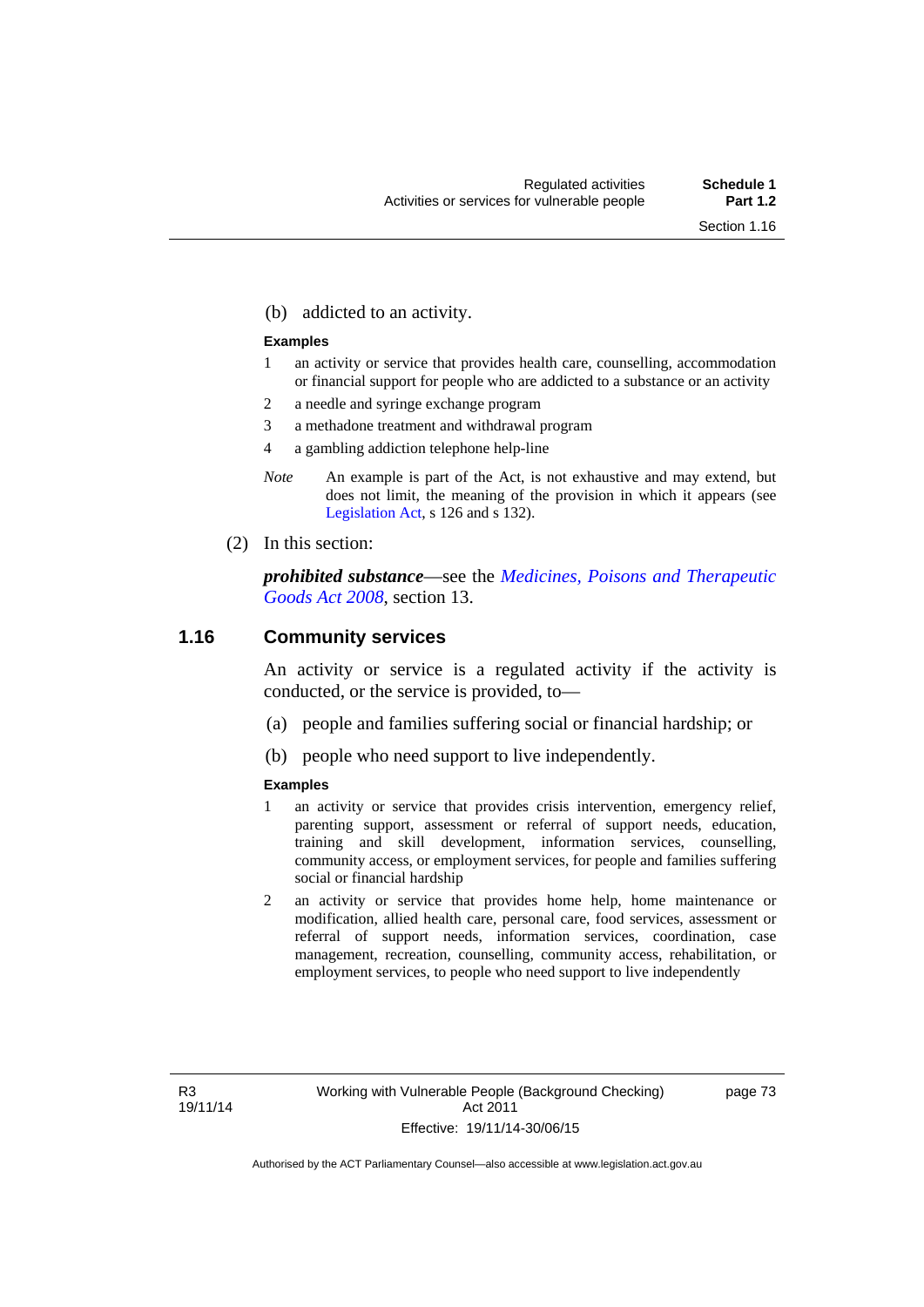(b) addicted to an activity.

**Examples**

1 an activity or service that provides health care, counselling, accommodation or financial support for people who are addicted to a substance or an activity

2 a needle and syringe exchange program

3 a methadone treatment and withdrawal program

4 a gambling addiction telephone help-line

*Note* An example is part of the Act, is not exhaustive and may extend, but does not limit, the meaning of the provision in which it appears (see Legislation Act, s 126 and s 132).

(2) In this section:

***prohibited substance***—see the *Medicines, Poisons and Therapeutic Goods Act 2008*, section 13.

## 1.16 Community services

An activity or service is a regulated activity if the activity is conducted, or the service is provided, to—

(a) people and families suffering social or financial hardship; or

(b) people who need support to live independently.

**Examples**

1 an activity or service that provides crisis intervention, emergency relief, parenting support, assessment or referral of support needs, education, training and skill development, information services, counselling, community access, or employment services, for people and families suffering social or financial hardship

2 an activity or service that provides home help, home maintenance or modification, allied health care, personal care, food services, assessment or referral of support needs, information services, coordination, case management, recreation, counselling, community access, rehabilitation, or employment services, to people who need support to live independently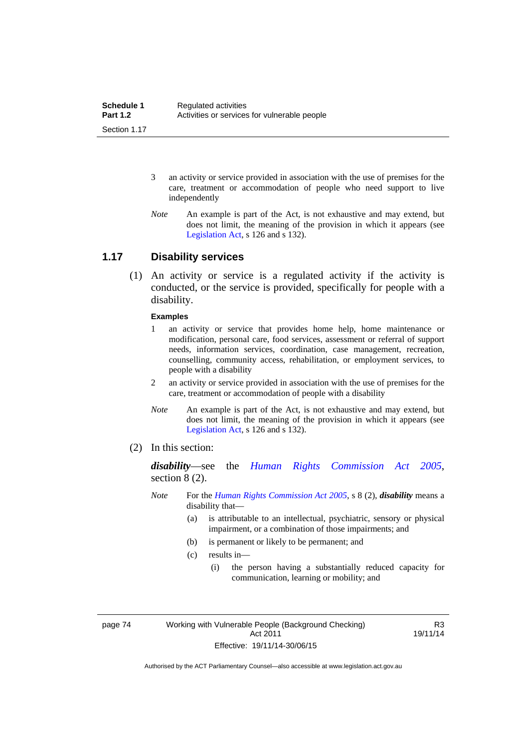3 an activity or service provided in association with the use of premises for the care, treatment or accommodation of people who need support to live independently

*Note* An example is part of the Act, is not exhaustive and may extend, but does not limit, the meaning of the provision in which it appears (see Legislation Act, s 126 and s 132).

## 1.17 Disability services

(1) An activity or service is a regulated activity if the activity is conducted, or the service is provided, specifically for people with a disability.

**Examples**

1 an activity or service that provides home help, home maintenance or modification, personal care, food services, assessment or referral of support needs, information services, coordination, case management, recreation, counselling, community access, rehabilitation, or employment services, to people with a disability

2 an activity or service provided in association with the use of premises for the care, treatment or accommodation of people with a disability

*Note* An example is part of the Act, is not exhaustive and may extend, but does not limit, the meaning of the provision in which it appears (see Legislation Act, s 126 and s 132).

(2) In this section:

***disability***—see the *Human Rights Commission Act 2005*, section 8 (2).

*Note* For the *Human Rights Commission Act 2005*, s 8 (2), ***disability*** means a disability that—

(a) is attributable to an intellectual, psychiatric, sensory or physical impairment, or a combination of those impairments; and

(b) is permanent or likely to be permanent; and

(c) results in—

(i) the person having a substantially reduced capacity for communication, learning or mobility; and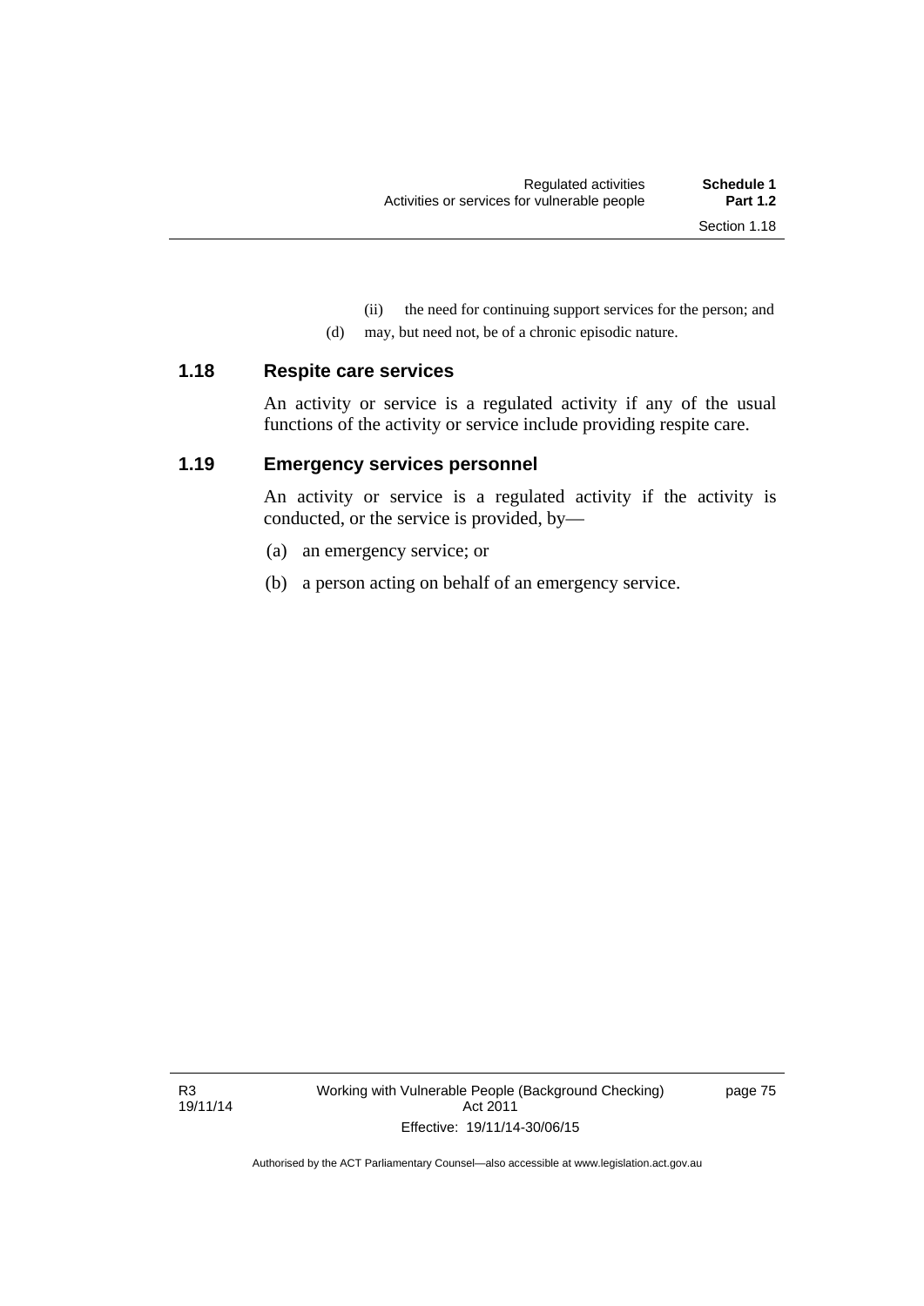(ii) the need for continuing support services for the person; and

(d) may, but need not, be of a chronic episodic nature.

### 1.18 Respite care services

An activity or service is a regulated activity if any of the usual functions of the activity or service include providing respite care.

### 1.19 Emergency services personnel

An activity or service is a regulated activity if the activity is conducted, or the service is provided, by—

(a) an emergency service; or

(b) a person acting on behalf of an emergency service.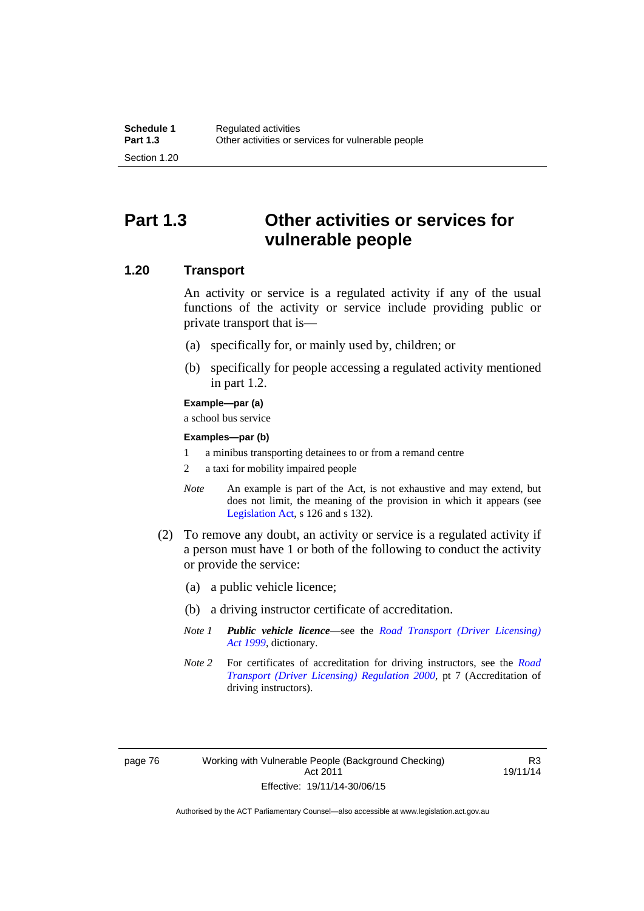# Part 1.3 Other activities or services for vulnerable people

## 1.20 Transport

An activity or service is a regulated activity if any of the usual functions of the activity or service include providing public or private transport that is—

(a) specifically for, or mainly used by, children; or

(b) specifically for people accessing a regulated activity mentioned in part 1.2.

**Example—par (a)**

a school bus service

**Examples—par (b)**

1 a minibus transporting detainees to or from a remand centre

2 a taxi for mobility impaired people

*Note* An example is part of the Act, is not exhaustive and may extend, but does not limit, the meaning of the provision in which it appears (see Legislation Act, s 126 and s 132).

(2) To remove any doubt, an activity or service is a regulated activity if a person must have 1 or both of the following to conduct the activity or provide the service:

(a) a public vehicle licence;

(b) a driving instructor certificate of accreditation.

*Note 1* ***Public vehicle licence***—see the *Road Transport (Driver Licensing) Act 1999*, dictionary.

*Note 2* For certificates of accreditation for driving instructors, see the *Road Transport (Driver Licensing) Regulation 2000*, pt 7 (Accreditation of driving instructors).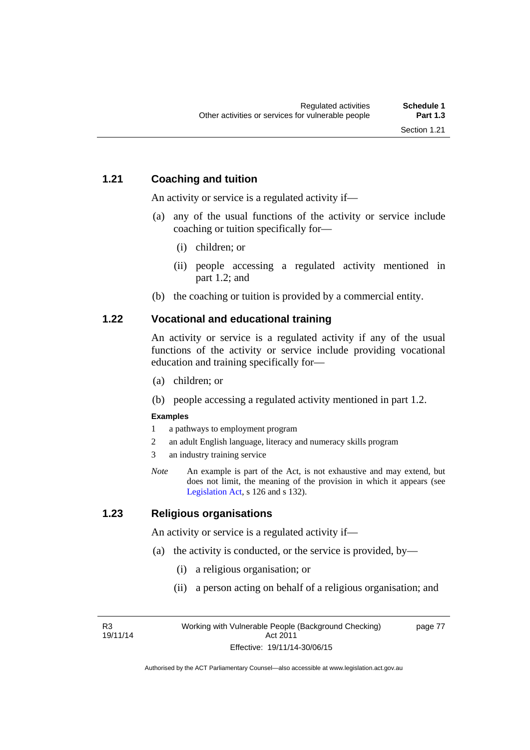### 1.21 Coaching and tuition

An activity or service is a regulated activity if—

(a) any of the usual functions of the activity or service include coaching or tuition specifically for—

 (i) children; or

 (ii) people accessing a regulated activity mentioned in part 1.2; and

(b) the coaching or tuition is provided by a commercial entity.

### 1.22 Vocational and educational training

An activity or service is a regulated activity if any of the usual functions of the activity or service include providing vocational education and training specifically for—

(a) children; or

(b) people accessing a regulated activity mentioned in part 1.2.

**Examples**

1 a pathways to employment program

2 an adult English language, literacy and numeracy skills program

3 an industry training service

*Note* An example is part of the Act, is not exhaustive and may extend, but does not limit, the meaning of the provision in which it appears (see Legislation Act, s 126 and s 132).

### 1.23 Religious organisations

An activity or service is a regulated activity if—

(a) the activity is conducted, or the service is provided, by—

 (i) a religious organisation; or

 (ii) a person acting on behalf of a religious organisation; and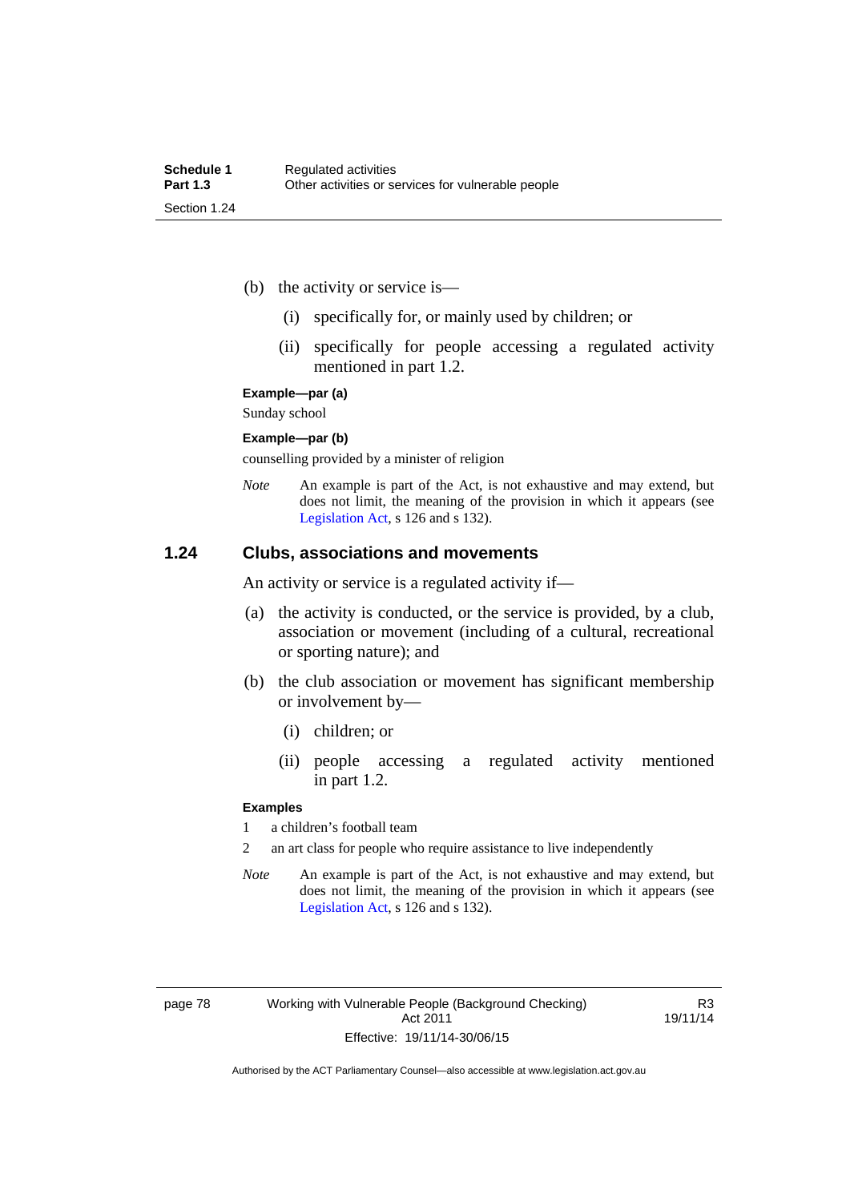(b) the activity or service is—

(i) specifically for, or mainly used by children; or

(ii) specifically for people accessing a regulated activity mentioned in part 1.2.

**Example—par (a)**

Sunday school

**Example—par (b)**

counselling provided by a minister of religion

*Note* An example is part of the Act, is not exhaustive and may extend, but does not limit, the meaning of the provision in which it appears (see Legislation Act, s 126 and s 132).

### 1.24 Clubs, associations and movements

An activity or service is a regulated activity if—

(a) the activity is conducted, or the service is provided, by a club, association or movement (including of a cultural, recreational or sporting nature); and

(b) the club association or movement has significant membership or involvement by—

(i) children; or

(ii) people accessing a regulated activity mentioned in part 1.2.

**Examples**

1 a children's football team

2 an art class for people who require assistance to live independently

*Note* An example is part of the Act, is not exhaustive and may extend, but does not limit, the meaning of the provision in which it appears (see Legislation Act, s 126 and s 132).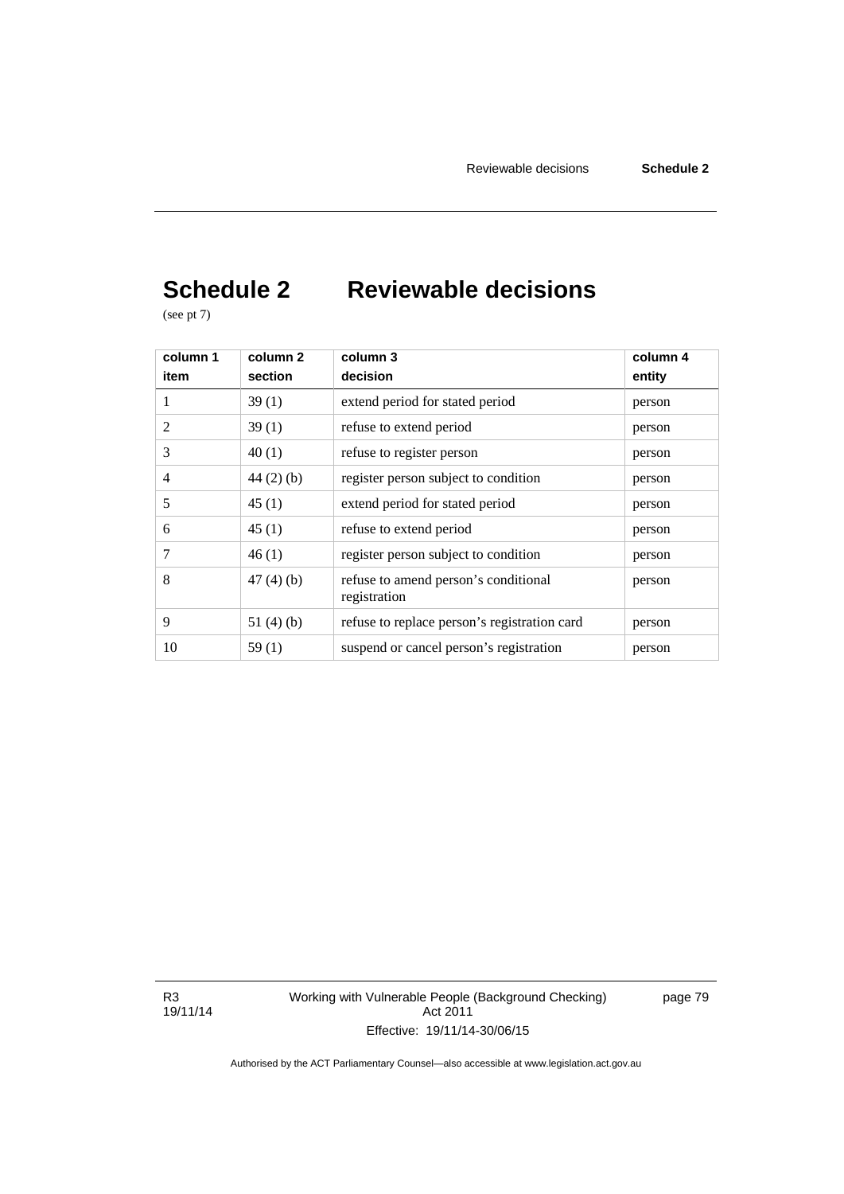# Schedule 2 Reviewable decisions

(see pt 7)

| column 1<br>item | column 2<br>section | column 3<br>decision | column 4<br>entity |
|---|---|---|---|
| 1 | 39 (1) | extend period for stated period | person |
| 2 | 39 (1) | refuse to extend period | person |
| 3 | 40 (1) | refuse to register person | person |
| 4 | 44 (2) (b) | register person subject to condition | person |
| 5 | 45 (1) | extend period for stated period | person |
| 6 | 45 (1) | refuse to extend period | person |
| 7 | 46 (1) | register person subject to condition | person |
| 8 | 47 (4) (b) | refuse to amend person's conditional registration | person |
| 9 | 51 (4) (b) | refuse to replace person's registration card | person |
| 10 | 59 (1) | suspend or cancel person's registration | person |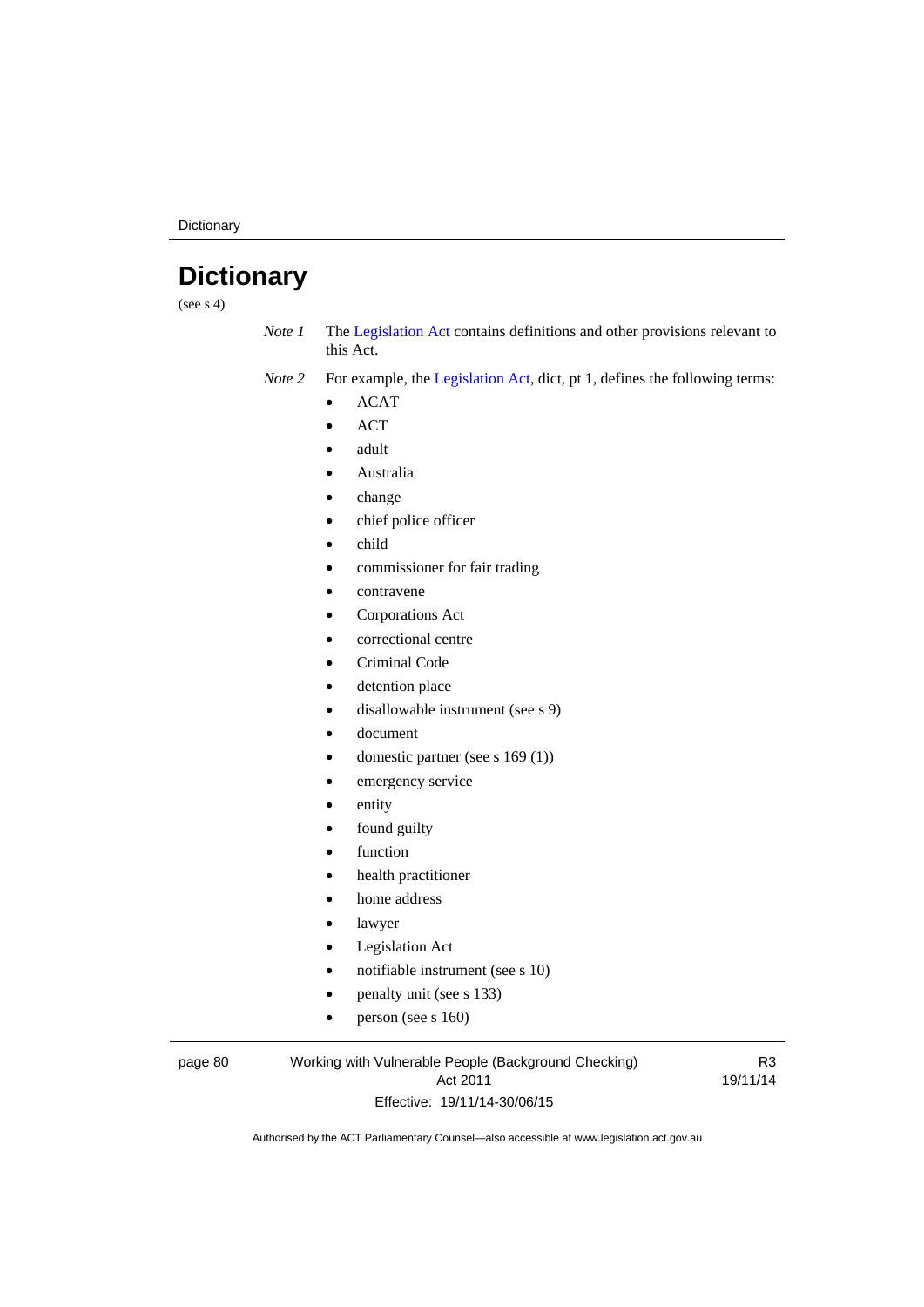# Dictionary

(see s 4)

*Note 1* The Legislation Act contains definitions and other provisions relevant to this Act.

*Note 2* For example, the Legislation Act, dict, pt 1, defines the following terms:

- ACAT
- ACT
- adult
- Australia
- change
- chief police officer
- child
- commissioner for fair trading
- contravene
- Corporations Act
- correctional centre
- Criminal Code
- detention place
- disallowable instrument (see s 9)
- document
- domestic partner (see s 169 (1))
- emergency service
- entity
- found guilty
- function
- health practitioner
- home address
- lawyer
- Legislation Act
- notifiable instrument (see s 10)
- penalty unit (see s 133)
- person (see s 160)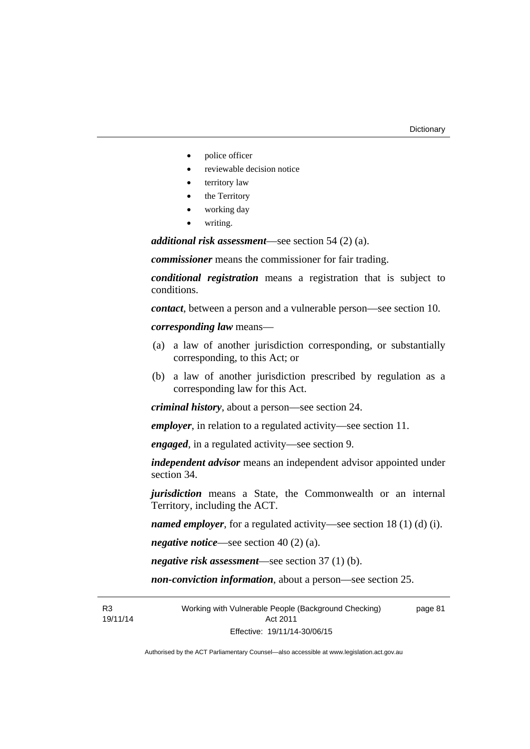- police officer
- reviewable decision notice
- territory law
- the Territory
- working day
- writing.

***additional risk assessment***—see section 54 (2) (a).

***commissioner*** means the commissioner for fair trading.

***conditional registration*** means a registration that is subject to conditions.

***contact***, between a person and a vulnerable person—see section 10.

***corresponding law*** means—

(a) a law of another jurisdiction corresponding, or substantially corresponding, to this Act; or

(b) a law of another jurisdiction prescribed by regulation as a corresponding law for this Act.

***criminal history***, about a person—see section 24.

***employer***, in relation to a regulated activity—see section 11.

***engaged***, in a regulated activity—see section 9.

***independent advisor*** means an independent advisor appointed under section 34.

***jurisdiction*** means a State, the Commonwealth or an internal Territory, including the ACT.

***named employer***, for a regulated activity—see section 18 (1) (d) (i).

***negative notice***—see section 40 (2) (a).

***negative risk assessment***—see section 37 (1) (b).

***non-conviction information***, about a person—see section 25.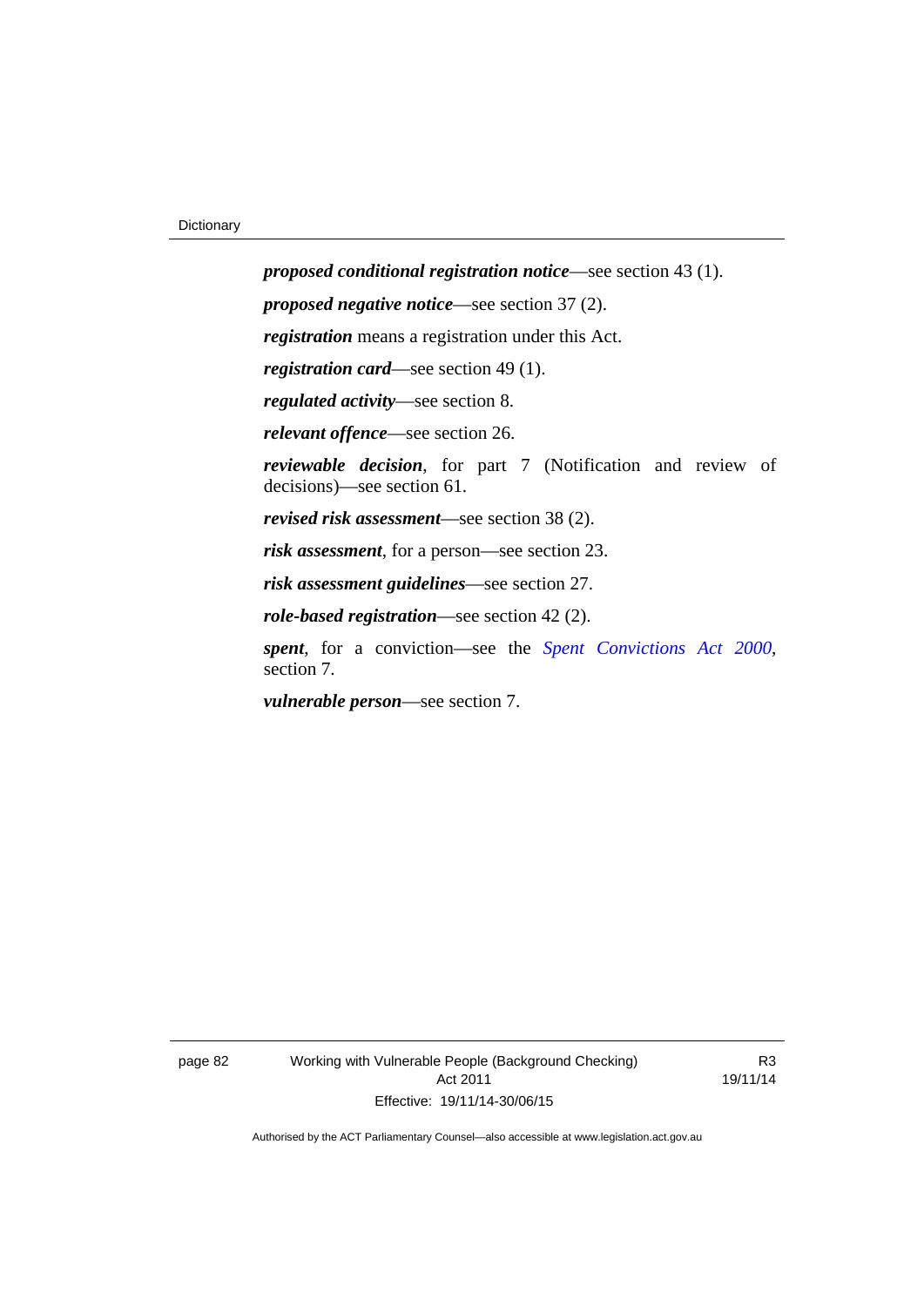***proposed conditional registration notice***—see section 43 (1).

***proposed negative notice***—see section 37 (2).

***registration*** means a registration under this Act.

***registration card***—see section 49 (1).

***regulated activity***—see section 8.

***relevant offence***—see section 26.

***reviewable decision***, for part 7 (Notification and review of decisions)—see section 61.

***revised risk assessment***—see section 38 (2).

***risk assessment***, for a person—see section 23.

***risk assessment guidelines***—see section 27.

***role-based registration***—see section 42 (2).

***spent***, for a conviction—see the *Spent Convictions Act 2000*, section 7.

***vulnerable person***—see section 7.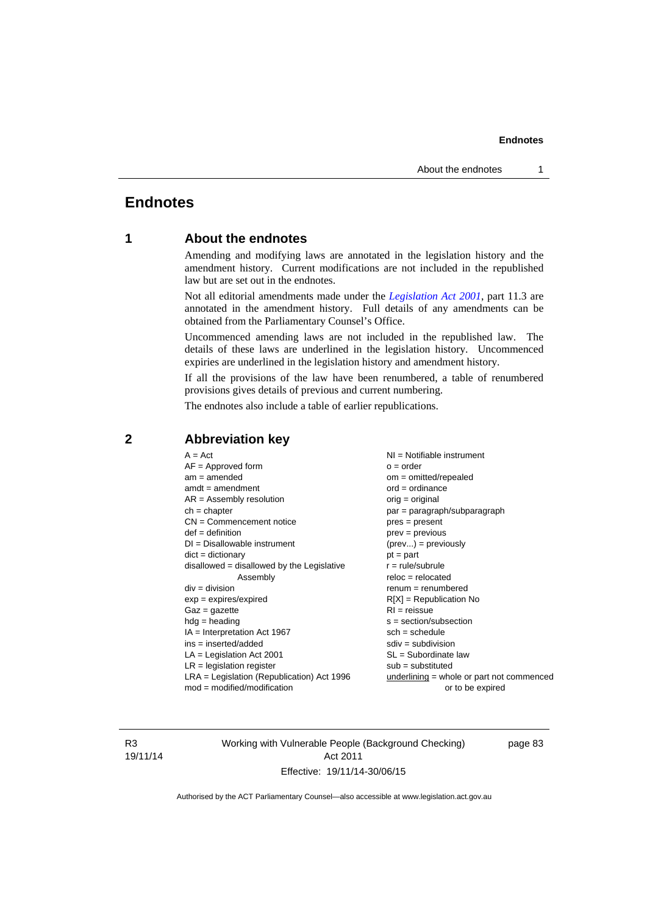# Endnotes

## 1 About the endnotes

Amending and modifying laws are annotated in the legislation history and the amendment history. Current modifications are not included in the republished law but are set out in the endnotes.

Not all editorial amendments made under the *Legislation Act 2001*, part 11.3 are annotated in the amendment history. Full details of any amendments can be obtained from the Parliamentary Counsel's Office.

Uncommenced amending laws are not included in the republished law. The details of these laws are underlined in the legislation history. Uncommenced expiries are underlined in the legislation history and amendment history.

If all the provisions of the law have been renumbered, a table of renumbered provisions gives details of previous and current numbering.

The endnotes also include a table of earlier republications.

## 2 Abbreviation key

A = Act
AF = Approved form
am = amended
amdt = amendment
AR = Assembly resolution
ch = chapter
CN = Commencement notice
def = definition
DI = Disallowable instrument
dict = dictionary
disallowed = disallowed by the Legislative Assembly
div = division
exp = expires/expired
Gaz = gazette
hdg = heading
IA = Interpretation Act 1967
ins = inserted/added
LA = Legislation Act 2001
LR = legislation register
LRA = Legislation (Republication) Act 1996
mod = modified/modification
NI = Notifiable instrument
o = order
om = omitted/repealed
ord = ordinance
orig = original
par = paragraph/subparagraph
pres = present
prev = previous
(prev...) = previously
pt = part
r = rule/subrule
reloc = relocated
renum = renumbered
R[X] = Republication No
RI = reissue
s = section/subsection
sch = schedule
sdiv = subdivision
SL = Subordinate law
sub = substituted
underlining = whole or part not commenced or to be expired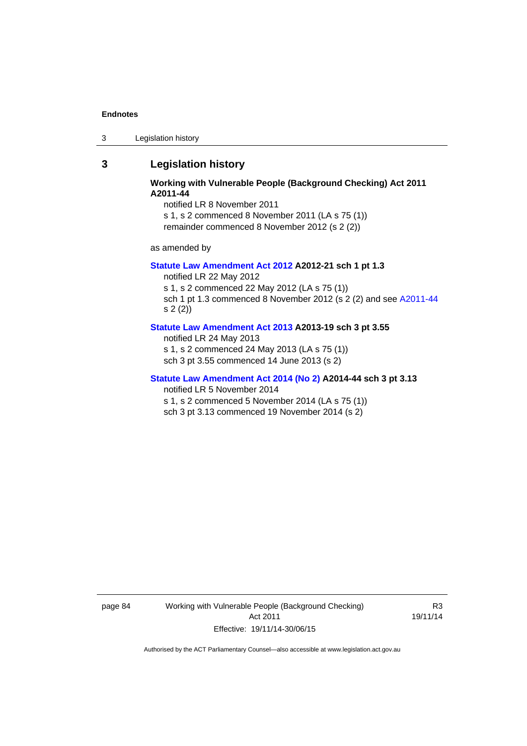## 3 Legislation history

**Working with Vulnerable People (Background Checking) Act 2011 A2011-44**

notified LR 8 November 2011
s 1, s 2 commenced 8 November 2011 (LA s 75 (1))
remainder commenced 8 November 2012 (s 2 (2))

as amended by

**Statute Law Amendment Act 2012 A2012-21 sch 1 pt 1.3**

notified LR 22 May 2012
s 1, s 2 commenced 22 May 2012 (LA s 75 (1))
sch 1 pt 1.3 commenced 8 November 2012 (s 2 (2) and see A2011-44 s 2 (2))

**Statute Law Amendment Act 2013 A2013-19 sch 3 pt 3.55**

notified LR 24 May 2013
s 1, s 2 commenced 24 May 2013 (LA s 75 (1))
sch 3 pt 3.55 commenced 14 June 2013 (s 2)

**Statute Law Amendment Act 2014 (No 2) A2014-44 sch 3 pt 3.13**

notified LR 5 November 2014
s 1, s 2 commenced 5 November 2014 (LA s 75 (1))
sch 3 pt 3.13 commenced 19 November 2014 (s 2)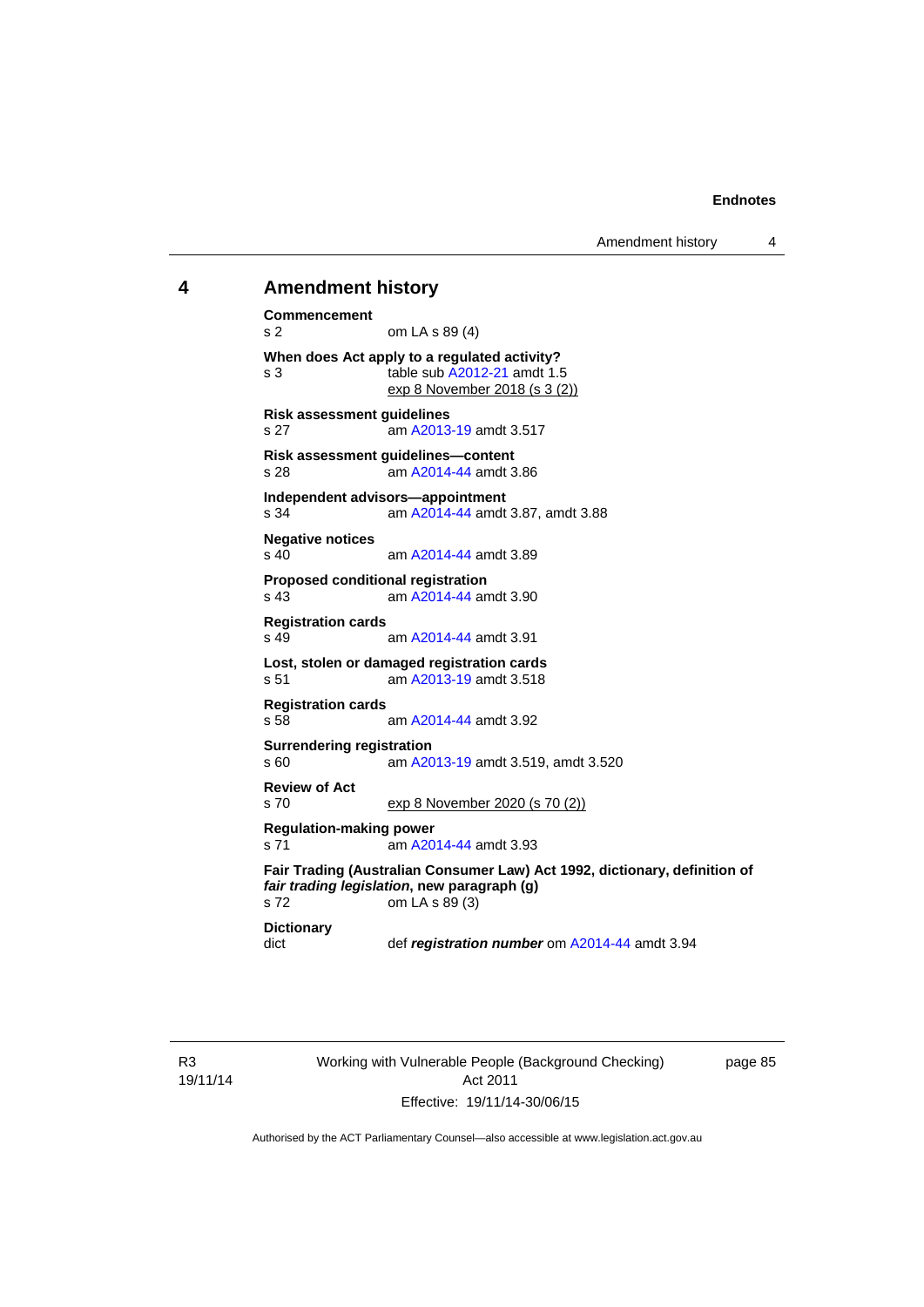## 4 Amendment history

**Commencement**
s 2 om LA s 89 (4)

**When does Act apply to a regulated activity?**
s 3 table sub A2012-21 amdt 1.5
exp 8 November 2018 (s 3 (2))

**Risk assessment guidelines**
s 27 am A2013-19 amdt 3.517

**Risk assessment guidelines—content**
s 28 am A2014-44 amdt 3.86

**Independent advisors—appointment**
s 34 am A2014-44 amdt 3.87, amdt 3.88

**Negative notices**
s 40 am A2014-44 amdt 3.89

**Proposed conditional registration**
s 43 am A2014-44 amdt 3.90

**Registration cards**
s 49 am A2014-44 amdt 3.91

**Lost, stolen or damaged registration cards**
s 51 am A2013-19 amdt 3.518

**Registration cards**
s 58 am A2014-44 amdt 3.92

**Surrendering registration**
s 60 am A2013-19 amdt 3.519, amdt 3.520

**Review of Act**
s 70 exp 8 November 2020 (s 70 (2))

**Regulation-making power**
s 71 am A2014-44 amdt 3.93

**Fair Trading (Australian Consumer Law) Act 1992, dictionary, definition of *fair trading legislation*, new paragraph (g)**
s 72 om LA s 89 (3)

**Dictionary**
dict def ***registration number*** om A2014-44 amdt 3.94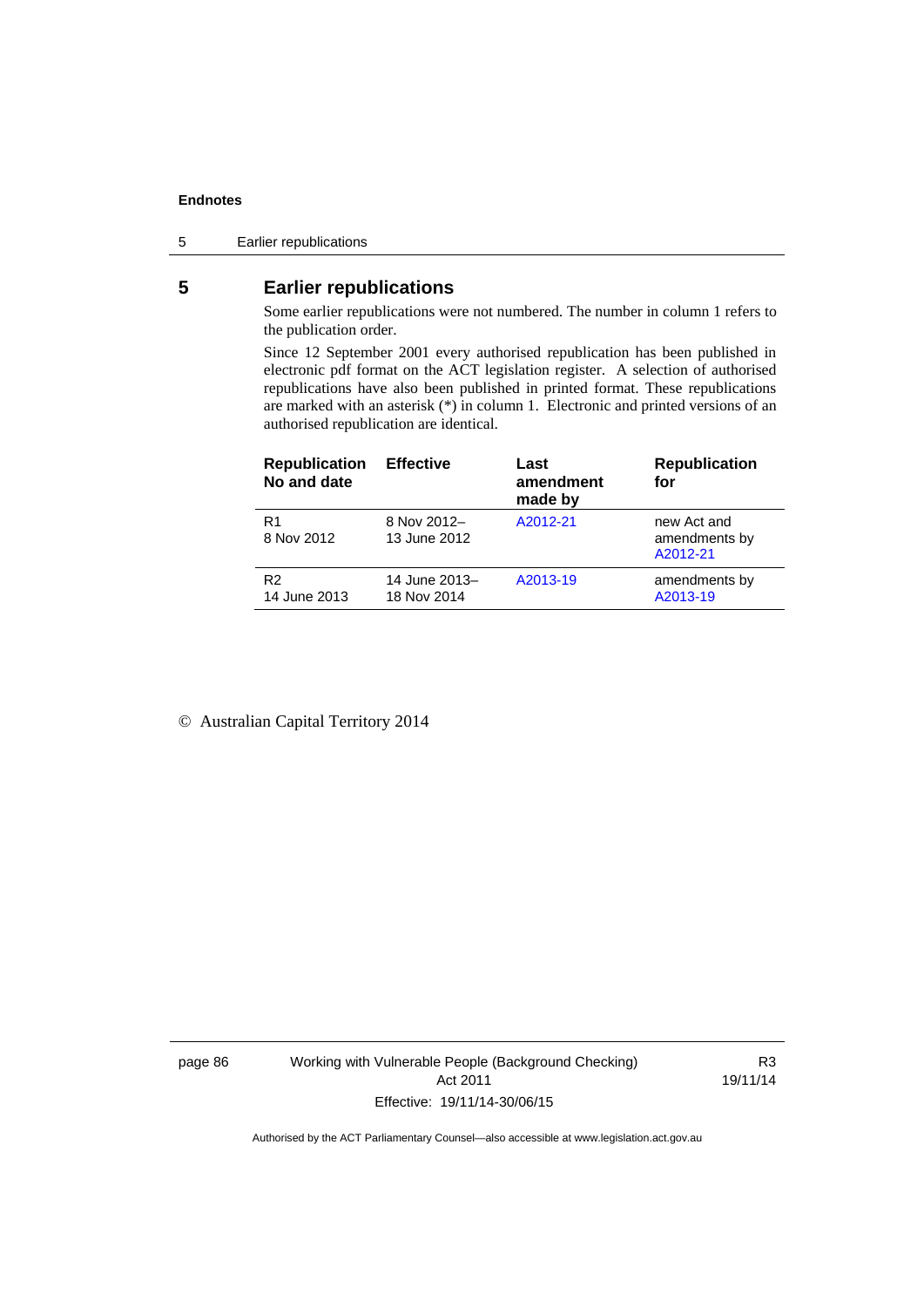## 5 Earlier republications

Some earlier republications were not numbered. The number in column 1 refers to the publication order.

Since 12 September 2001 every authorised republication has been published in electronic pdf format on the ACT legislation register. A selection of authorised republications have also been published in printed format. These republications are marked with an asterisk (*) in column 1. Electronic and printed versions of an authorised republication are identical.

| Republication No and date | Effective | Last amendment made by | Republication for |
|---|---|---|---|
| R1<br>8 Nov 2012 | 8 Nov 2012–<br>13 June 2012 | A2012-21 | new Act and amendments by A2012-21 |
| R2<br>14 June 2013 | 14 June 2013–<br>18 Nov 2014 | A2013-19 | amendments by A2013-19 |

© Australian Capital Territory 2014